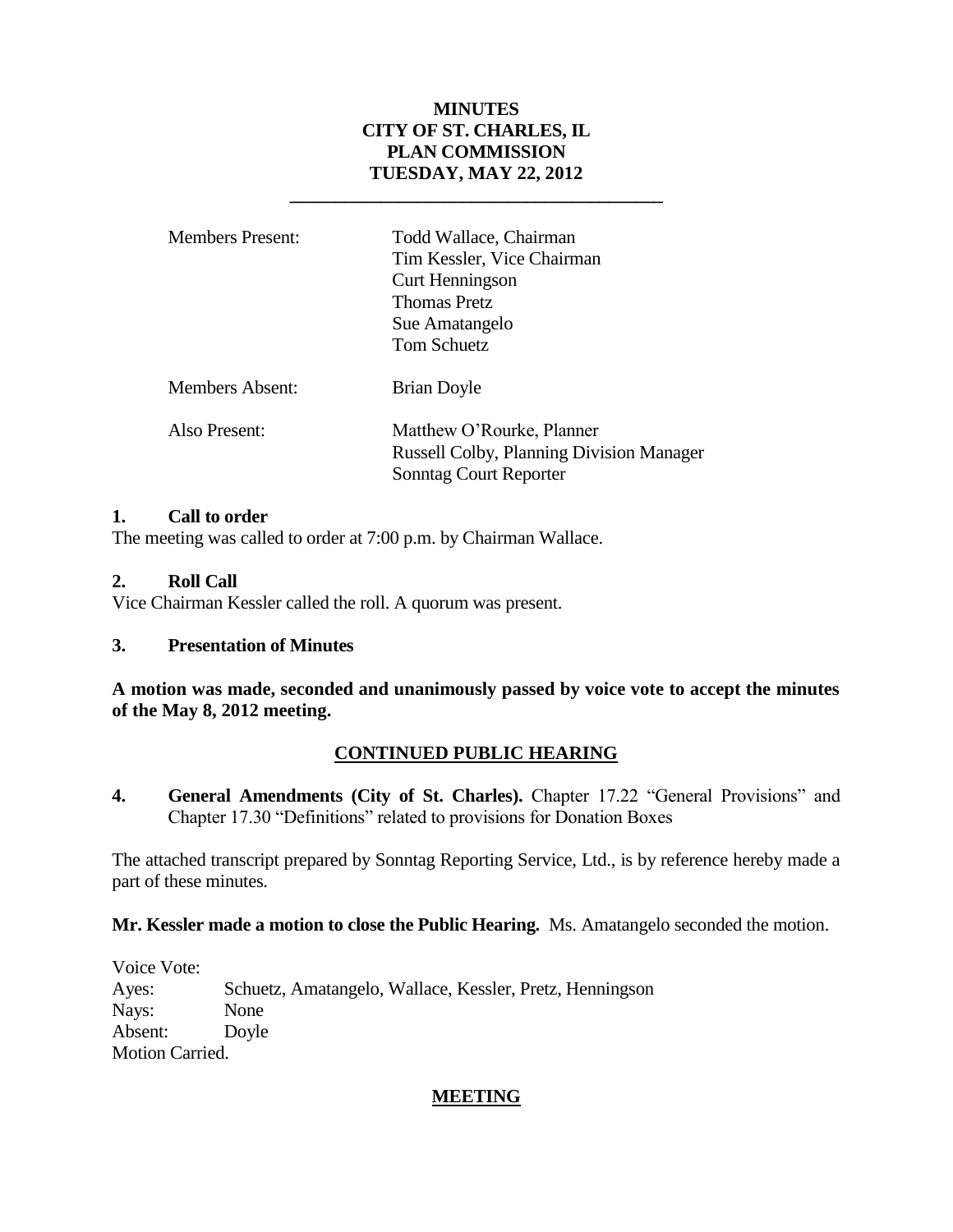# MINUTES
# CITY OF ST. CHARLES, IL
# PLAN COMMISSION
# TUESDAY, MAY 22, 2012

---

| | |
|---|---|
| Members Present: | Todd Wallace, Chairman<br>Tim Kessler, Vice Chairman<br>Curt Henningson<br>Thomas Pretz<br>Sue Amatangelo<br>Tom Schuetz |
| Members Absent: | Brian Doyle |
| Also Present: | Matthew O'Rourke, Planner<br>Russell Colby, Planning Division Manager<br>Sonntag Court Reporter |

## 1. Call to order

The meeting was called to order at 7:00 p.m. by Chairman Wallace.

## 2. Roll Call

Vice Chairman Kessler called the roll. A quorum was present.

## 3. Presentation of Minutes

**A motion was made, seconded and unanimously passed by voice vote to accept the minutes of the May 8, 2012 meeting.**

## CONTINUED PUBLIC HEARING

**4. General Amendments (City of St. Charles).** Chapter 17.22 "General Provisions" and Chapter 17.30 "Definitions" related to provisions for Donation Boxes

The attached transcript prepared by Sonntag Reporting Service, Ltd., is by reference hereby made a part of these minutes.

**Mr. Kessler made a motion to close the Public Hearing.** Ms. Amatangelo seconded the motion.

Voice Vote:
Ayes: Schuetz, Amatangelo, Wallace, Kessler, Pretz, Henningson
Nays: None
Absent: Doyle
Motion Carried.

## MEETING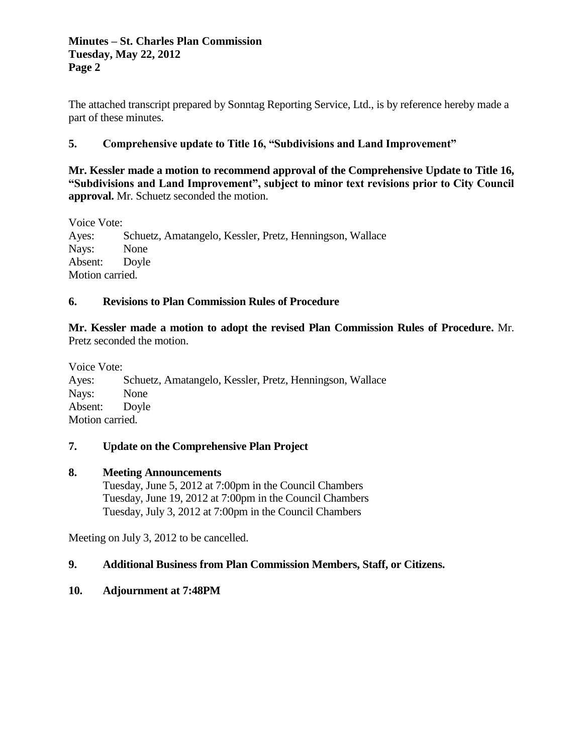The attached transcript prepared by Sonntag Reporting Service, Ltd., is by reference hereby made a part of these minutes.

**5. Comprehensive update to Title 16, "Subdivisions and Land Improvement"**

**Mr. Kessler made a motion to recommend approval of the Comprehensive Update to Title 16, "Subdivisions and Land Improvement", subject to minor text revisions prior to City Council approval.** Mr. Schuetz seconded the motion.

Voice Vote:
Ayes: Schuetz, Amatangelo, Kessler, Pretz, Henningson, Wallace
Nays: None
Absent: Doyle
Motion carried.

**6. Revisions to Plan Commission Rules of Procedure**

**Mr. Kessler made a motion to adopt the revised Plan Commission Rules of Procedure.** Mr. Pretz seconded the motion.

Voice Vote:
Ayes: Schuetz, Amatangelo, Kessler, Pretz, Henningson, Wallace
Nays: None
Absent: Doyle
Motion carried.

**7. Update on the Comprehensive Plan Project**

**8. Meeting Announcements**

Tuesday, June 5, 2012 at 7:00pm in the Council Chambers
Tuesday, June 19, 2012 at 7:00pm in the Council Chambers
Tuesday, July 3, 2012 at 7:00pm in the Council Chambers

Meeting on July 3, 2012 to be cancelled.

**9. Additional Business from Plan Commission Members, Staff, or Citizens.**

**10. Adjournment at 7:48PM**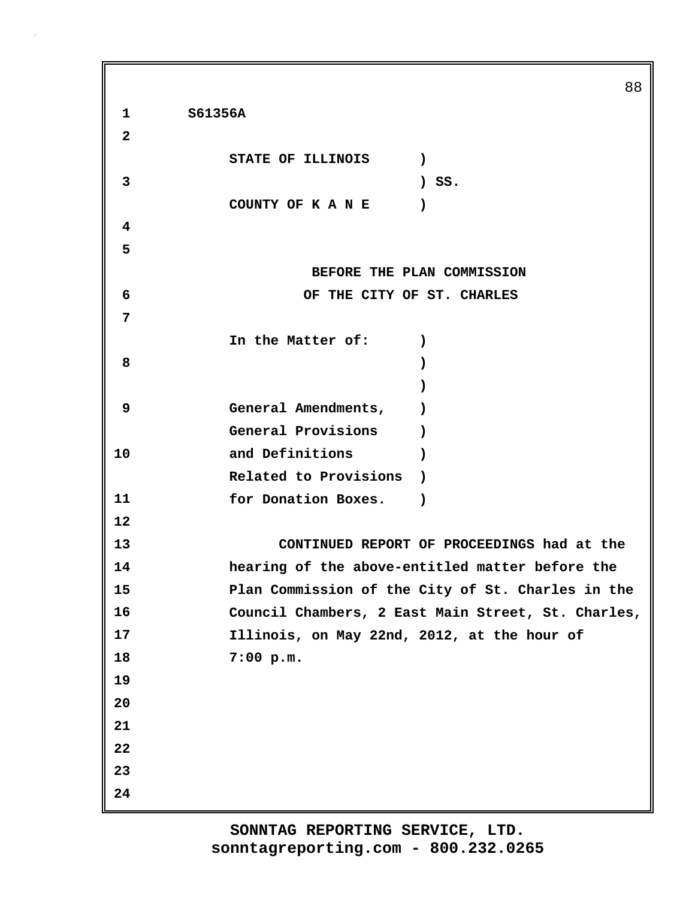S61356A

STATE OF ILLINOIS )
) SS.
COUNTY OF K A N E )

BEFORE THE PLAN COMMISSION
OF THE CITY OF ST. CHARLES

In the Matter of: )
)
)
General Amendments, )
General Provisions )
and Definitions )
Related to Provisions )
for Donation Boxes. )

CONTINUED REPORT OF PROCEEDINGS had at the hearing of the above-entitled matter before the Plan Commission of the City of St. Charles in the Council Chambers, 2 East Main Street, St. Charles, Illinois, on May 22nd, 2012, at the hour of 7:00 p.m.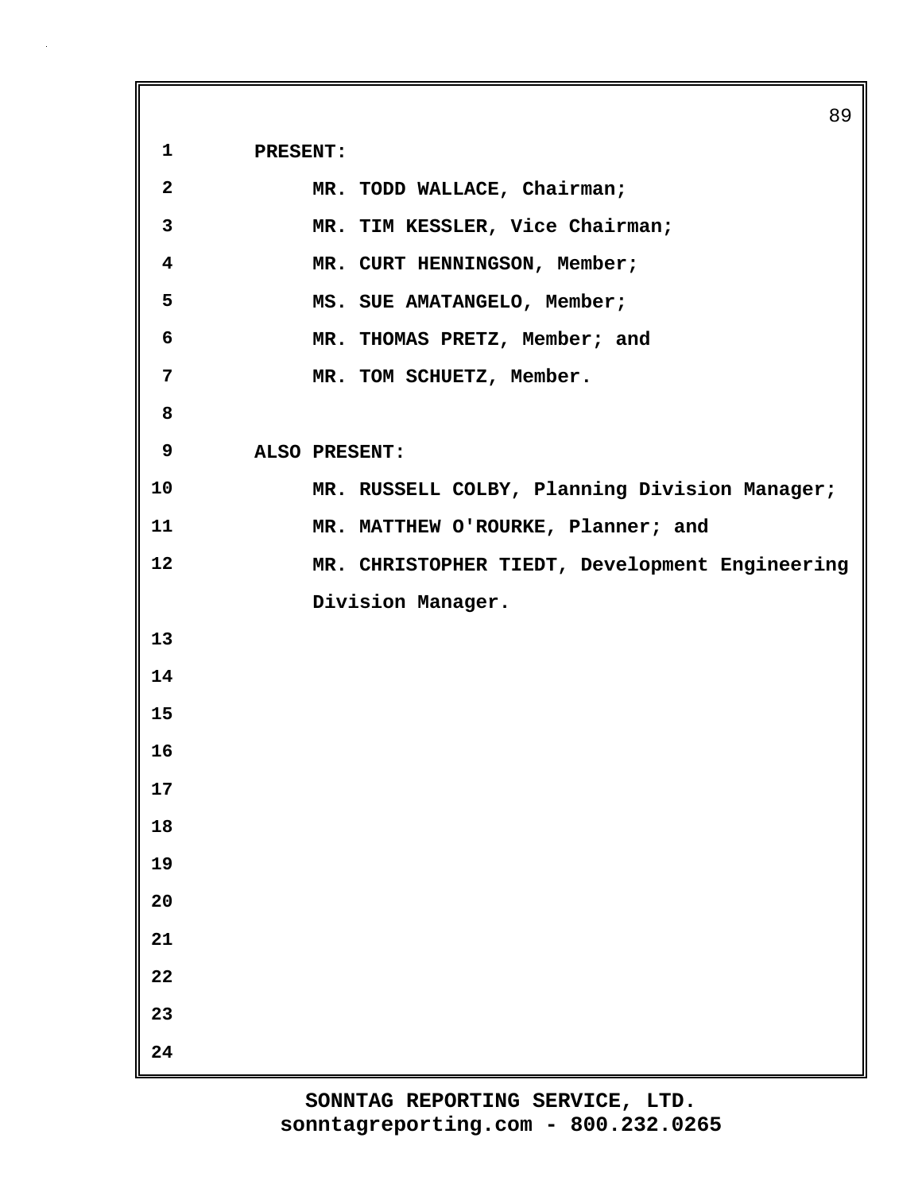**PRESENT:**

**MR. TODD WALLACE, Chairman;**

**MR. TIM KESSLER, Vice Chairman;**

**MR. CURT HENNINGSON, Member;**

**MS. SUE AMATANGELO, Member;**

**MR. THOMAS PRETZ, Member; and**

**MR. TOM SCHUETZ, Member.**

**ALSO PRESENT:**

**MR. RUSSELL COLBY, Planning Division Manager;**

**MR. MATTHEW O'ROURKE, Planner; and**

**MR. CHRISTOPHER TIEDT, Development Engineering Division Manager.**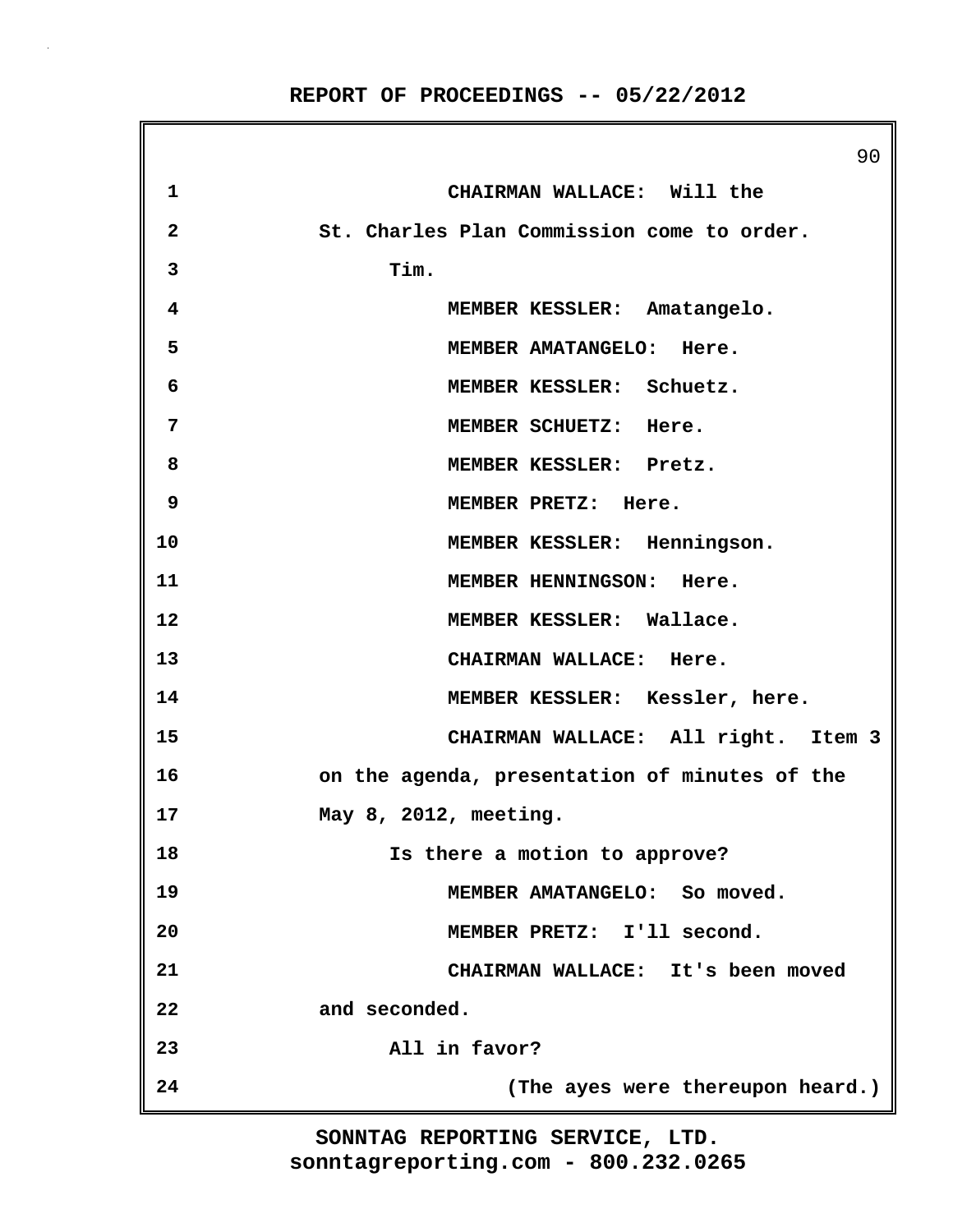CHAIRMAN WALLACE: Will the St. Charles Plan Commission come to order.

Tim.

MEMBER KESSLER: Amatangelo.

MEMBER AMATANGELO: Here.

MEMBER KESSLER: Schuetz.

MEMBER SCHUETZ: Here.

MEMBER KESSLER: Pretz.

MEMBER PRETZ: Here.

MEMBER KESSLER: Henningson.

MEMBER HENNINGSON: Here.

MEMBER KESSLER: Wallace.

CHAIRMAN WALLACE: Here.

MEMBER KESSLER: Kessler, here.

CHAIRMAN WALLACE: All right. Item 3 on the agenda, presentation of minutes of the May 8, 2012, meeting.

Is there a motion to approve?

MEMBER AMATANGELO: So moved.

MEMBER PRETZ: I'll second.

CHAIRMAN WALLACE: It's been moved and seconded.

All in favor?

(The ayes were thereupon heard.)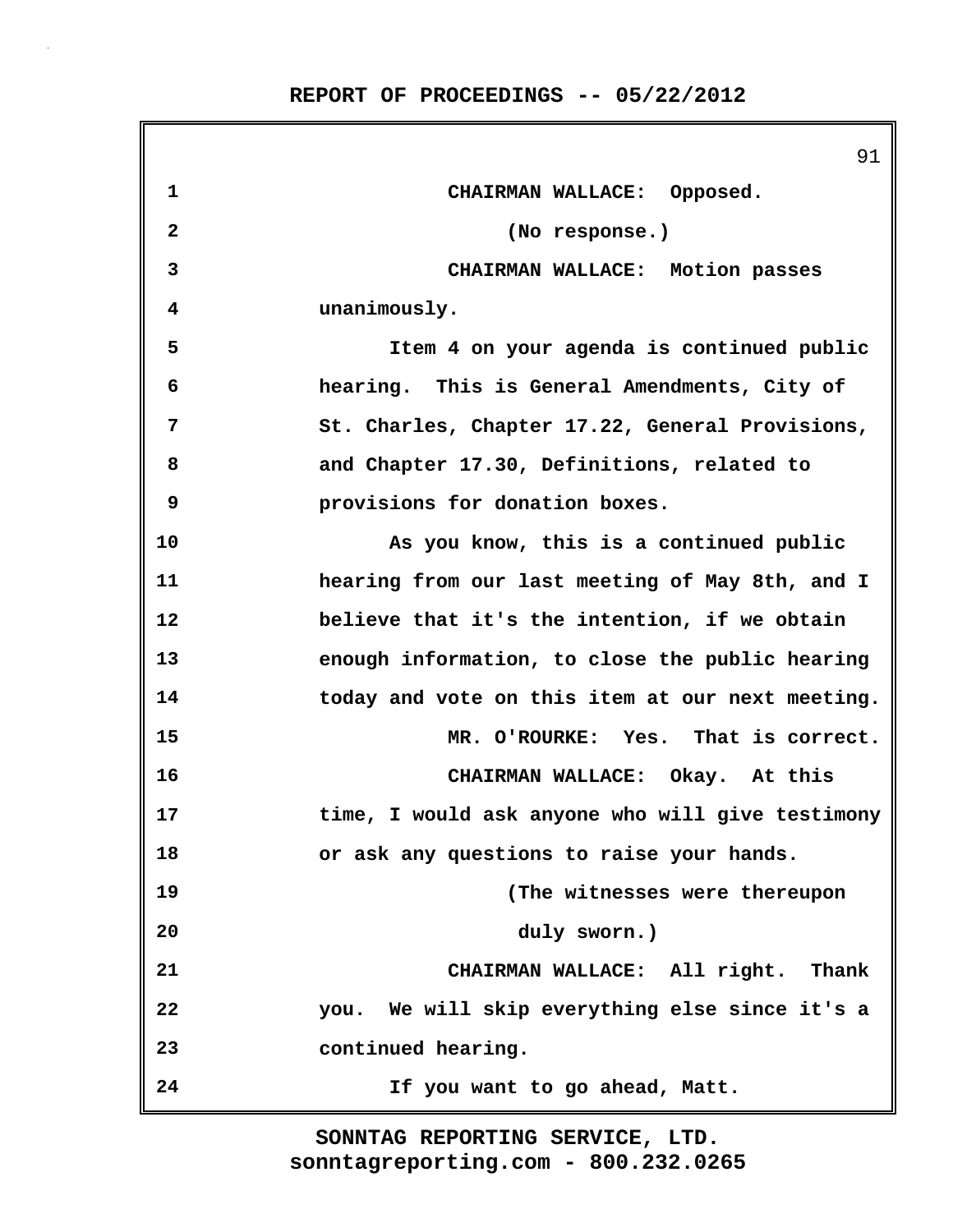CHAIRMAN WALLACE: Opposed.

(No response.)

CHAIRMAN WALLACE: Motion passes unanimously.

Item 4 on your agenda is continued public hearing. This is General Amendments, City of St. Charles, Chapter 17.22, General Provisions, and Chapter 17.30, Definitions, related to provisions for donation boxes.

As you know, this is a continued public hearing from our last meeting of May 8th, and I believe that it's the intention, if we obtain enough information, to close the public hearing today and vote on this item at our next meeting.

MR. O'ROURKE: Yes. That is correct.

CHAIRMAN WALLACE: Okay. At this time, I would ask anyone who will give testimony or ask any questions to raise your hands.

(The witnesses were thereupon duly sworn.)

CHAIRMAN WALLACE: All right. Thank you. We will skip everything else since it's a continued hearing.

If you want to go ahead, Matt.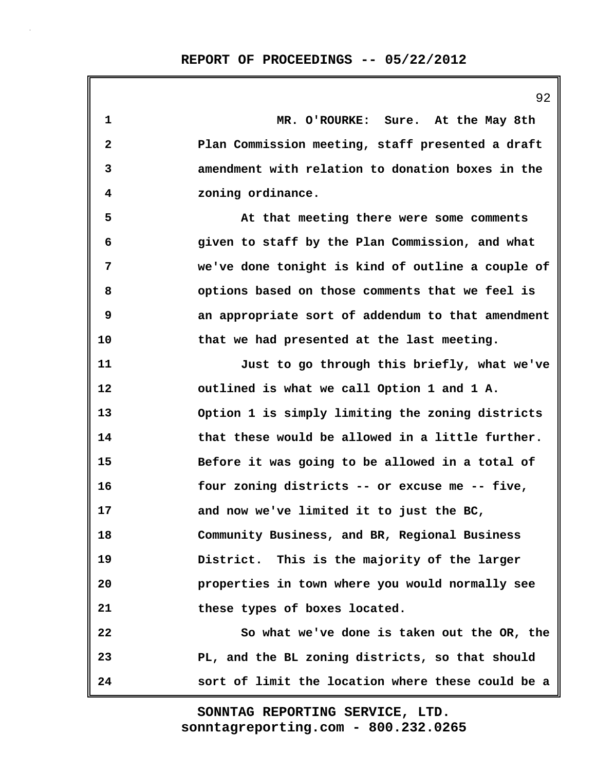MR. O'ROURKE: Sure. At the May 8th Plan Commission meeting, staff presented a draft amendment with relation to donation boxes in the zoning ordinance.

At that meeting there were some comments given to staff by the Plan Commission, and what we've done tonight is kind of outline a couple of options based on those comments that we feel is an appropriate sort of addendum to that amendment that we had presented at the last meeting.

Just to go through this briefly, what we've outlined is what we call Option 1 and 1 A. Option 1 is simply limiting the zoning districts that these would be allowed in a little further. Before it was going to be allowed in a total of four zoning districts -- or excuse me -- five, and now we've limited it to just the BC, Community Business, and BR, Regional Business District. This is the majority of the larger properties in town where you would normally see these types of boxes located.

So what we've done is taken out the OR, the PL, and the BL zoning districts, so that should sort of limit the location where these could be a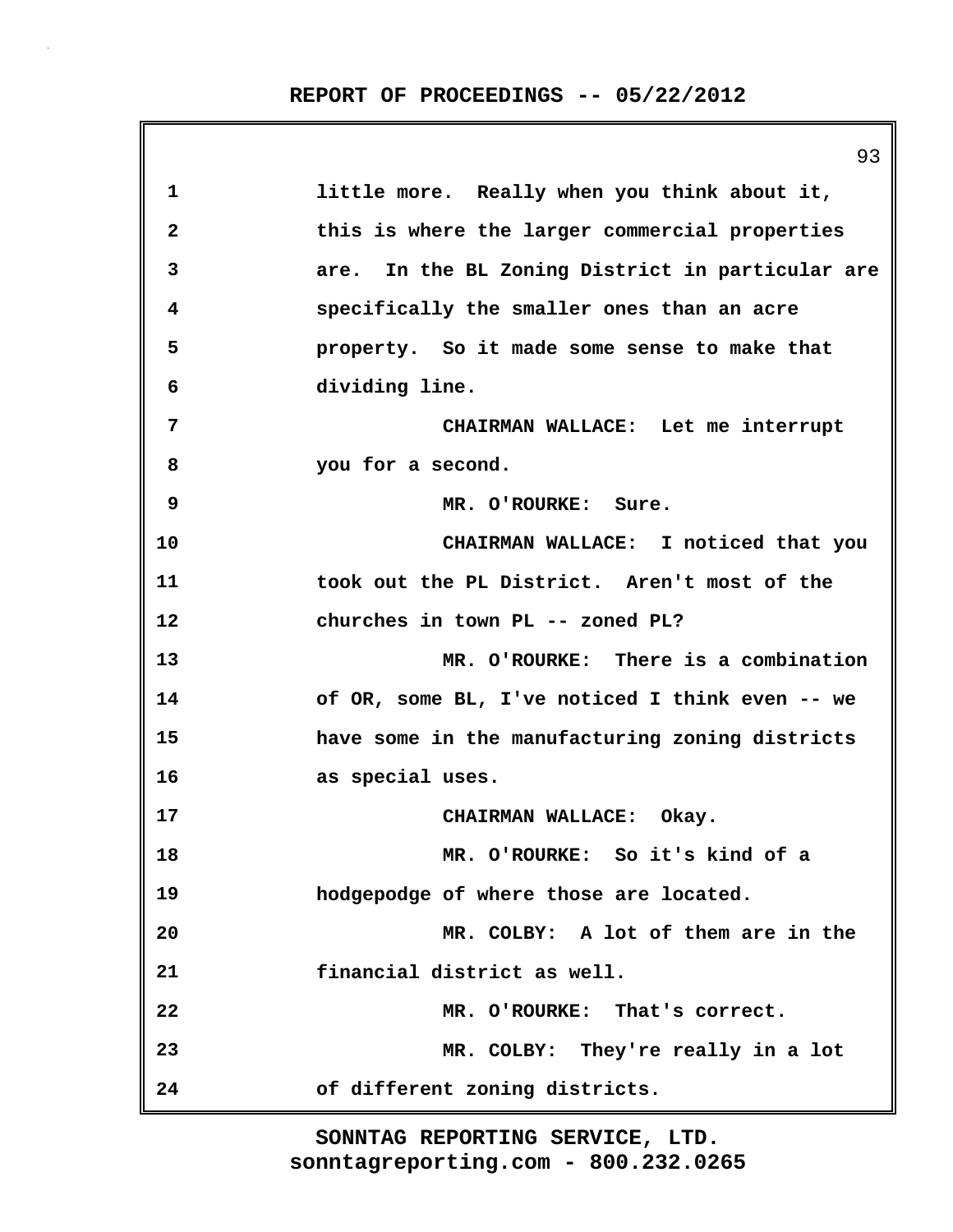1 little more. Really when you think about it,
2 this is where the larger commercial properties
3 are. In the BL Zoning District in particular are
4 specifically the smaller ones than an acre
5 property. So it made some sense to make that
6 dividing line.
7 CHAIRMAN WALLACE: Let me interrupt
8 you for a second.
9 MR. O'ROURKE: Sure.
10 CHAIRMAN WALLACE: I noticed that you
11 took out the PL District. Aren't most of the
12 churches in town PL -- zoned PL?
13 MR. O'ROURKE: There is a combination
14 of OR, some BL, I've noticed I think even -- we
15 have some in the manufacturing zoning districts
16 as special uses.
17 CHAIRMAN WALLACE: Okay.
18 MR. O'ROURKE: So it's kind of a
19 hodgepodge of where those are located.
20 MR. COLBY: A lot of them are in the
21 financial district as well.
22 MR. O'ROURKE: That's correct.
23 MR. COLBY: They're really in a lot
24 of different zoning districts.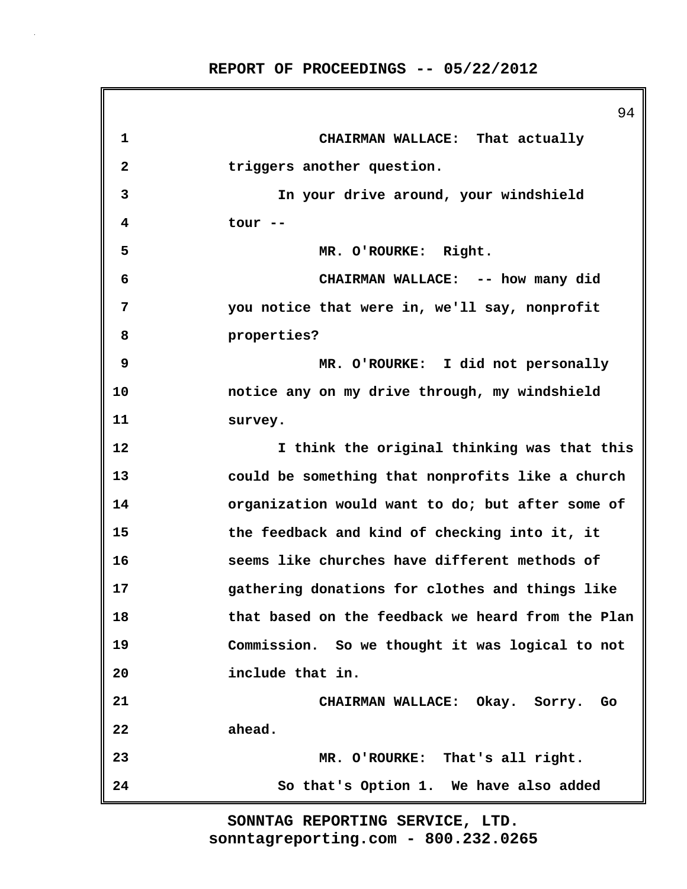CHAIRMAN WALLACE: That actually triggers another question.

In your drive around, your windshield tour --

MR. O'ROURKE: Right.

CHAIRMAN WALLACE: -- how many did you notice that were in, we'll say, nonprofit properties?

MR. O'ROURKE: I did not personally notice any on my drive through, my windshield survey.

I think the original thinking was that this could be something that nonprofits like a church organization would want to do; but after some of the feedback and kind of checking into it, it seems like churches have different methods of gathering donations for clothes and things like that based on the feedback we heard from the Plan Commission. So we thought it was logical to not include that in.

CHAIRMAN WALLACE: Okay. Sorry. Go ahead.

MR. O'ROURKE: That's all right.

So that's Option 1. We have also added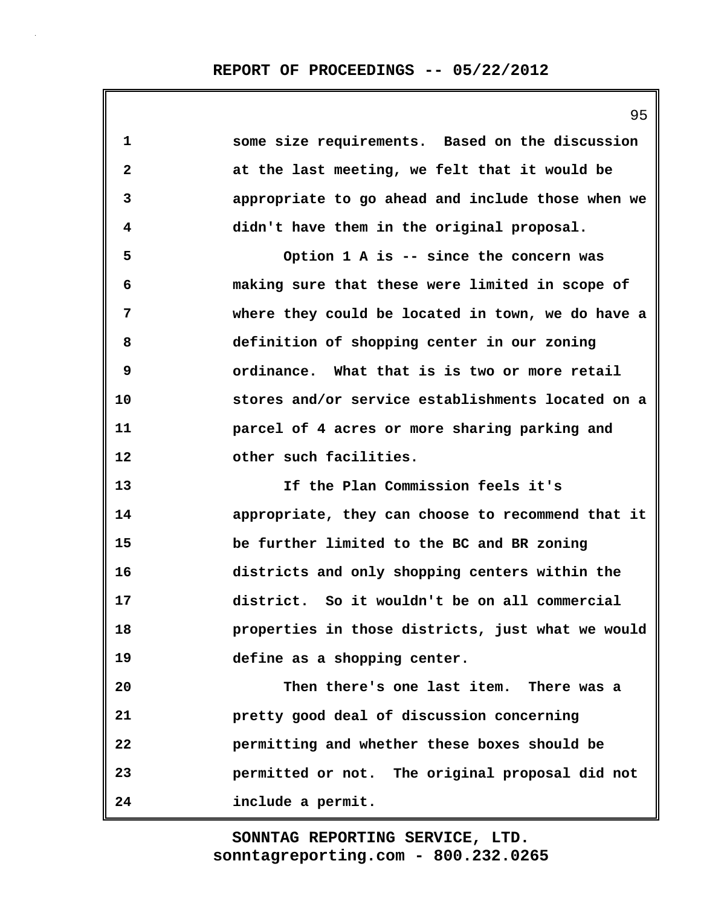some size requirements. Based on the discussion at the last meeting, we felt that it would be appropriate to go ahead and include those when we didn't have them in the original proposal.

Option 1 A is -- since the concern was making sure that these were limited in scope of where they could be located in town, we do have a definition of shopping center in our zoning ordinance. What that is is two or more retail stores and/or service establishments located on a parcel of 4 acres or more sharing parking and other such facilities.

If the Plan Commission feels it's appropriate, they can choose to recommend that it be further limited to the BC and BR zoning districts and only shopping centers within the district. So it wouldn't be on all commercial properties in those districts, just what we would define as a shopping center.

Then there's one last item. There was a pretty good deal of discussion concerning permitting and whether these boxes should be permitted or not. The original proposal did not include a permit.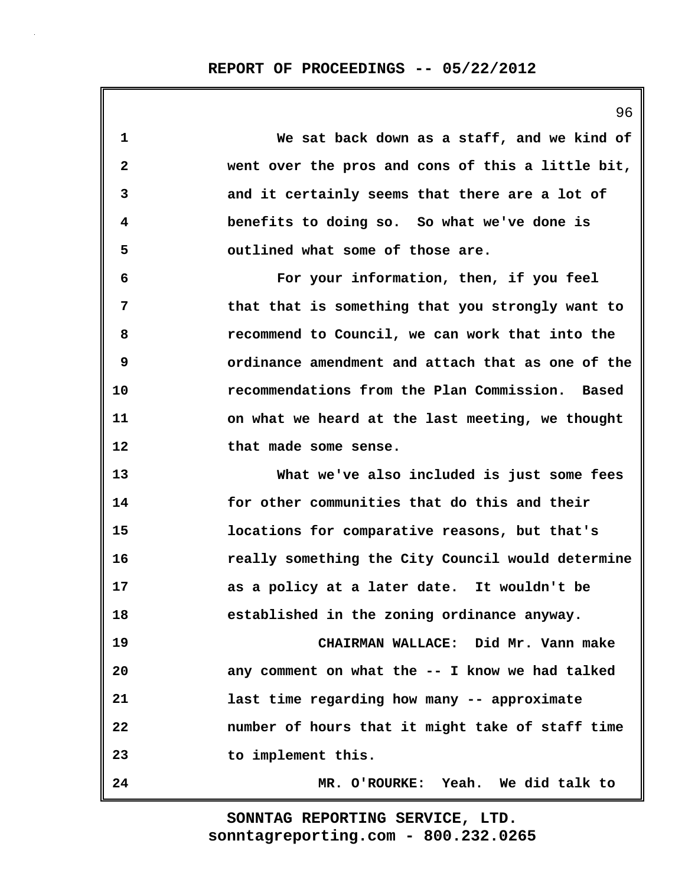We sat back down as a staff, and we kind of went over the pros and cons of this a little bit, and it certainly seems that there are a lot of benefits to doing so. So what we've done is outlined what some of those are.

For your information, then, if you feel that that is something that you strongly want to recommend to Council, we can work that into the ordinance amendment and attach that as one of the recommendations from the Plan Commission. Based on what we heard at the last meeting, we thought that made some sense.

What we've also included is just some fees for other communities that do this and their locations for comparative reasons, but that's really something the City Council would determine as a policy at a later date. It wouldn't be established in the zoning ordinance anyway.

CHAIRMAN WALLACE: Did Mr. Vann make any comment on what the -- I know we had talked last time regarding how many -- approximate number of hours that it might take of staff time to implement this.

MR. O'ROURKE: Yeah. We did talk to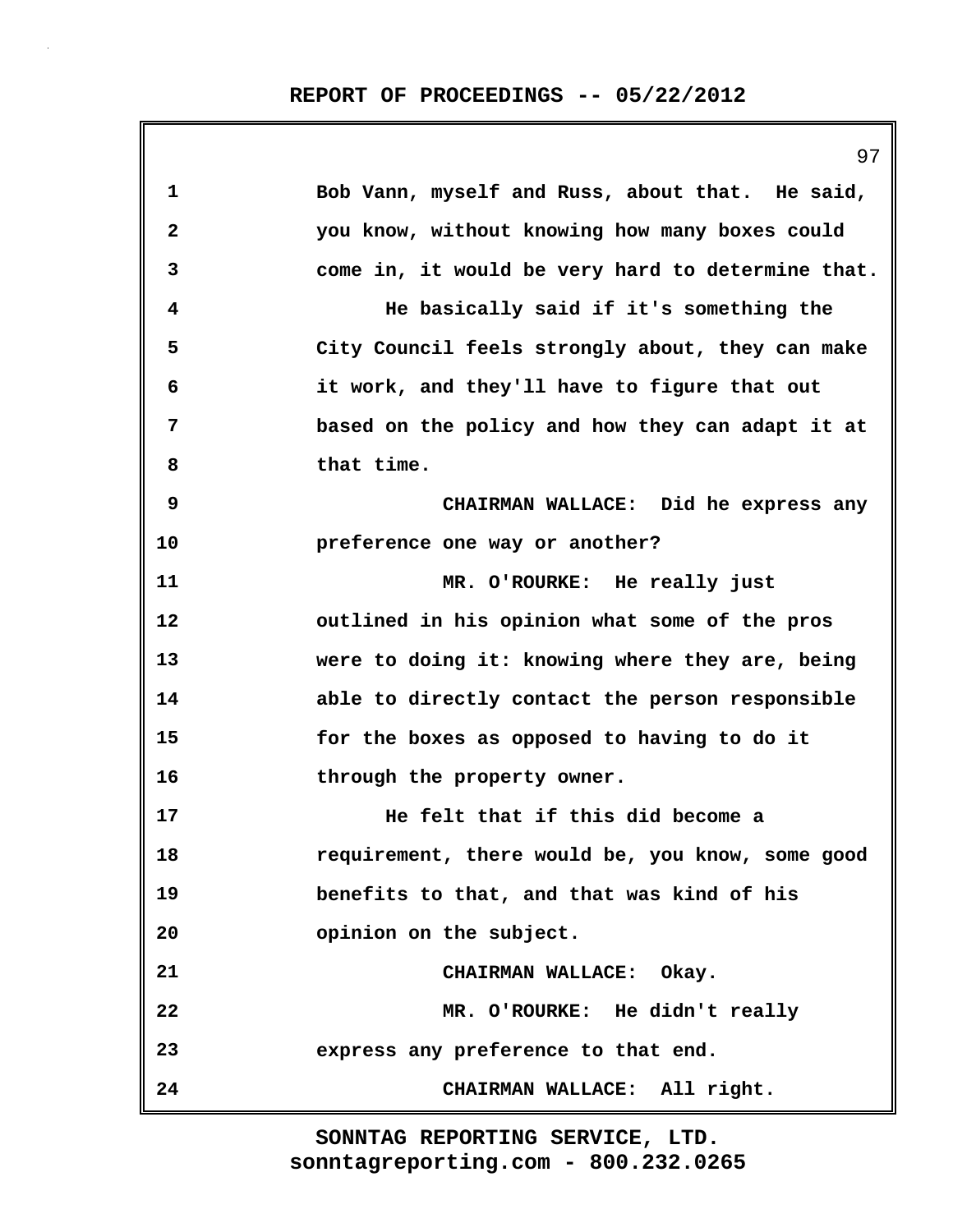Bob Vann, myself and Russ, about that. He said, you know, without knowing how many boxes could come in, it would be very hard to determine that.

He basically said if it's something the City Council feels strongly about, they can make it work, and they'll have to figure that out based on the policy and how they can adapt it at that time.

CHAIRMAN WALLACE: Did he express any preference one way or another?

MR. O'ROURKE: He really just outlined in his opinion what some of the pros were to doing it: knowing where they are, being able to directly contact the person responsible for the boxes as opposed to having to do it through the property owner.

He felt that if this did become a requirement, there would be, you know, some good benefits to that, and that was kind of his opinion on the subject.

CHAIRMAN WALLACE: Okay.

MR. O'ROURKE: He didn't really express any preference to that end.

CHAIRMAN WALLACE: All right.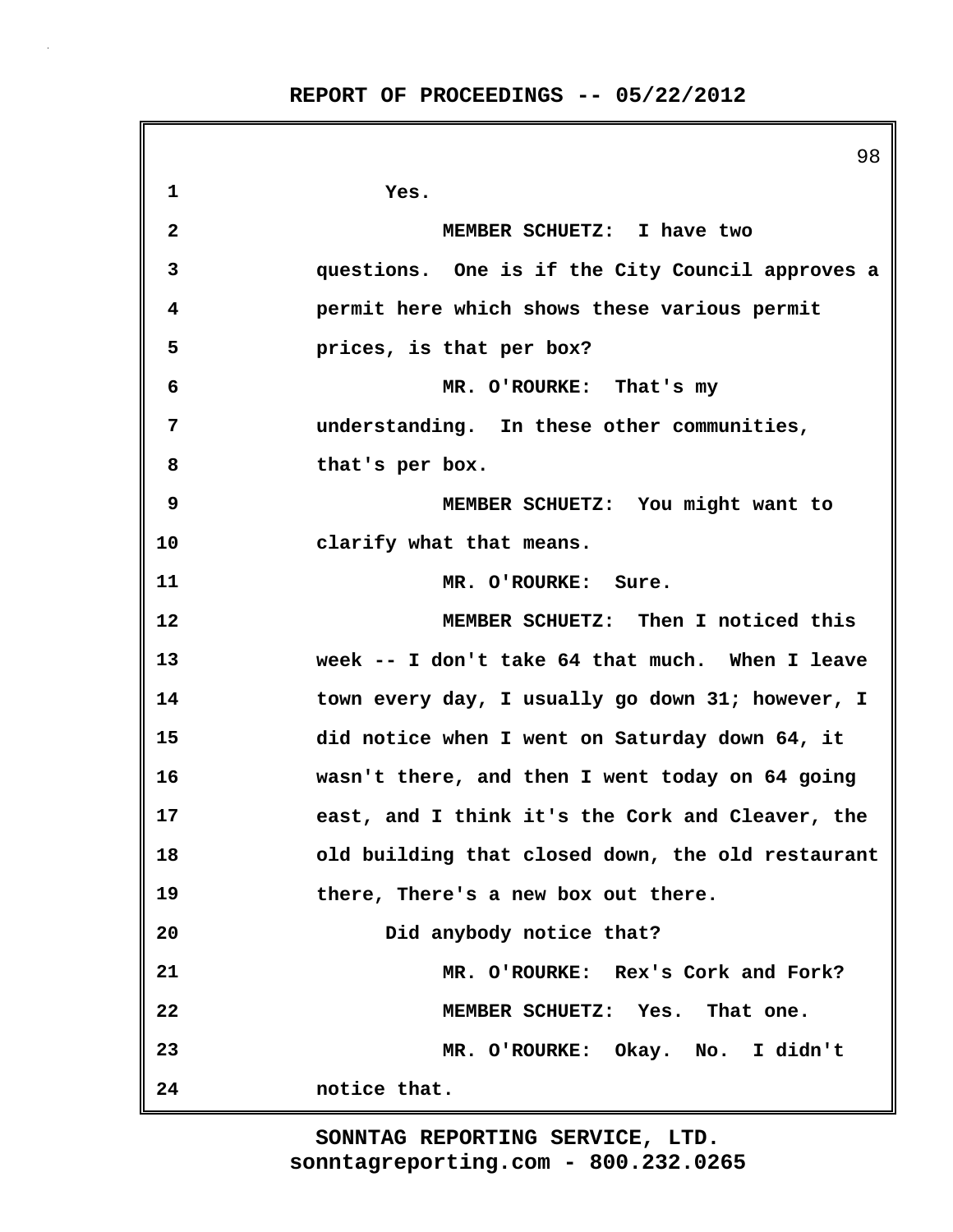Yes.

MEMBER SCHUETZ: I have two questions. One is if the City Council approves a permit here which shows these various permit prices, is that per box?

MR. O'ROURKE: That's my understanding. In these other communities, that's per box.

MEMBER SCHUETZ: You might want to clarify what that means.

MR. O'ROURKE: Sure.

MEMBER SCHUETZ: Then I noticed this week -- I don't take 64 that much. When I leave town every day, I usually go down 31; however, I did notice when I went on Saturday down 64, it wasn't there, and then I went today on 64 going east, and I think it's the Cork and Cleaver, the old building that closed down, the old restaurant there, There's a new box out there.

Did anybody notice that?

MR. O'ROURKE: Rex's Cork and Fork?

MEMBER SCHUETZ: Yes. That one.

MR. O'ROURKE: Okay. No. I didn't notice that.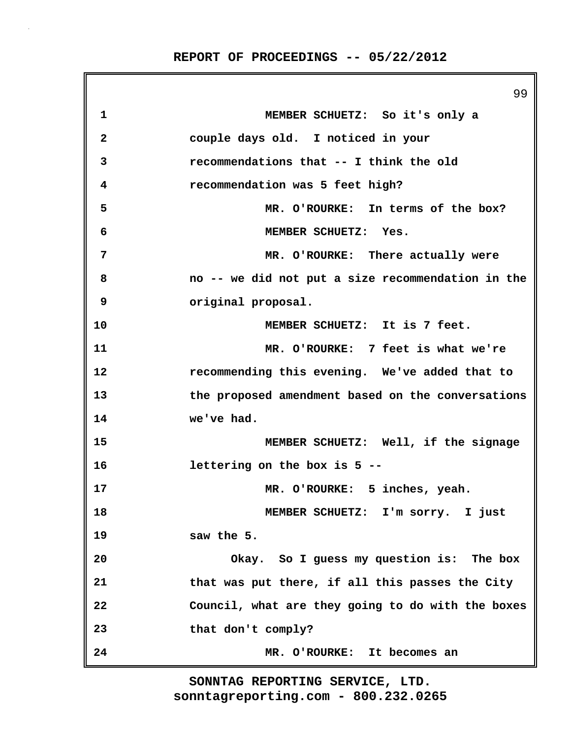MEMBER SCHUETZ: So it's only a couple days old. I noticed in your recommendations that -- I think the old recommendation was 5 feet high?

MR. O'ROURKE: In terms of the box?

MEMBER SCHUETZ: Yes.

MR. O'ROURKE: There actually were no -- we did not put a size recommendation in the original proposal.

MEMBER SCHUETZ: It is 7 feet.

MR. O'ROURKE: 7 feet is what we're recommending this evening. We've added that to the proposed amendment based on the conversations we've had.

MEMBER SCHUETZ: Well, if the signage lettering on the box is 5 --

MR. O'ROURKE: 5 inches, yeah.

MEMBER SCHUETZ: I'm sorry. I just saw the 5.

Okay. So I guess my question is: The box that was put there, if all this passes the City Council, what are they going to do with the boxes that don't comply?

MR. O'ROURKE: It becomes an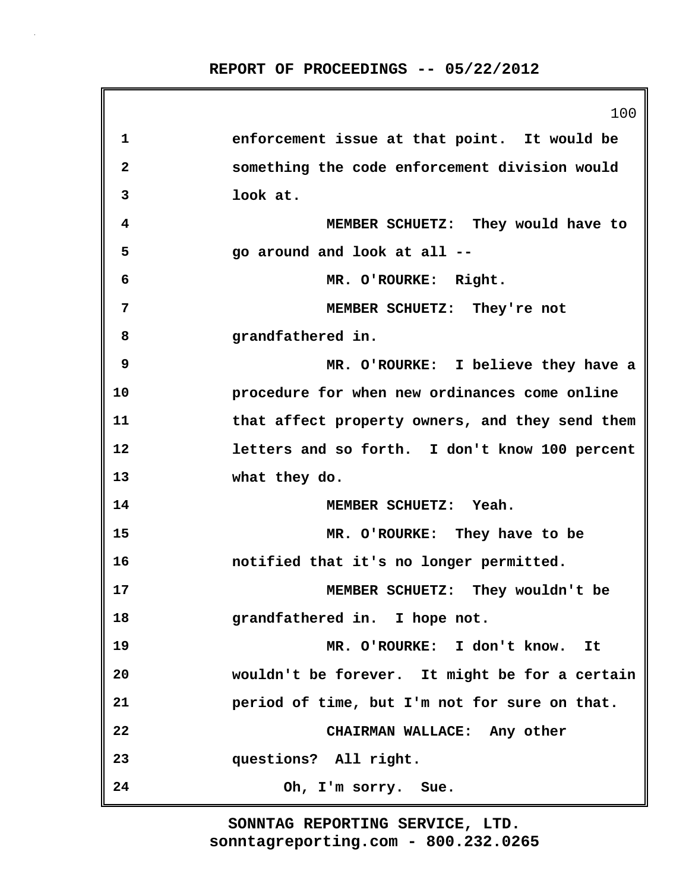1 enforcement issue at that point. It would be
2 something the code enforcement division would
3 look at.
4 MEMBER SCHUETZ: They would have to
5 go around and look at all --
6 MR. O'ROURKE: Right.
7 MEMBER SCHUETZ: They're not
8 grandfathered in.
9 MR. O'ROURKE: I believe they have a
10 procedure for when new ordinances come online
11 that affect property owners, and they send them
12 letters and so forth. I don't know 100 percent
13 what they do.
14 MEMBER SCHUETZ: Yeah.
15 MR. O'ROURKE: They have to be
16 notified that it's no longer permitted.
17 MEMBER SCHUETZ: They wouldn't be
18 grandfathered in. I hope not.
19 MR. O'ROURKE: I don't know. It
20 wouldn't be forever. It might be for a certain
21 period of time, but I'm not for sure on that.
22 CHAIRMAN WALLACE: Any other
23 questions? All right.
24 Oh, I'm sorry. Sue.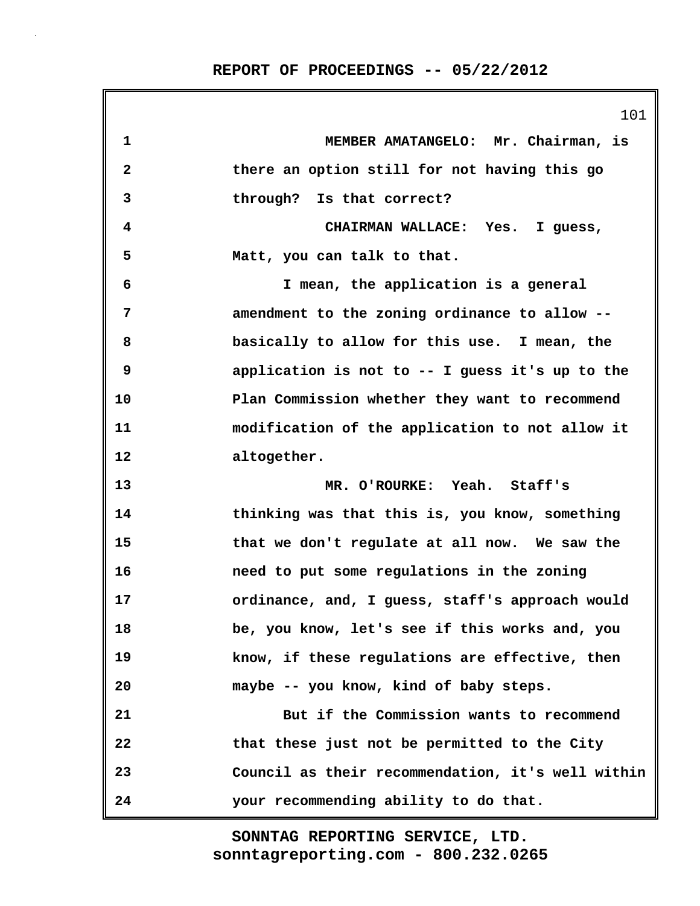MEMBER AMATANGELO: Mr. Chairman, is there an option still for not having this go through? Is that correct?

CHAIRMAN WALLACE: Yes. I guess, Matt, you can talk to that.

I mean, the application is a general amendment to the zoning ordinance to allow -- basically to allow for this use. I mean, the application is not to -- I guess it's up to the Plan Commission whether they want to recommend modification of the application to not allow it altogether.

MR. O'ROURKE: Yeah. Staff's thinking was that this is, you know, something that we don't regulate at all now. We saw the need to put some regulations in the zoning ordinance, and, I guess, staff's approach would be, you know, let's see if this works and, you know, if these regulations are effective, then maybe -- you know, kind of baby steps.

But if the Commission wants to recommend that these just not be permitted to the City Council as their recommendation, it's well within your recommending ability to do that.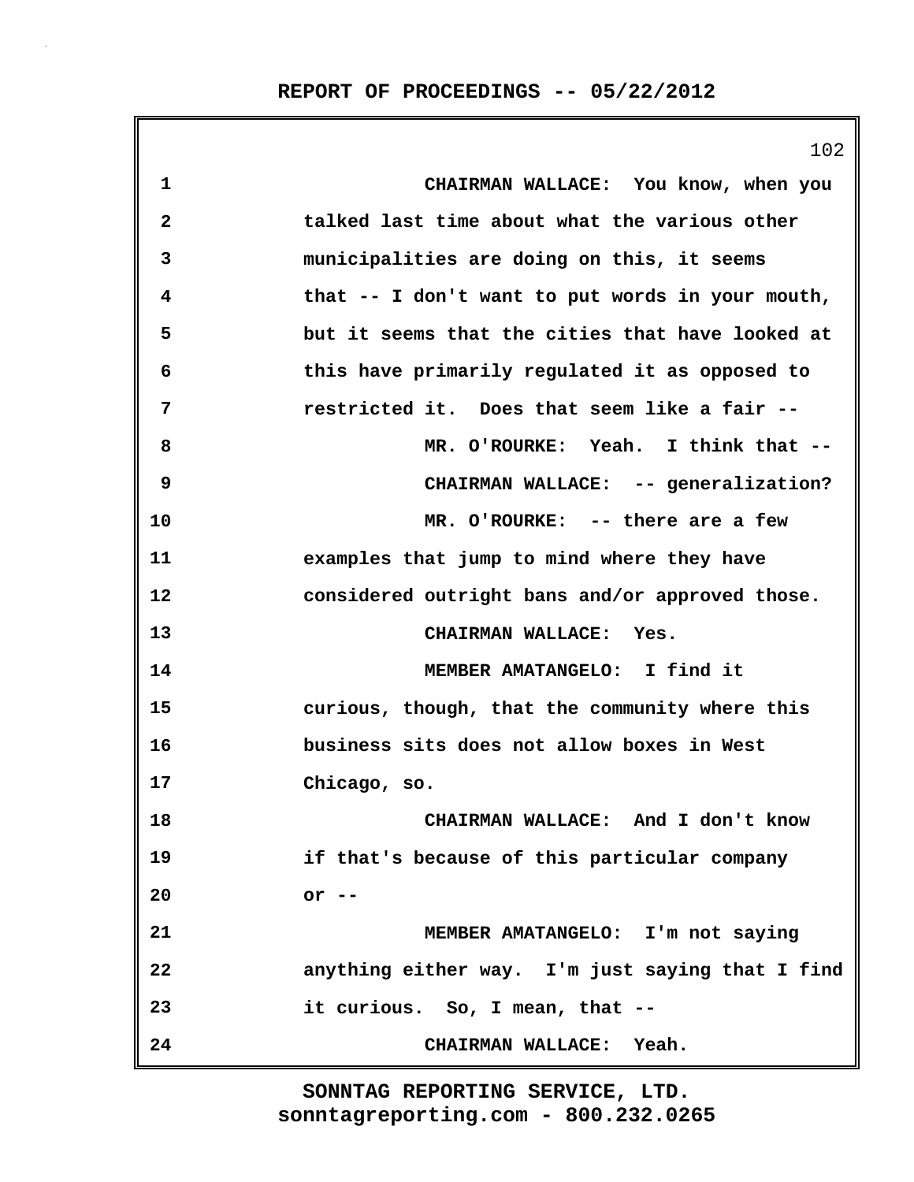CHAIRMAN WALLACE: You know, when you talked last time about what the various other municipalities are doing on this, it seems that -- I don't want to put words in your mouth, but it seems that the cities that have looked at this have primarily regulated it as opposed to restricted it. Does that seem like a fair --

MR. O'ROURKE: Yeah. I think that --

CHAIRMAN WALLACE: -- generalization?

MR. O'ROURKE: -- there are a few examples that jump to mind where they have considered outright bans and/or approved those.

CHAIRMAN WALLACE: Yes.

MEMBER AMATANGELO: I find it curious, though, that the community where this business sits does not allow boxes in West Chicago, so.

CHAIRMAN WALLACE: And I don't know if that's because of this particular company or --

MEMBER AMATANGELO: I'm not saying anything either way. I'm just saying that I find it curious. So, I mean, that --

CHAIRMAN WALLACE: Yeah.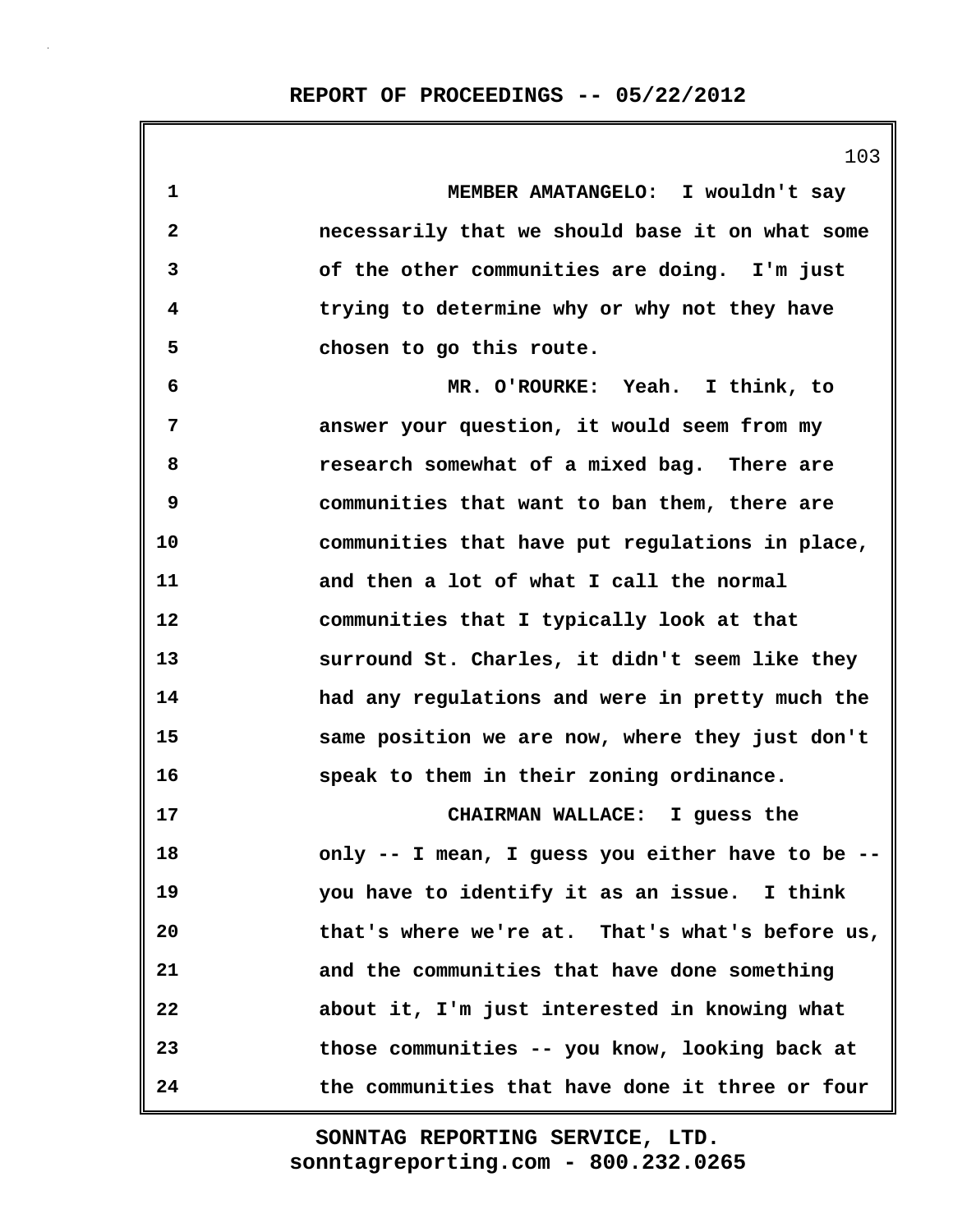MEMBER AMATANGELO: I wouldn't say necessarily that we should base it on what some of the other communities are doing. I'm just trying to determine why or why not they have chosen to go this route.

MR. O'ROURKE: Yeah. I think, to answer your question, it would seem from my research somewhat of a mixed bag. There are communities that want to ban them, there are communities that have put regulations in place, and then a lot of what I call the normal communities that I typically look at that surround St. Charles, it didn't seem like they had any regulations and were in pretty much the same position we are now, where they just don't speak to them in their zoning ordinance.

CHAIRMAN WALLACE: I guess the only -- I mean, I guess you either have to be -- you have to identify it as an issue. I think that's where we're at. That's what's before us, and the communities that have done something about it, I'm just interested in knowing what those communities -- you know, looking back at the communities that have done it three or four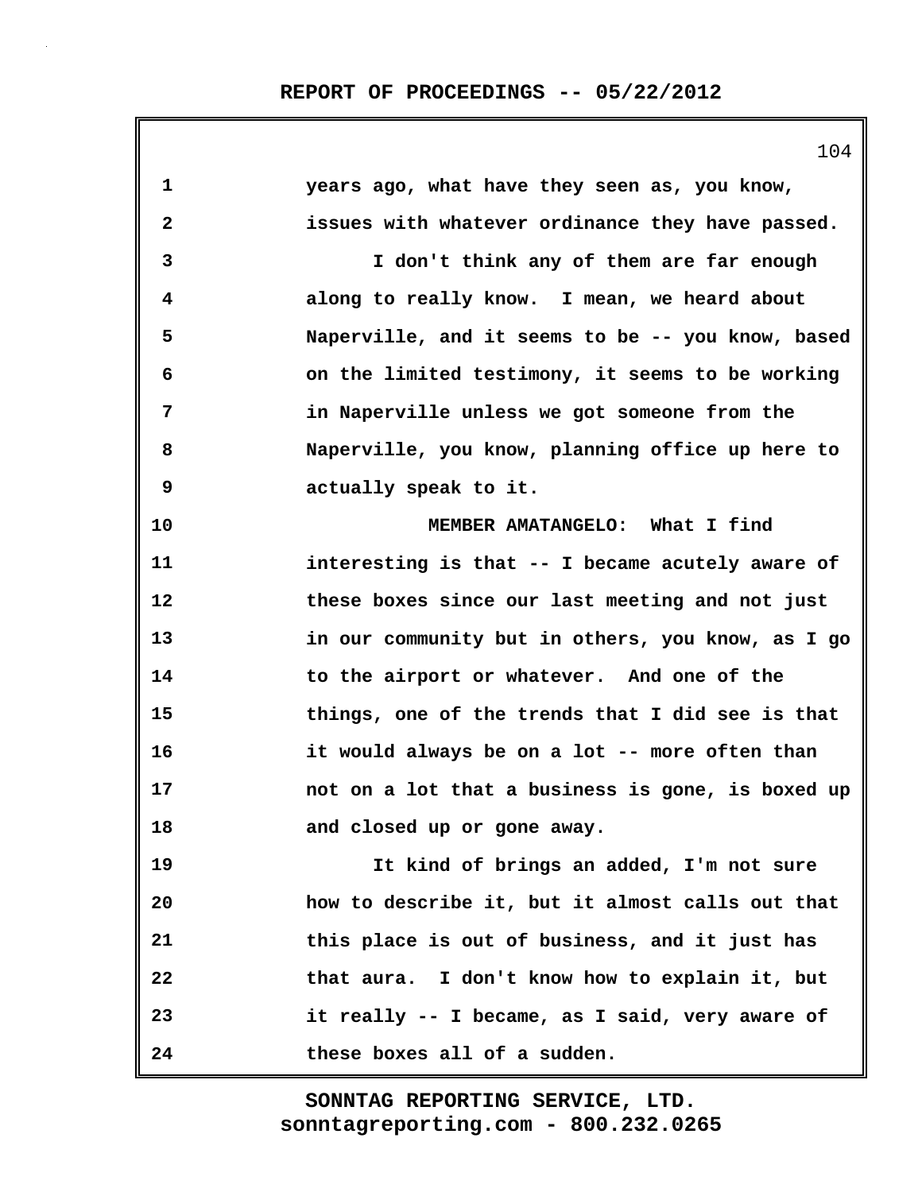years ago, what have they seen as, you know, issues with whatever ordinance they have passed.

I don't think any of them are far enough along to really know. I mean, we heard about Naperville, and it seems to be -- you know, based on the limited testimony, it seems to be working in Naperville unless we got someone from the Naperville, you know, planning office up here to actually speak to it.

MEMBER AMATANGELO: What I find interesting is that -- I became acutely aware of these boxes since our last meeting and not just in our community but in others, you know, as I go to the airport or whatever. And one of the things, one of the trends that I did see is that it would always be on a lot -- more often than not on a lot that a business is gone, is boxed up and closed up or gone away.

It kind of brings an added, I'm not sure how to describe it, but it almost calls out that this place is out of business, and it just has that aura. I don't know how to explain it, but it really -- I became, as I said, very aware of these boxes all of a sudden.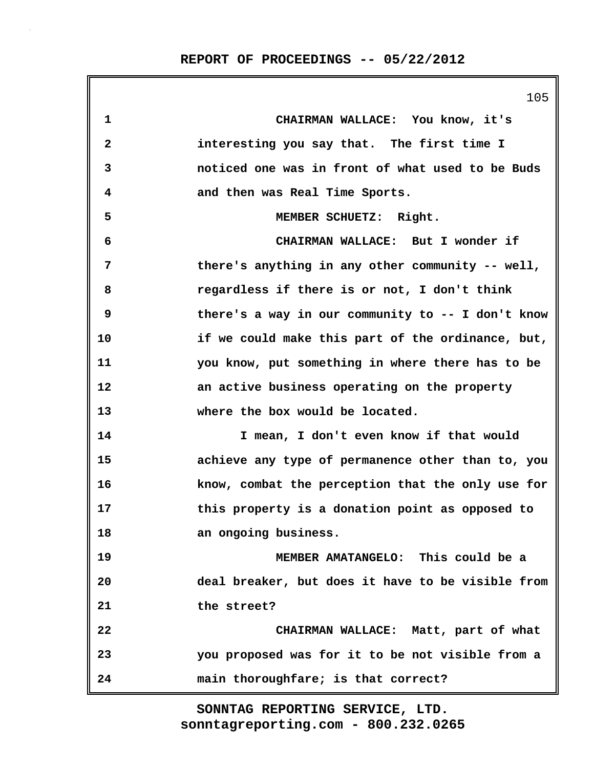CHAIRMAN WALLACE: You know, it's interesting you say that. The first time I noticed one was in front of what used to be Buds and then was Real Time Sports.

MEMBER SCHUETZ: Right.

CHAIRMAN WALLACE: But I wonder if there's anything in any other community -- well, regardless if there is or not, I don't think there's a way in our community to -- I don't know if we could make this part of the ordinance, but, you know, put something in where there has to be an active business operating on the property where the box would be located.

I mean, I don't even know if that would achieve any type of permanence other than to, you know, combat the perception that the only use for this property is a donation point as opposed to an ongoing business.

MEMBER AMATANGELO: This could be a deal breaker, but does it have to be visible from the street?

CHAIRMAN WALLACE: Matt, part of what you proposed was for it to be not visible from a main thoroughfare; is that correct?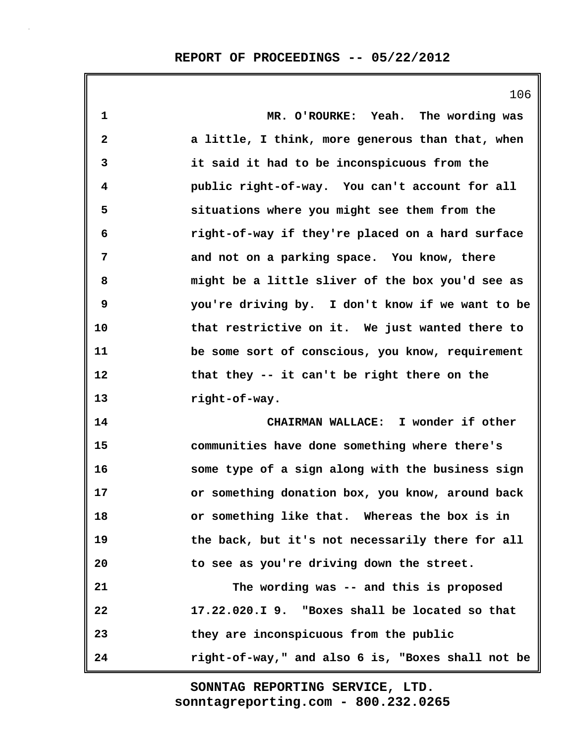MR. O'ROURKE: Yeah. The wording was a little, I think, more generous than that, when it said it had to be inconspicuous from the public right-of-way. You can't account for all situations where you might see them from the right-of-way if they're placed on a hard surface and not on a parking space. You know, there might be a little sliver of the box you'd see as you're driving by. I don't know if we want to be that restrictive on it. We just wanted there to be some sort of conscious, you know, requirement that they -- it can't be right there on the right-of-way.

CHAIRMAN WALLACE: I wonder if other communities have done something where there's some type of a sign along with the business sign or something donation box, you know, around back or something like that. Whereas the box is in the back, but it's not necessarily there for all to see as you're driving down the street.

The wording was -- and this is proposed 17.22.020.I 9. "Boxes shall be located so that they are inconspicuous from the public right-of-way," and also 6 is, "Boxes shall not be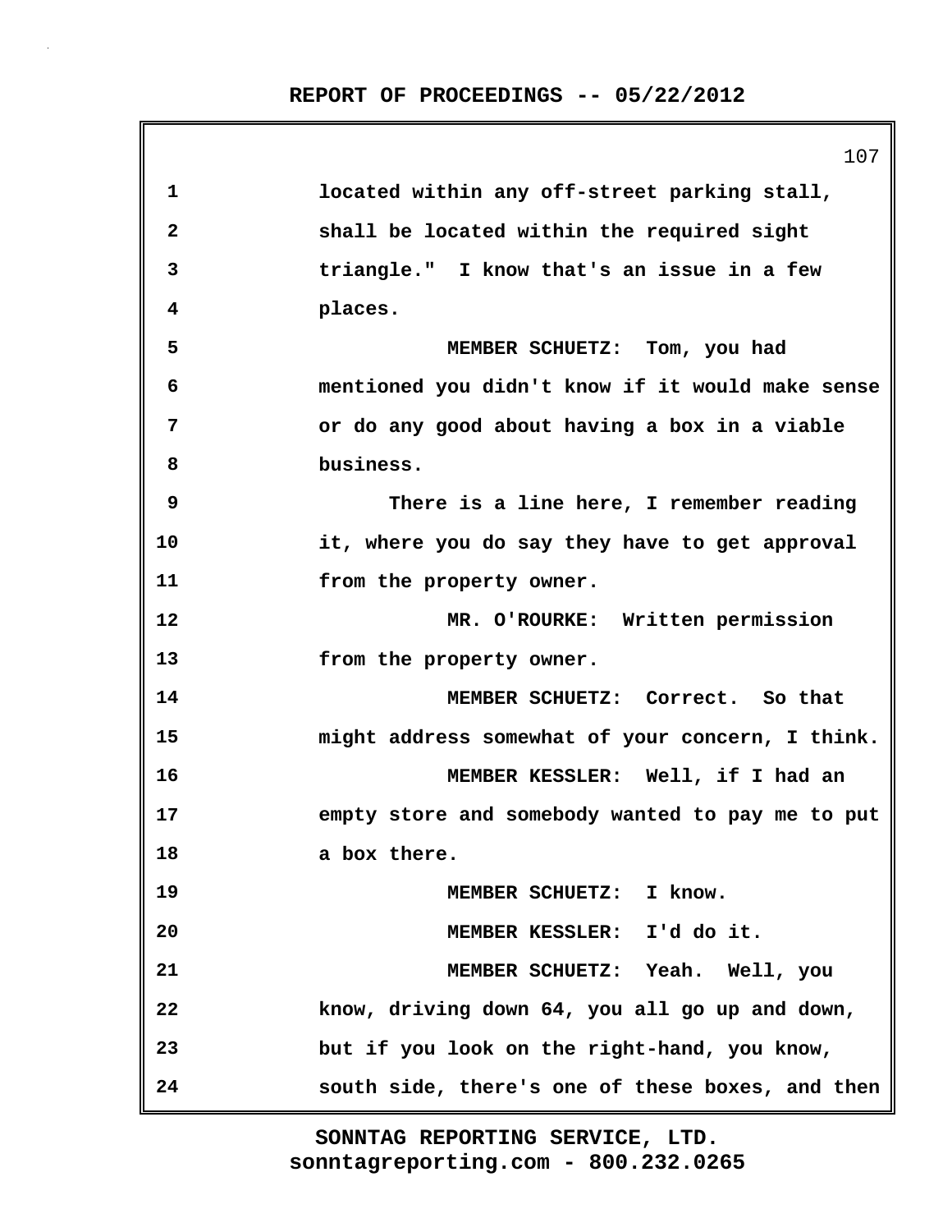located within any off-street parking stall, shall be located within the required sight triangle." I know that's an issue in a few places.

MEMBER SCHUETZ: Tom, you had mentioned you didn't know if it would make sense or do any good about having a box in a viable business.

There is a line here, I remember reading it, where you do say they have to get approval from the property owner.

MR. O'ROURKE: Written permission from the property owner.

MEMBER SCHUETZ: Correct. So that might address somewhat of your concern, I think.

MEMBER KESSLER: Well, if I had an empty store and somebody wanted to pay me to put a box there.

MEMBER SCHUETZ: I know.

MEMBER KESSLER: I'd do it.

MEMBER SCHUETZ: Yeah. Well, you know, driving down 64, you all go up and down, but if you look on the right-hand, you know, south side, there's one of these boxes, and then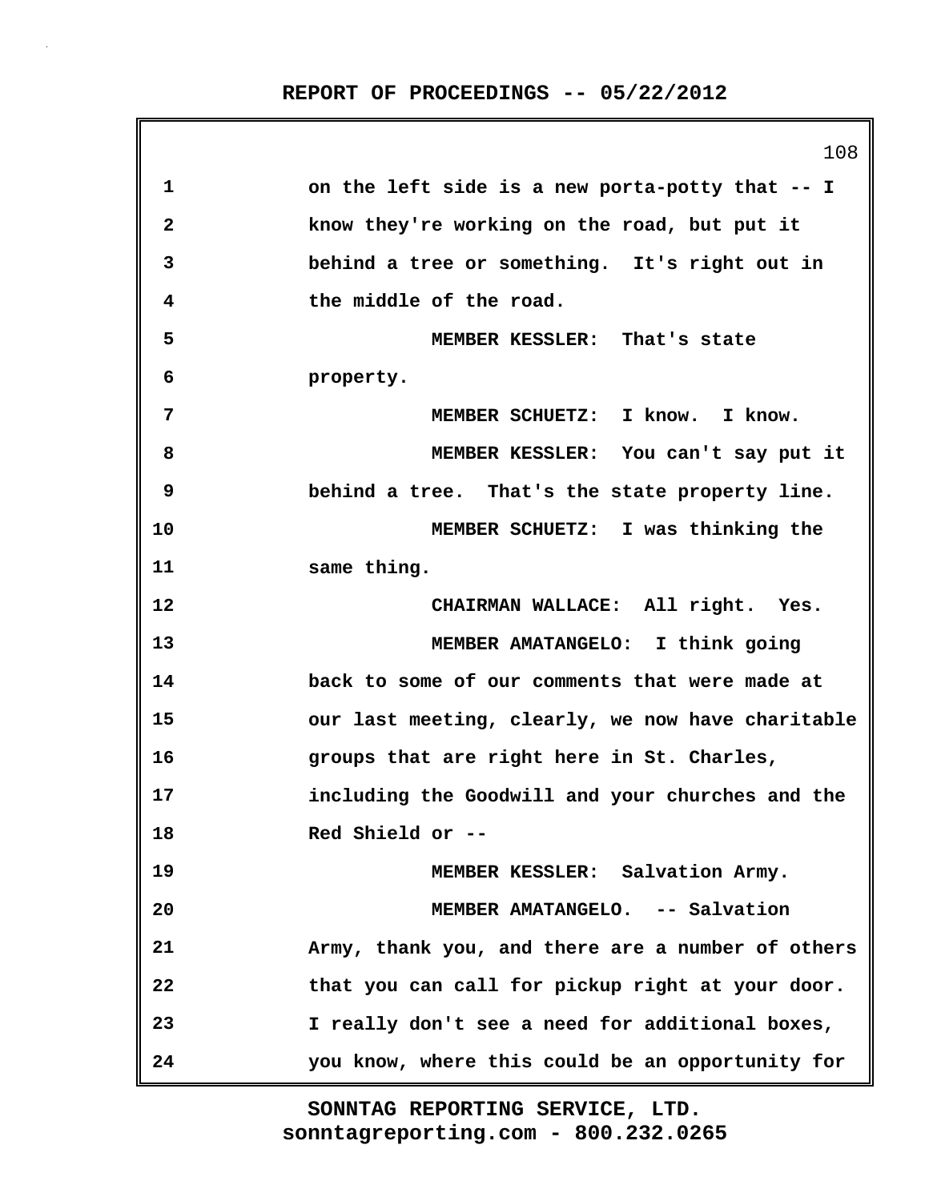on the left side is a new porta-potty that -- I know they're working on the road, but put it behind a tree or something. It's right out in the middle of the road.

MEMBER KESSLER: That's state property.

MEMBER SCHUETZ: I know. I know.

MEMBER KESSLER: You can't say put it behind a tree. That's the state property line.

MEMBER SCHUETZ: I was thinking the same thing.

CHAIRMAN WALLACE: All right. Yes.

MEMBER AMATANGELO: I think going back to some of our comments that were made at our last meeting, clearly, we now have charitable groups that are right here in St. Charles, including the Goodwill and your churches and the Red Shield or --

MEMBER KESSLER: Salvation Army.

MEMBER AMATANGELO. -- Salvation Army, thank you, and there are a number of others that you can call for pickup right at your door. I really don't see a need for additional boxes, you know, where this could be an opportunity for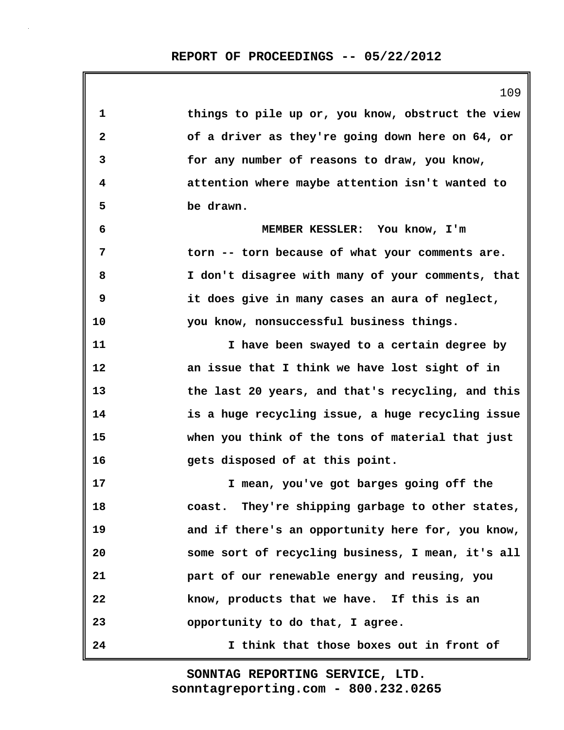things to pile up or, you know, obstruct the view of a driver as they're going down here on 64, or for any number of reasons to draw, you know, attention where maybe attention isn't wanted to be drawn.

MEMBER KESSLER: You know, I'm torn -- torn because of what your comments are. I don't disagree with many of your comments, that it does give in many cases an aura of neglect, you know, nonsuccessful business things.

I have been swayed to a certain degree by an issue that I think we have lost sight of in the last 20 years, and that's recycling, and this is a huge recycling issue, a huge recycling issue when you think of the tons of material that just gets disposed of at this point.

I mean, you've got barges going off the coast. They're shipping garbage to other states, and if there's an opportunity here for, you know, some sort of recycling business, I mean, it's all part of our renewable energy and reusing, you know, products that we have. If this is an opportunity to do that, I agree.

I think that those boxes out in front of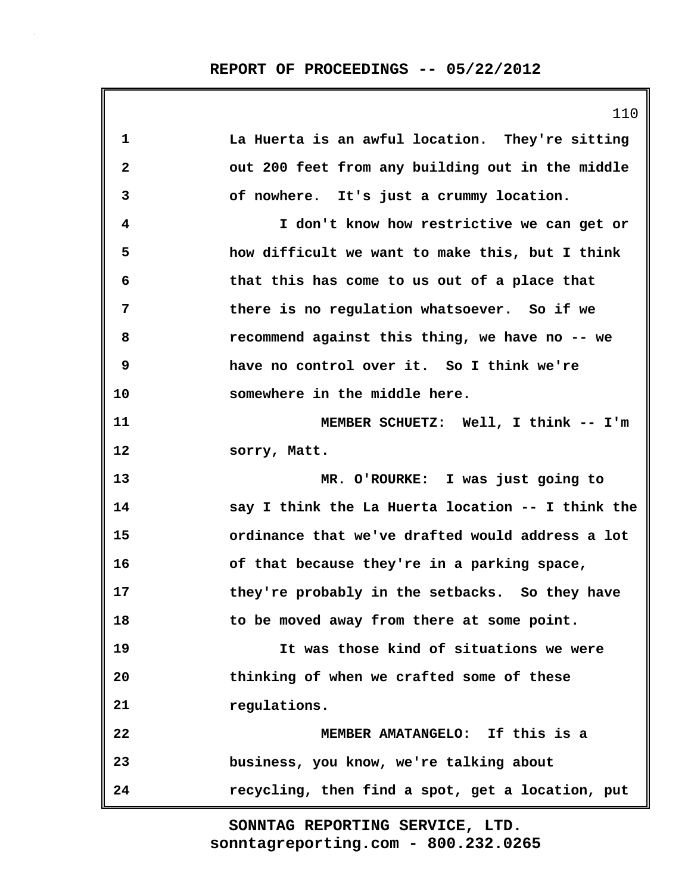La Huerta is an awful location. They're sitting out 200 feet from any building out in the middle of nowhere. It's just a crummy location.

I don't know how restrictive we can get or how difficult we want to make this, but I think that this has come to us out of a place that there is no regulation whatsoever. So if we recommend against this thing, we have no -- we have no control over it. So I think we're somewhere in the middle here.

MEMBER SCHUETZ: Well, I think -- I'm sorry, Matt.

MR. O'ROURKE: I was just going to say I think the La Huerta location -- I think the ordinance that we've drafted would address a lot of that because they're in a parking space, they're probably in the setbacks. So they have to be moved away from there at some point.

It was those kind of situations we were thinking of when we crafted some of these regulations.

MEMBER AMATANGELO: If this is a business, you know, we're talking about recycling, then find a spot, get a location, put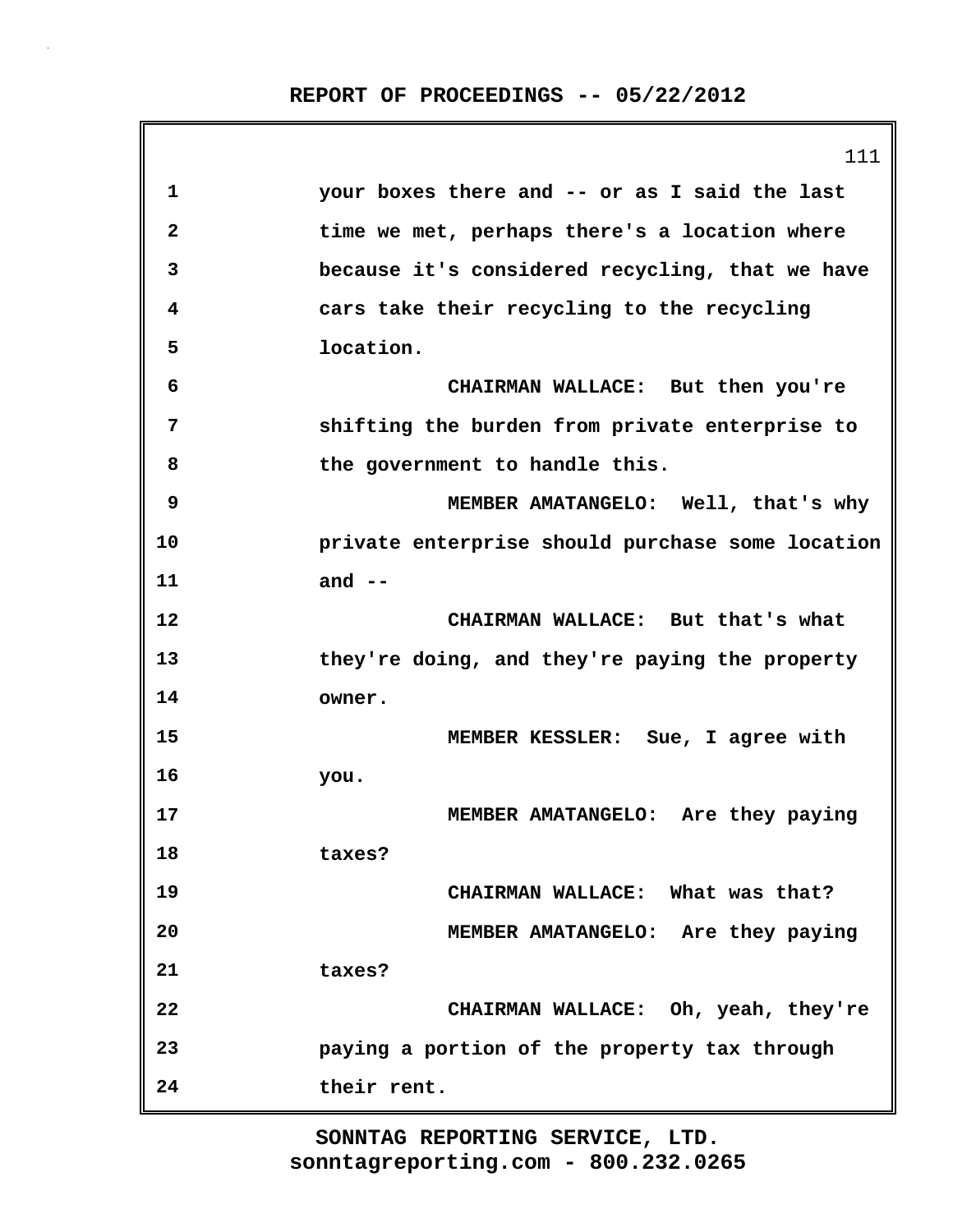your boxes there and -- or as I said the last time we met, perhaps there's a location where because it's considered recycling, that we have cars take their recycling to the recycling location.

CHAIRMAN WALLACE: But then you're shifting the burden from private enterprise to the government to handle this.

MEMBER AMATANGELO: Well, that's why private enterprise should purchase some location and --

CHAIRMAN WALLACE: But that's what they're doing, and they're paying the property owner.

MEMBER KESSLER: Sue, I agree with you.

MEMBER AMATANGELO: Are they paying taxes?

CHAIRMAN WALLACE: What was that?

MEMBER AMATANGELO: Are they paying taxes?

CHAIRMAN WALLACE: Oh, yeah, they're paying a portion of the property tax through their rent.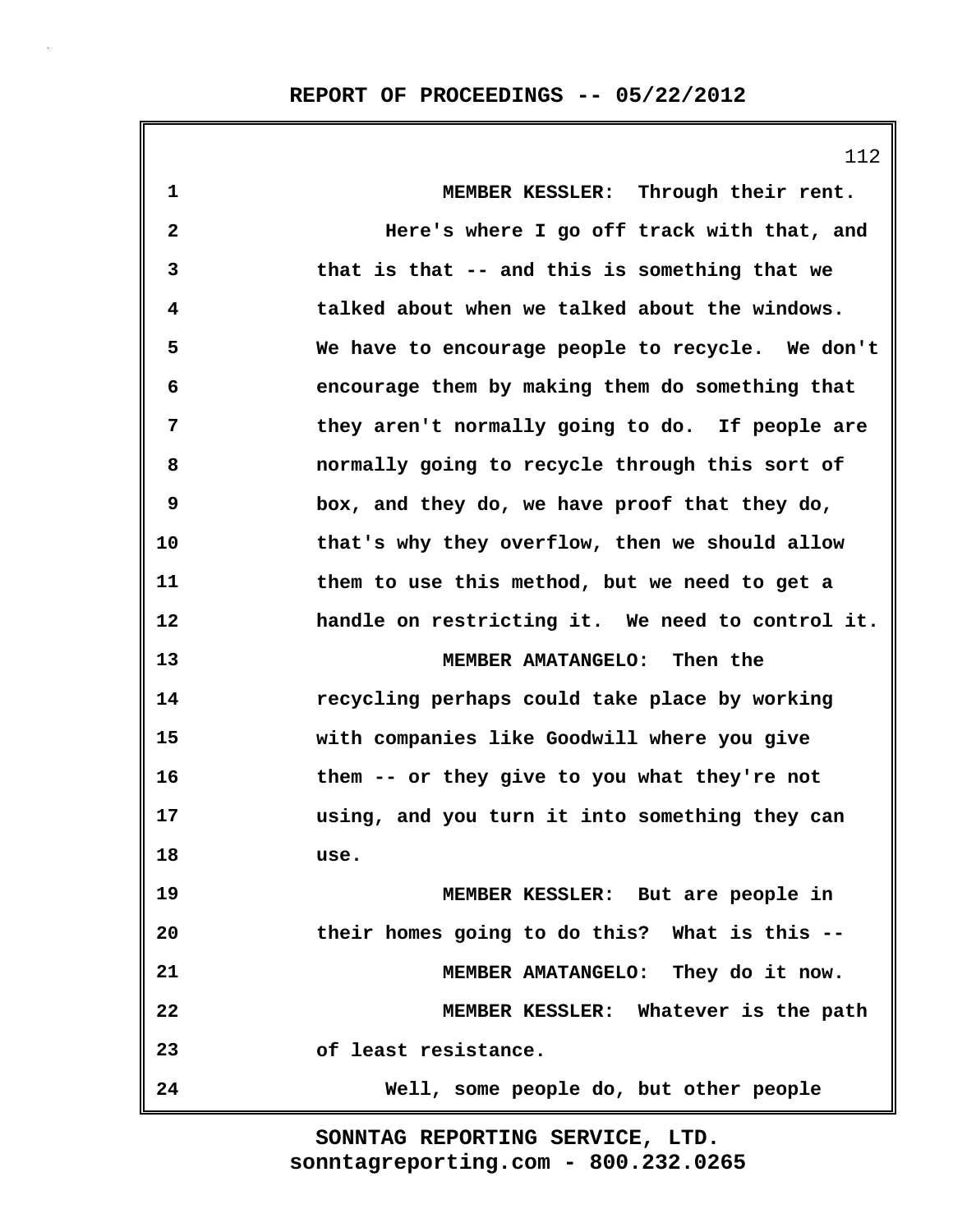MEMBER KESSLER: Through their rent.

Here's where I go off track with that, and that is that -- and this is something that we talked about when we talked about the windows. We have to encourage people to recycle. We don't encourage them by making them do something that they aren't normally going to do. If people are normally going to recycle through this sort of box, and they do, we have proof that they do, that's why they overflow, then we should allow them to use this method, but we need to get a handle on restricting it. We need to control it.

MEMBER AMATANGELO: Then the recycling perhaps could take place by working with companies like Goodwill where you give them -- or they give to you what they're not using, and you turn it into something they can use.

MEMBER KESSLER: But are people in their homes going to do this? What is this --

MEMBER AMATANGELO: They do it now.

MEMBER KESSLER: Whatever is the path of least resistance.

Well, some people do, but other people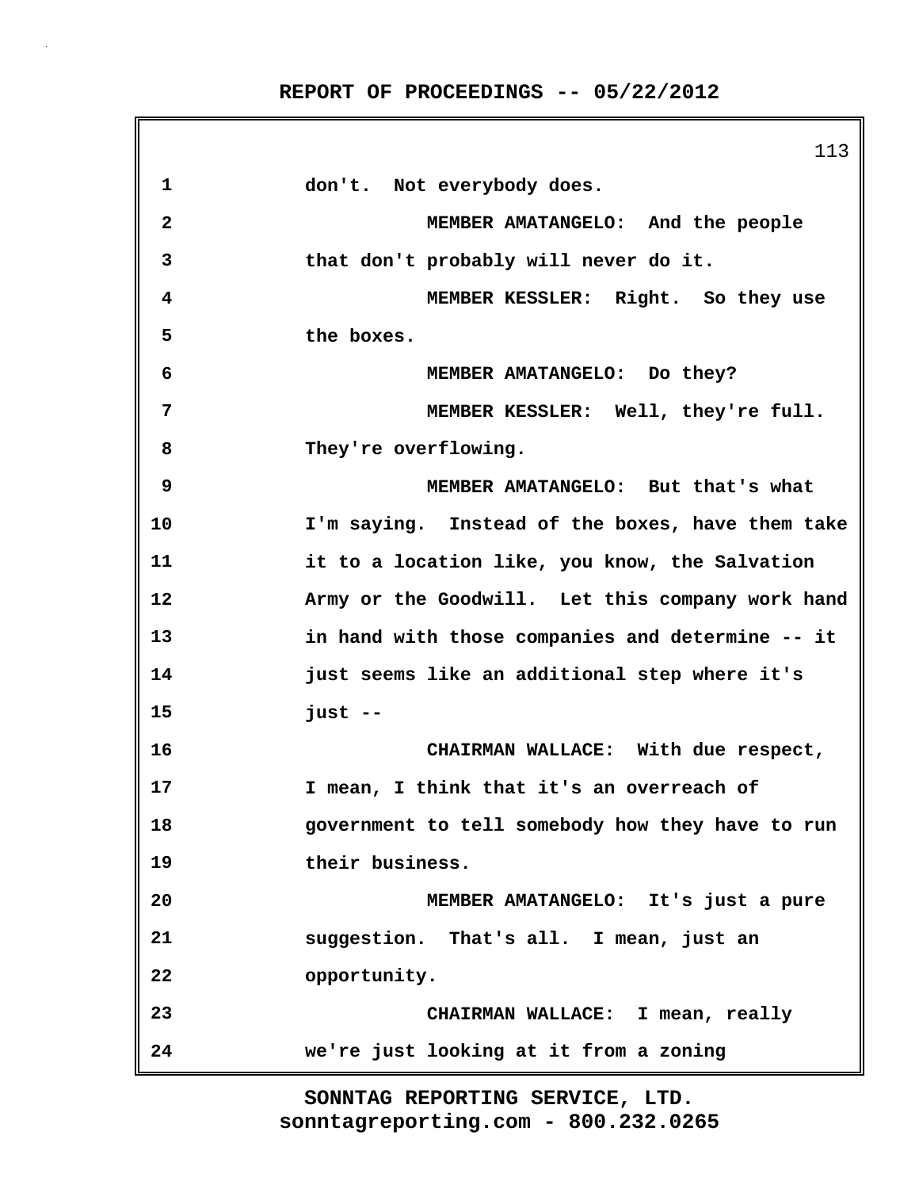don't. Not everybody does.

MEMBER AMATANGELO: And the people that don't probably will never do it.

MEMBER KESSLER: Right. So they use the boxes.

MEMBER AMATANGELO: Do they?

MEMBER KESSLER: Well, they're full. They're overflowing.

MEMBER AMATANGELO: But that's what I'm saying. Instead of the boxes, have them take it to a location like, you know, the Salvation Army or the Goodwill. Let this company work hand in hand with those companies and determine -- it just seems like an additional step where it's just --

CHAIRMAN WALLACE: With due respect, I mean, I think that it's an overreach of government to tell somebody how they have to run their business.

MEMBER AMATANGELO: It's just a pure suggestion. That's all. I mean, just an opportunity.

CHAIRMAN WALLACE: I mean, really we're just looking at it from a zoning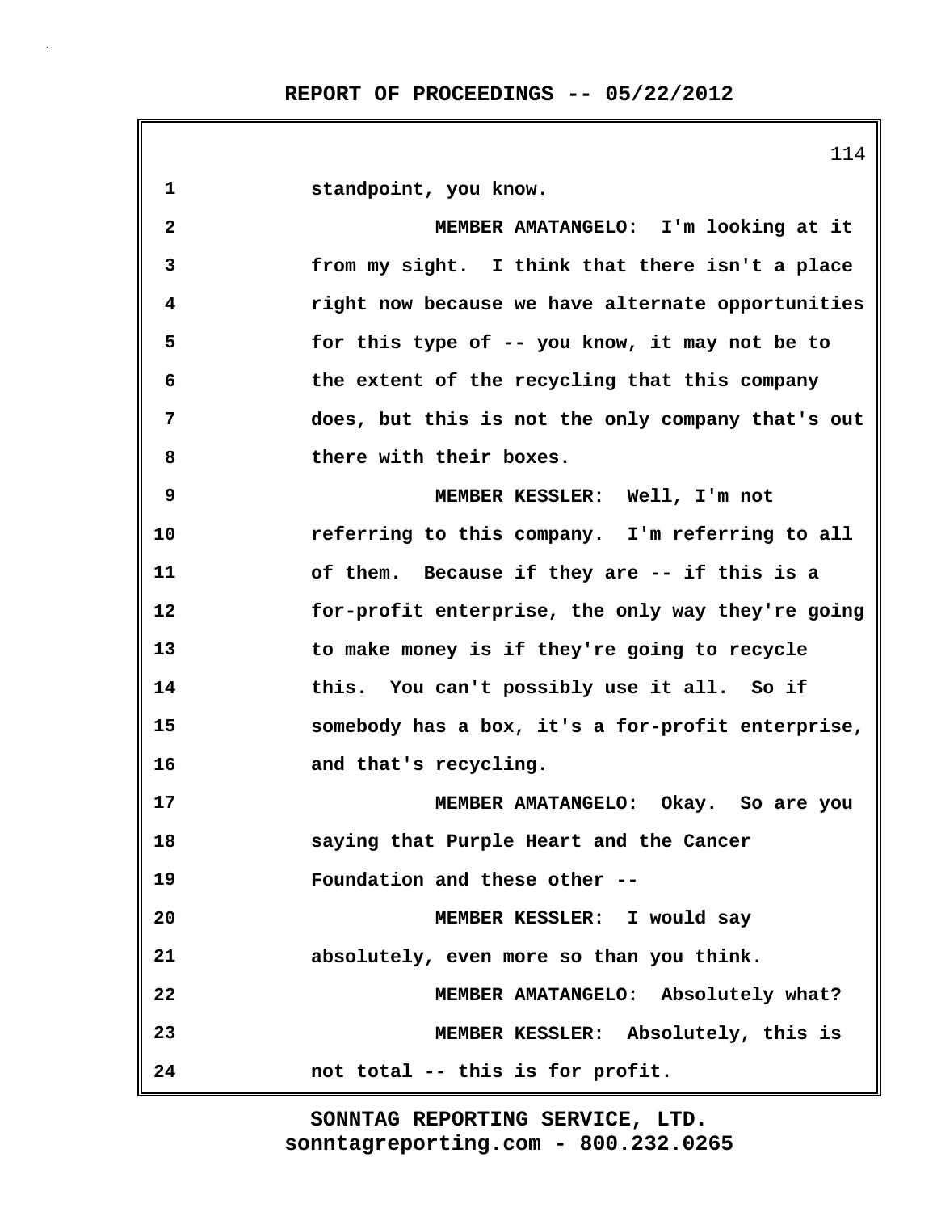standpoint, you know.

MEMBER AMATANGELO: I'm looking at it from my sight. I think that there isn't a place right now because we have alternate opportunities for this type of -- you know, it may not be to the extent of the recycling that this company does, but this is not the only company that's out there with their boxes.

MEMBER KESSLER: Well, I'm not referring to this company. I'm referring to all of them. Because if they are -- if this is a for-profit enterprise, the only way they're going to make money is if they're going to recycle this. You can't possibly use it all. So if somebody has a box, it's a for-profit enterprise, and that's recycling.

MEMBER AMATANGELO: Okay. So are you saying that Purple Heart and the Cancer Foundation and these other --

MEMBER KESSLER: I would say absolutely, even more so than you think.

MEMBER AMATANGELO: Absolutely what?

MEMBER KESSLER: Absolutely, this is not total -- this is for profit.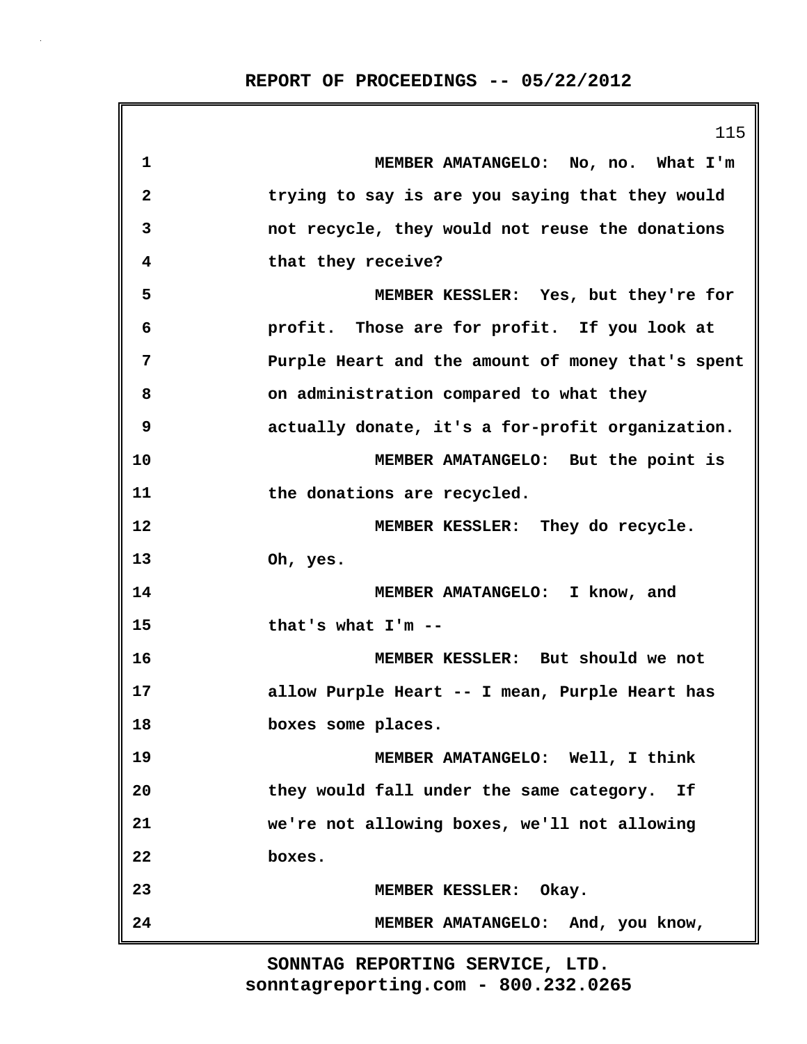MEMBER AMATANGELO: No, no. What I'm trying to say is are you saying that they would not recycle, they would not reuse the donations that they receive?

MEMBER KESSLER: Yes, but they're for profit. Those are for profit. If you look at Purple Heart and the amount of money that's spent on administration compared to what they actually donate, it's a for-profit organization.

MEMBER AMATANGELO: But the point is the donations are recycled.

MEMBER KESSLER: They do recycle. Oh, yes.

MEMBER AMATANGELO: I know, and that's what I'm --

MEMBER KESSLER: But should we not allow Purple Heart -- I mean, Purple Heart has boxes some places.

MEMBER AMATANGELO: Well, I think they would fall under the same category. If we're not allowing boxes, we'll not allowing boxes.

MEMBER KESSLER: Okay.

MEMBER AMATANGELO: And, you know,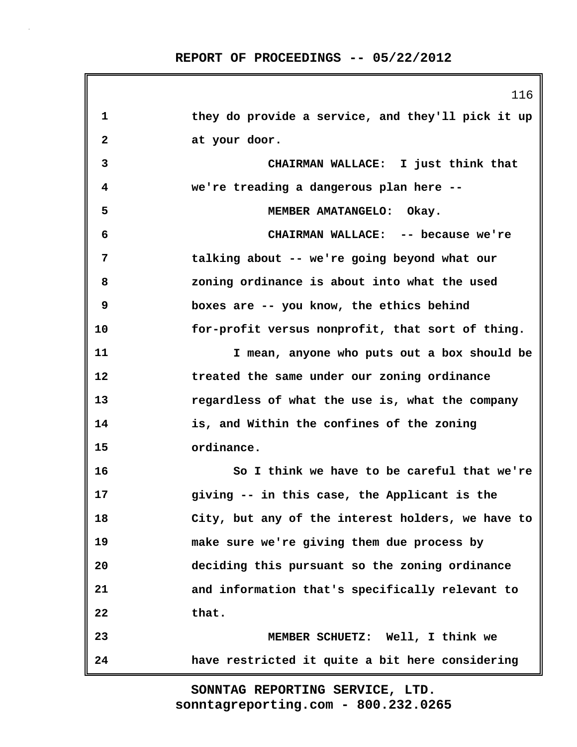1 they do provide a service, and they'll pick it up
2 at your door.
3 CHAIRMAN WALLACE: I just think that
4 we're treading a dangerous plan here --
5 MEMBER AMATANGELO: Okay.
6 CHAIRMAN WALLACE: -- because we're
7 talking about -- we're going beyond what our
8 zoning ordinance is about into what the used
9 boxes are -- you know, the ethics behind
10 for-profit versus nonprofit, that sort of thing.
11 I mean, anyone who puts out a box should be
12 treated the same under our zoning ordinance
13 regardless of what the use is, what the company
14 is, and Within the confines of the zoning
15 ordinance.
16 So I think we have to be careful that we're
17 giving -- in this case, the Applicant is the
18 City, but any of the interest holders, we have to
19 make sure we're giving them due process by
20 deciding this pursuant so the zoning ordinance
21 and information that's specifically relevant to
22 that.
23 MEMBER SCHUETZ: Well, I think we
24 have restricted it quite a bit here considering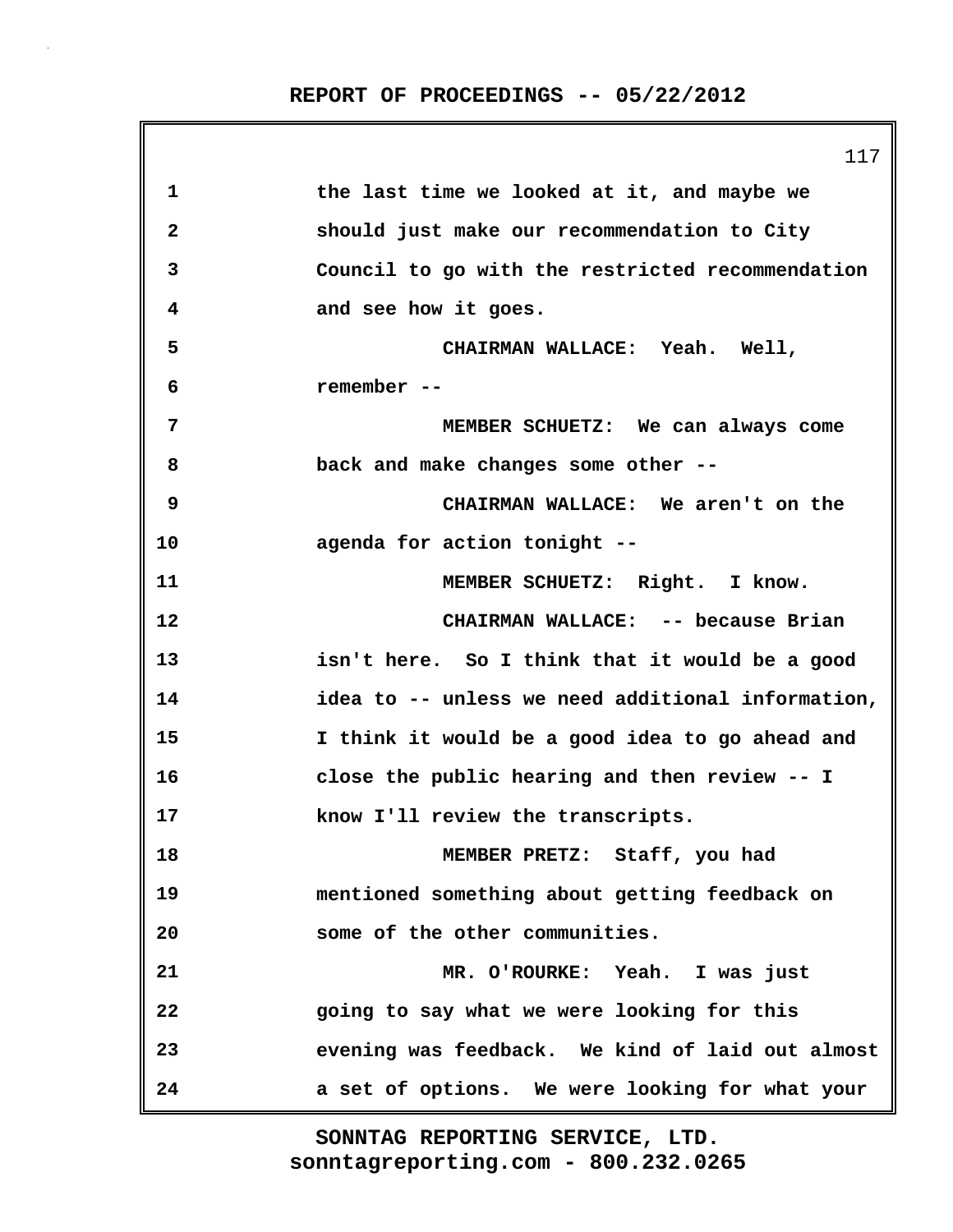1 the last time we looked at it, and maybe we
2 should just make our recommendation to City
3 Council to go with the restricted recommendation
4 and see how it goes.
5 CHAIRMAN WALLACE: Yeah. Well,
6 remember --
7 MEMBER SCHUETZ: We can always come
8 back and make changes some other --
9 CHAIRMAN WALLACE: We aren't on the
10 agenda for action tonight --
11 MEMBER SCHUETZ: Right. I know.
12 CHAIRMAN WALLACE: -- because Brian
13 isn't here. So I think that it would be a good
14 idea to -- unless we need additional information,
15 I think it would be a good idea to go ahead and
16 close the public hearing and then review -- I
17 know I'll review the transcripts.
18 MEMBER PRETZ: Staff, you had
19 mentioned something about getting feedback on
20 some of the other communities.
21 MR. O'ROURKE: Yeah. I was just
22 going to say what we were looking for this
23 evening was feedback. We kind of laid out almost
24 a set of options. We were looking for what your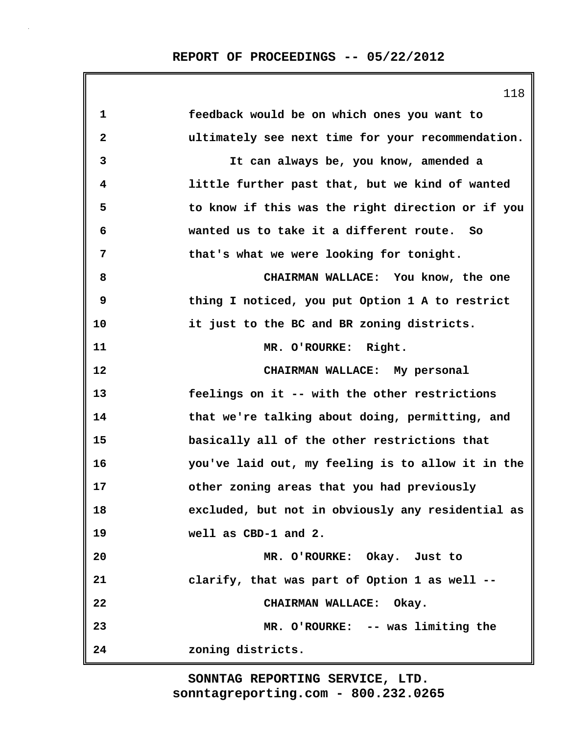feedback would be on which ones you want to ultimately see next time for your recommendation.

It can always be, you know, amended a little further past that, but we kind of wanted to know if this was the right direction or if you wanted us to take it a different route. So that's what we were looking for tonight.

CHAIRMAN WALLACE: You know, the one thing I noticed, you put Option 1 A to restrict it just to the BC and BR zoning districts.

MR. O'ROURKE: Right.

CHAIRMAN WALLACE: My personal feelings on it -- with the other restrictions that we're talking about doing, permitting, and basically all of the other restrictions that you've laid out, my feeling is to allow it in the other zoning areas that you had previously excluded, but not in obviously any residential as well as CBD-1 and 2.

MR. O'ROURKE: Okay. Just to clarify, that was part of Option 1 as well --

CHAIRMAN WALLACE: Okay.

MR. O'ROURKE: -- was limiting the zoning districts.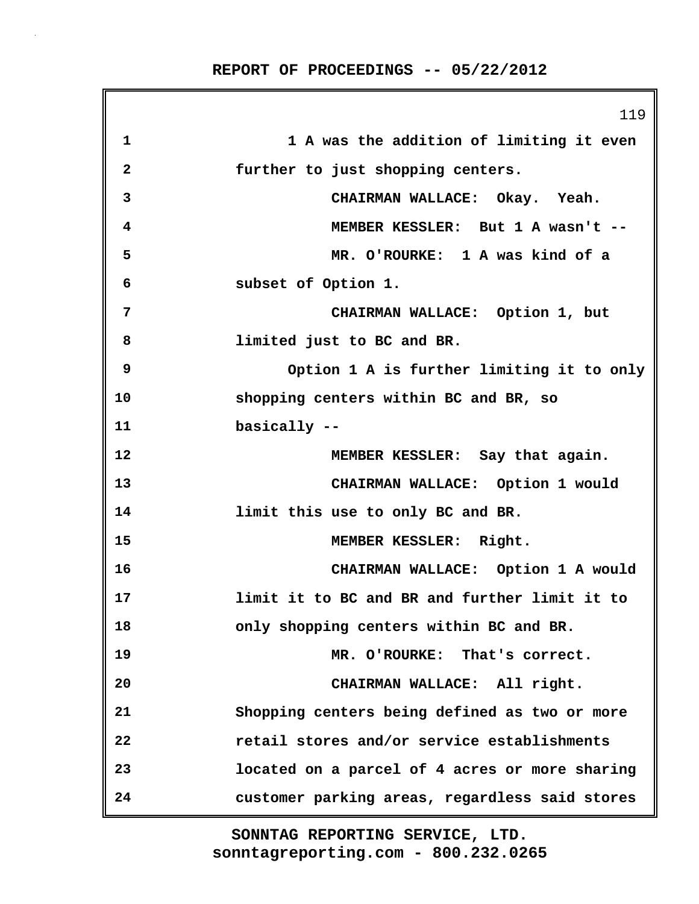1 A was the addition of limiting it even further to just shopping centers.

CHAIRMAN WALLACE: Okay. Yeah.

MEMBER KESSLER: But 1 A wasn't --

MR. O'ROURKE: 1 A was kind of a subset of Option 1.

CHAIRMAN WALLACE: Option 1, but limited just to BC and BR.

Option 1 A is further limiting it to only shopping centers within BC and BR, so basically --

MEMBER KESSLER: Say that again.

CHAIRMAN WALLACE: Option 1 would limit this use to only BC and BR.

MEMBER KESSLER: Right.

CHAIRMAN WALLACE: Option 1 A would limit it to BC and BR and further limit it to only shopping centers within BC and BR.

MR. O'ROURKE: That's correct.

CHAIRMAN WALLACE: All right. Shopping centers being defined as two or more retail stores and/or service establishments located on a parcel of 4 acres or more sharing customer parking areas, regardless said stores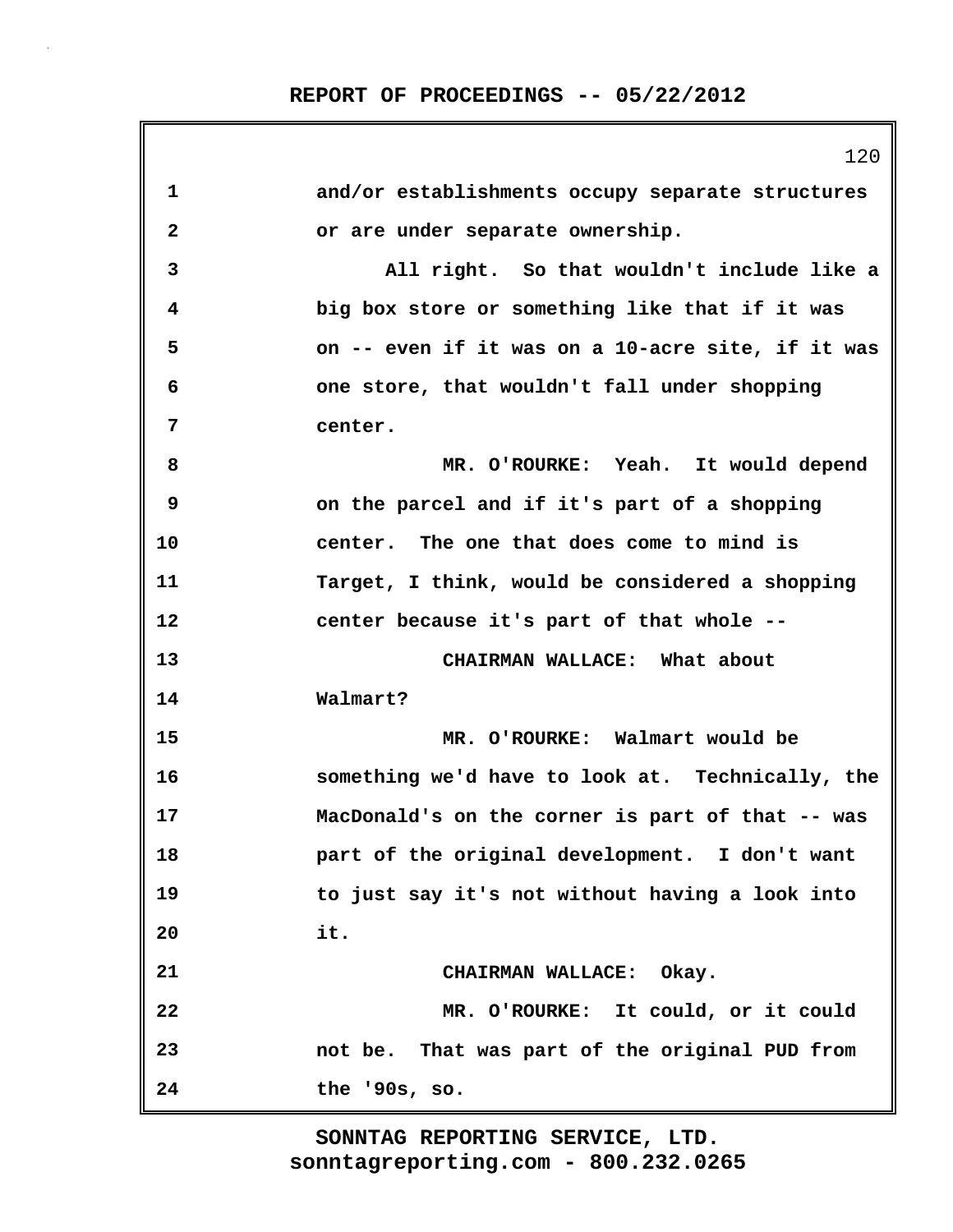and/or establishments occupy separate structures or are under separate ownership.

All right. So that wouldn't include like a big box store or something like that if it was on -- even if it was on a 10-acre site, if it was one store, that wouldn't fall under shopping center.

MR. O'ROURKE: Yeah. It would depend on the parcel and if it's part of a shopping center. The one that does come to mind is Target, I think, would be considered a shopping center because it's part of that whole --

CHAIRMAN WALLACE: What about Walmart?

MR. O'ROURKE: Walmart would be something we'd have to look at. Technically, the MacDonald's on the corner is part of that -- was part of the original development. I don't want to just say it's not without having a look into it.

CHAIRMAN WALLACE: Okay.

MR. O'ROURKE: It could, or it could not be. That was part of the original PUD from the '90s, so.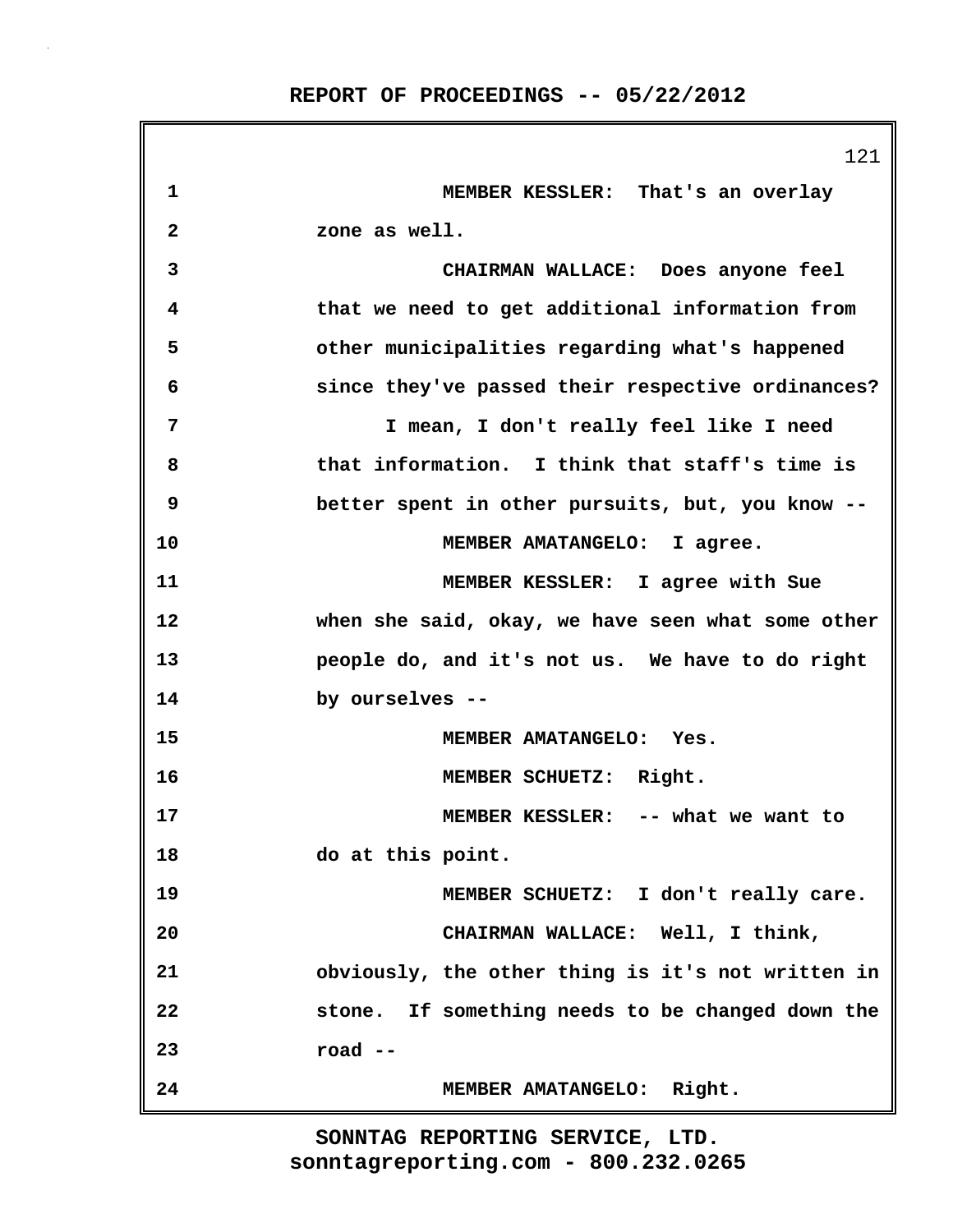1 MEMBER KESSLER: That's an overlay
2 zone as well.
3 CHAIRMAN WALLACE: Does anyone feel
4 that we need to get additional information from
5 other municipalities regarding what's happened
6 since they've passed their respective ordinances?
7 I mean, I don't really feel like I need
8 that information. I think that staff's time is
9 better spent in other pursuits, but, you know --
10 MEMBER AMATANGELO: I agree.
11 MEMBER KESSLER: I agree with Sue
12 when she said, okay, we have seen what some other
13 people do, and it's not us. We have to do right
14 by ourselves --
15 MEMBER AMATANGELO: Yes.
16 MEMBER SCHUETZ: Right.
17 MEMBER KESSLER: -- what we want to
18 do at this point.
19 MEMBER SCHUETZ: I don't really care.
20 CHAIRMAN WALLACE: Well, I think,
21 obviously, the other thing is it's not written in
22 stone. If something needs to be changed down the
23 road --
24 MEMBER AMATANGELO: Right.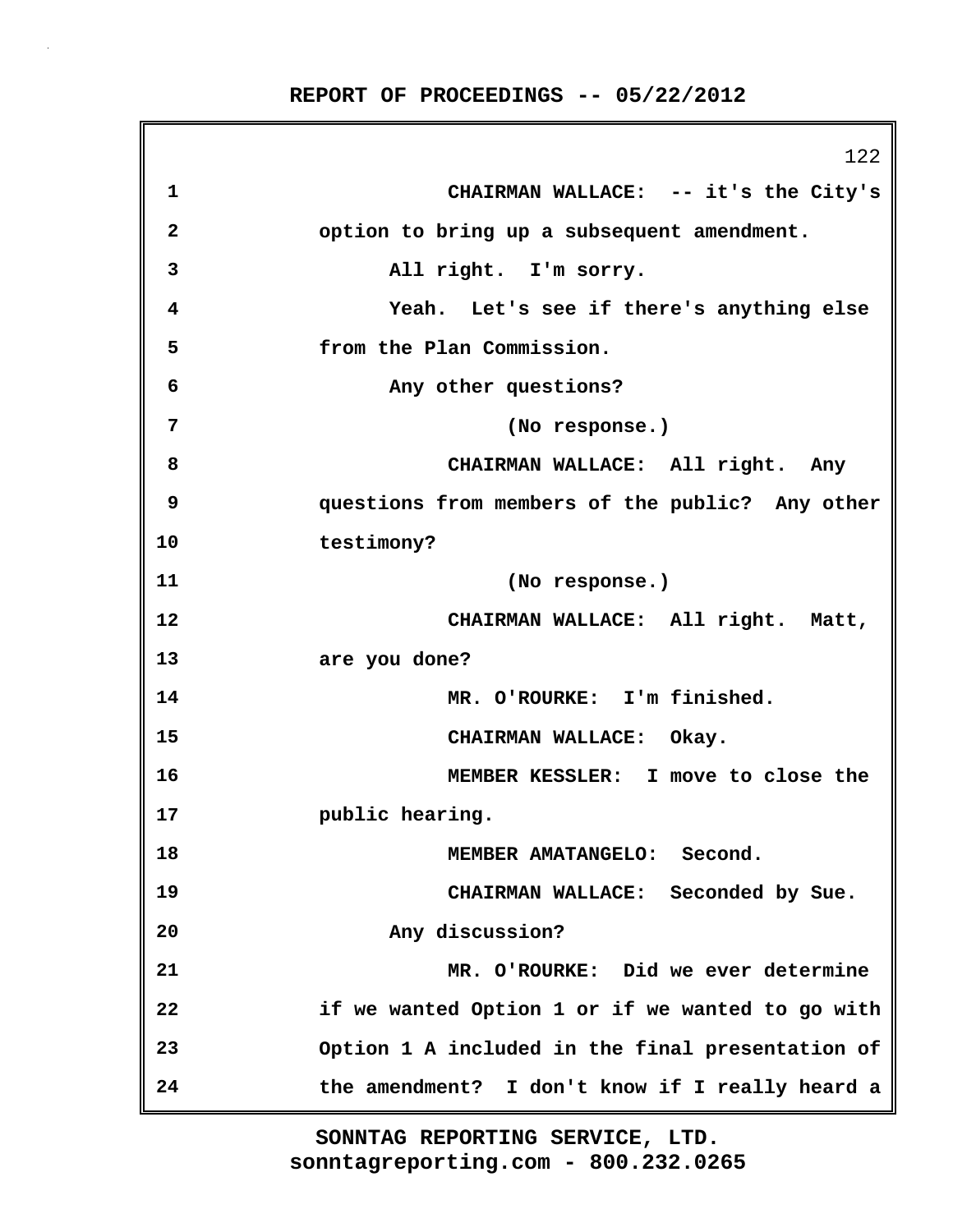1 CHAIRMAN WALLACE: -- it's the City's
2 option to bring up a subsequent amendment.
3 All right. I'm sorry.
4 Yeah. Let's see if there's anything else
5 from the Plan Commission.
6 Any other questions?
7 (No response.)
8 CHAIRMAN WALLACE: All right. Any
9 questions from members of the public? Any other
10 testimony?
11 (No response.)
12 CHAIRMAN WALLACE: All right. Matt,
13 are you done?
14 MR. O'ROURKE: I'm finished.
15 CHAIRMAN WALLACE: Okay.
16 MEMBER KESSLER: I move to close the
17 public hearing.
18 MEMBER AMATANGELO: Second.
19 CHAIRMAN WALLACE: Seconded by Sue.
20 Any discussion?
21 MR. O'ROURKE: Did we ever determine
22 if we wanted Option 1 or if we wanted to go with
23 Option 1 A included in the final presentation of
24 the amendment? I don't know if I really heard a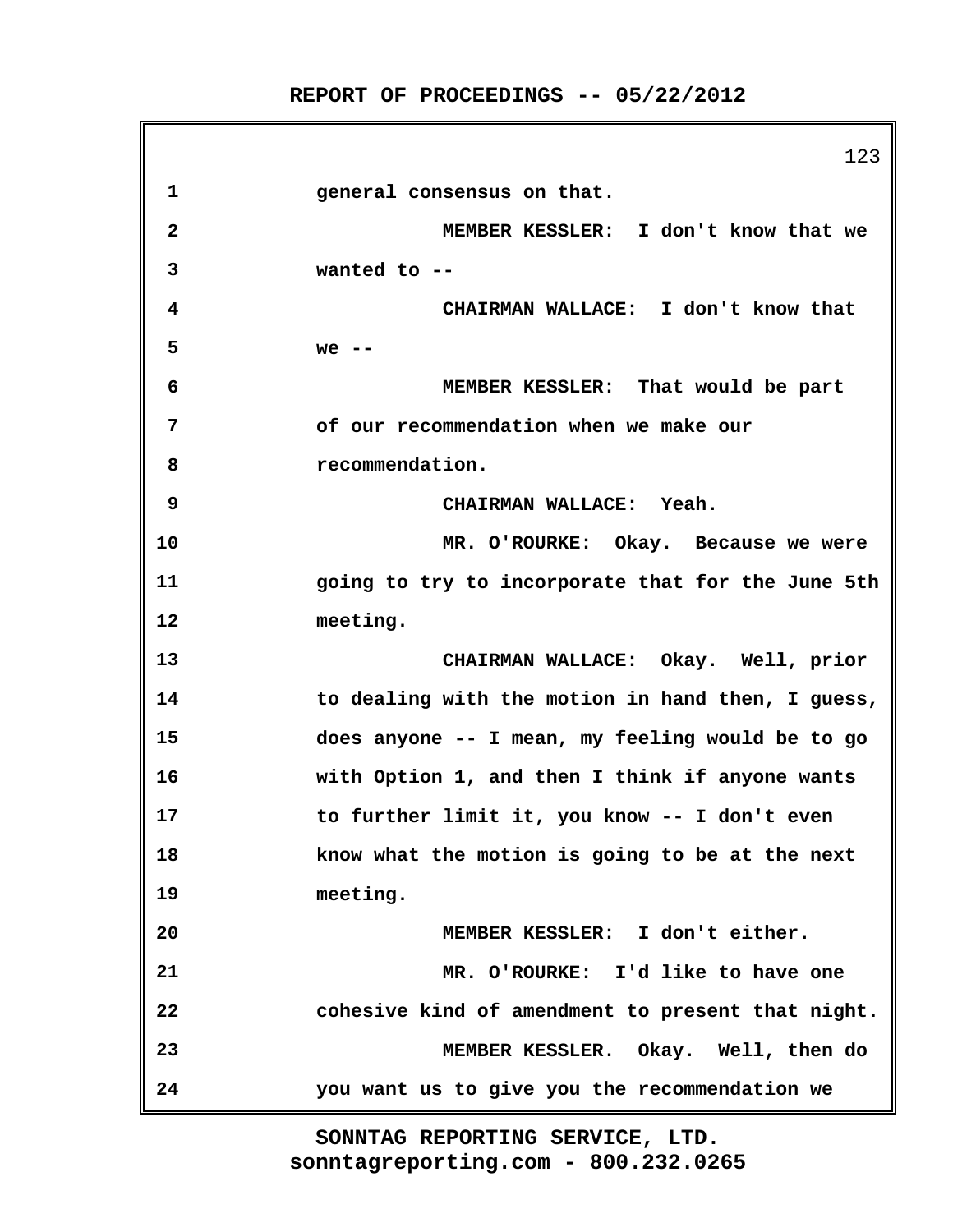1 general consensus on that.

2 MEMBER KESSLER: I don't know that we

3 wanted to --

4 CHAIRMAN WALLACE: I don't know that

5 we --

6 MEMBER KESSLER: That would be part

7 of our recommendation when we make our

8 recommendation.

9 CHAIRMAN WALLACE: Yeah.

10 MR. O'ROURKE: Okay. Because we were

11 going to try to incorporate that for the June 5th

12 meeting.

13 CHAIRMAN WALLACE: Okay. Well, prior

14 to dealing with the motion in hand then, I guess,

15 does anyone -- I mean, my feeling would be to go

16 with Option 1, and then I think if anyone wants

17 to further limit it, you know -- I don't even

18 know what the motion is going to be at the next

19 meeting.

20 MEMBER KESSLER: I don't either.

21 MR. O'ROURKE: I'd like to have one

22 cohesive kind of amendment to present that night.

23 MEMBER KESSLER. Okay. Well, then do

24 you want us to give you the recommendation we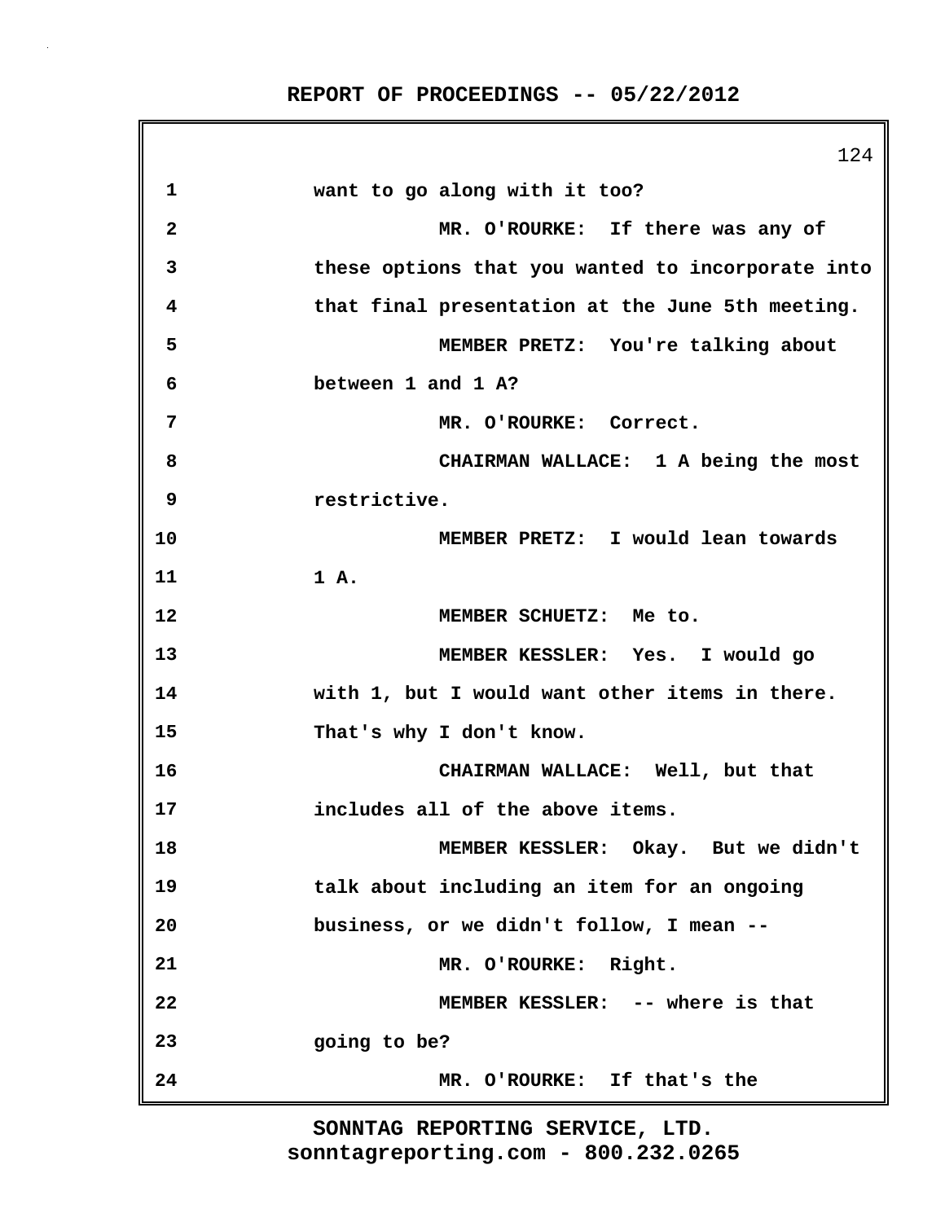want to go along with it too?

MR. O'ROURKE: If there was any of these options that you wanted to incorporate into that final presentation at the June 5th meeting.

MEMBER PRETZ: You're talking about between 1 and 1 A?

MR. O'ROURKE: Correct.

CHAIRMAN WALLACE: 1 A being the most restrictive.

MEMBER PRETZ: I would lean towards 1 A.

MEMBER SCHUETZ: Me to.

MEMBER KESSLER: Yes. I would go with 1, but I would want other items in there. That's why I don't know.

CHAIRMAN WALLACE: Well, but that includes all of the above items.

MEMBER KESSLER: Okay. But we didn't talk about including an item for an ongoing business, or we didn't follow, I mean --

MR. O'ROURKE: Right.

MEMBER KESSLER: -- where is that going to be?

MR. O'ROURKE: If that's the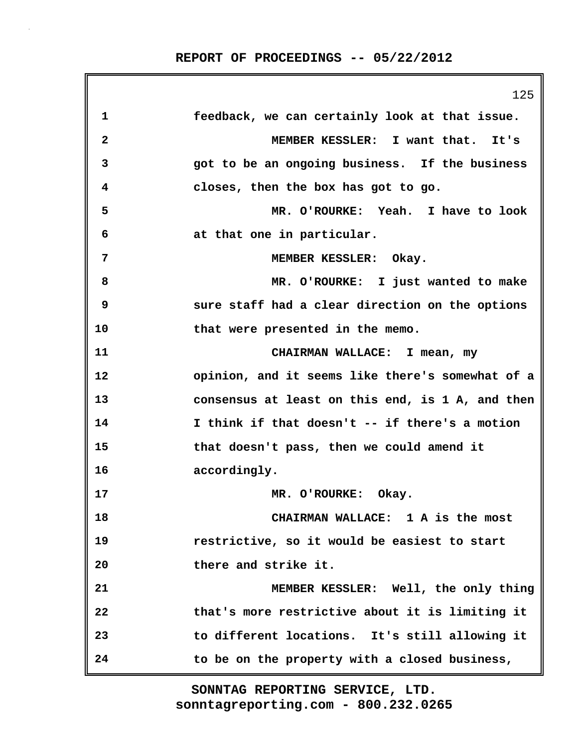feedback, we can certainly look at that issue.

MEMBER KESSLER: I want that. It's got to be an ongoing business. If the business closes, then the box has got to go.

MR. O'ROURKE: Yeah. I have to look at that one in particular.

MEMBER KESSLER: Okay.

MR. O'ROURKE: I just wanted to make sure staff had a clear direction on the options that were presented in the memo.

CHAIRMAN WALLACE: I mean, my opinion, and it seems like there's somewhat of a consensus at least on this end, is 1 A, and then I think if that doesn't -- if there's a motion that doesn't pass, then we could amend it accordingly.

MR. O'ROURKE: Okay.

CHAIRMAN WALLACE: 1 A is the most restrictive, so it would be easiest to start there and strike it.

MEMBER KESSLER: Well, the only thing that's more restrictive about it is limiting it to different locations. It's still allowing it to be on the property with a closed business,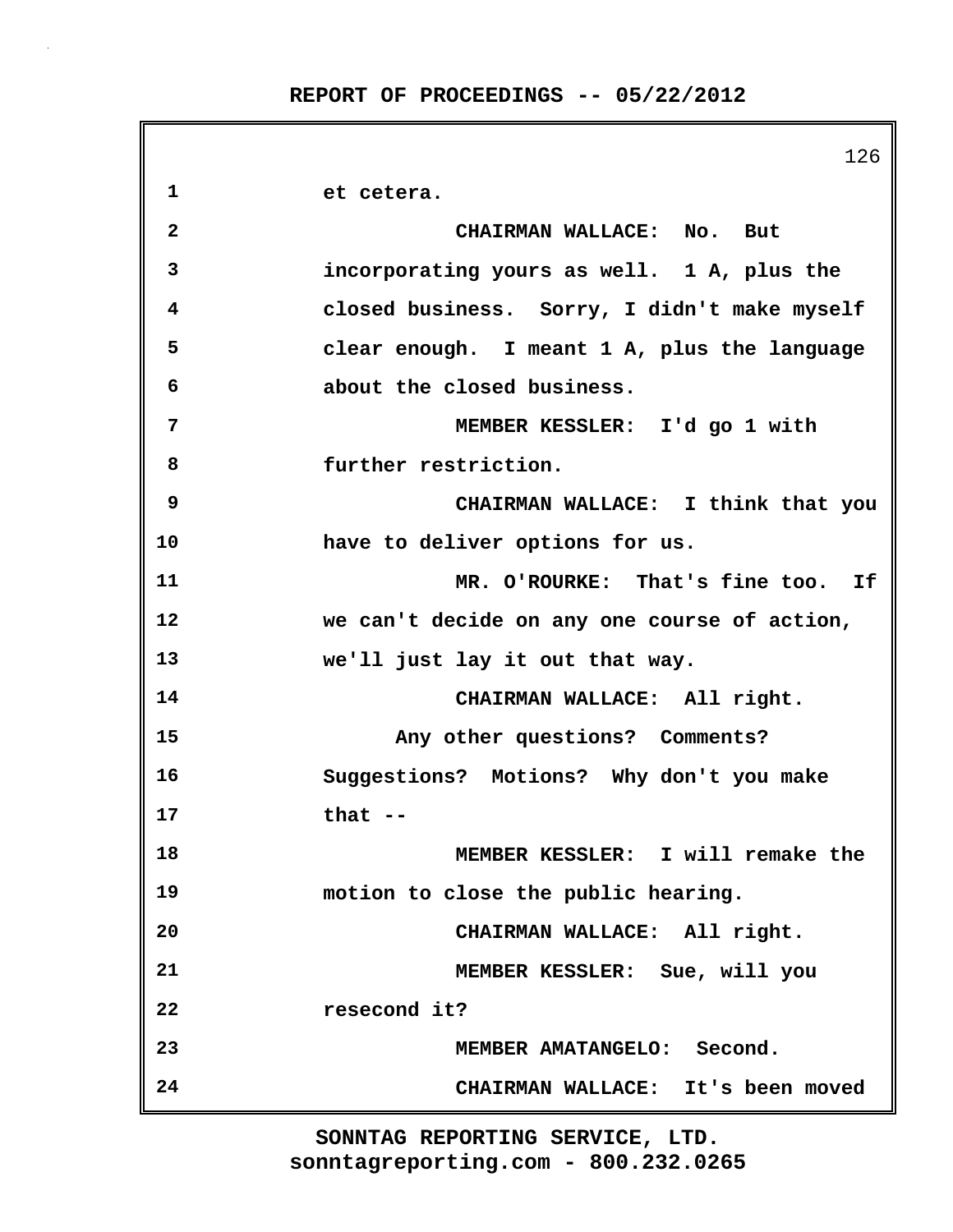1 et cetera.

2 CHAIRMAN WALLACE: No. But

3 incorporating yours as well. 1 A, plus the

4 closed business. Sorry, I didn't make myself

5 clear enough. I meant 1 A, plus the language

6 about the closed business.

7 MEMBER KESSLER: I'd go 1 with

8 further restriction.

9 CHAIRMAN WALLACE: I think that you

10 have to deliver options for us.

11 MR. O'ROURKE: That's fine too. If

12 we can't decide on any one course of action,

13 we'll just lay it out that way.

14 CHAIRMAN WALLACE: All right.

15 Any other questions? Comments?

16 Suggestions? Motions? Why don't you make

17 that --

18 MEMBER KESSLER: I will remake the

19 motion to close the public hearing.

20 CHAIRMAN WALLACE: All right.

21 MEMBER KESSLER: Sue, will you

22 resecond it?

23 MEMBER AMATANGELO: Second.

24 CHAIRMAN WALLACE: It's been moved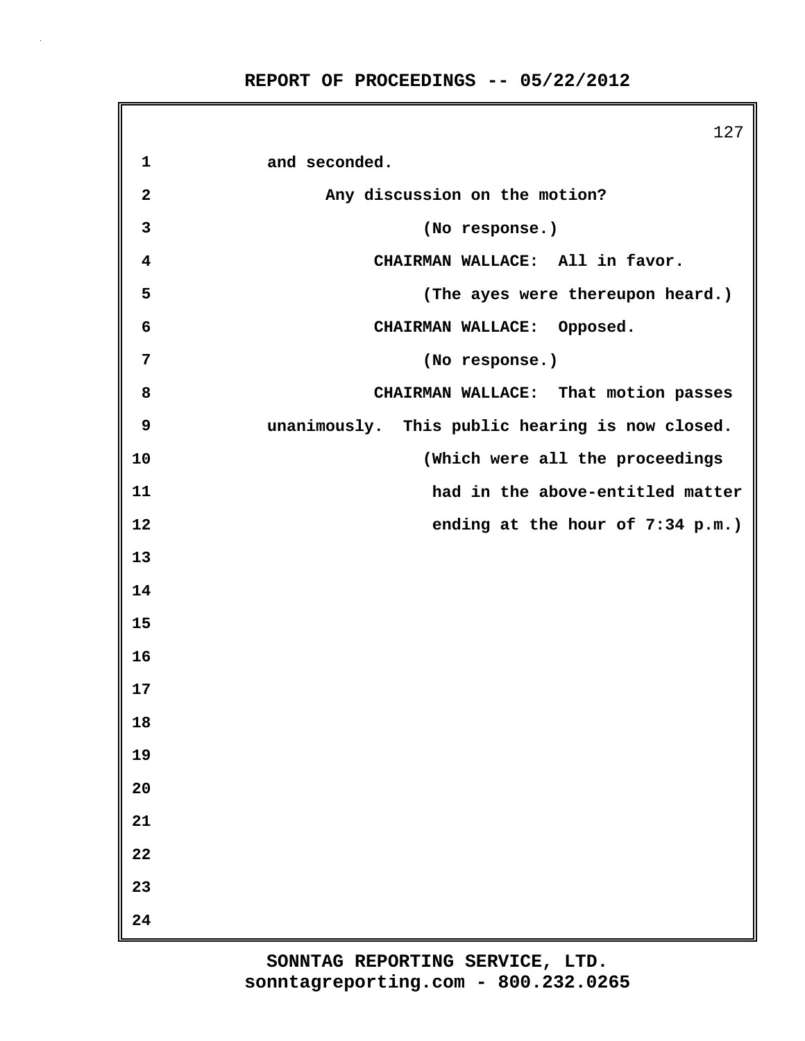and seconded.

Any discussion on the motion?

(No response.)

CHAIRMAN WALLACE: All in favor.

(The ayes were thereupon heard.)

CHAIRMAN WALLACE: Opposed.

(No response.)

CHAIRMAN WALLACE: That motion passes unanimously. This public hearing is now closed.

(Which were all the proceedings had in the above-entitled matter ending at the hour of 7:34 p.m.)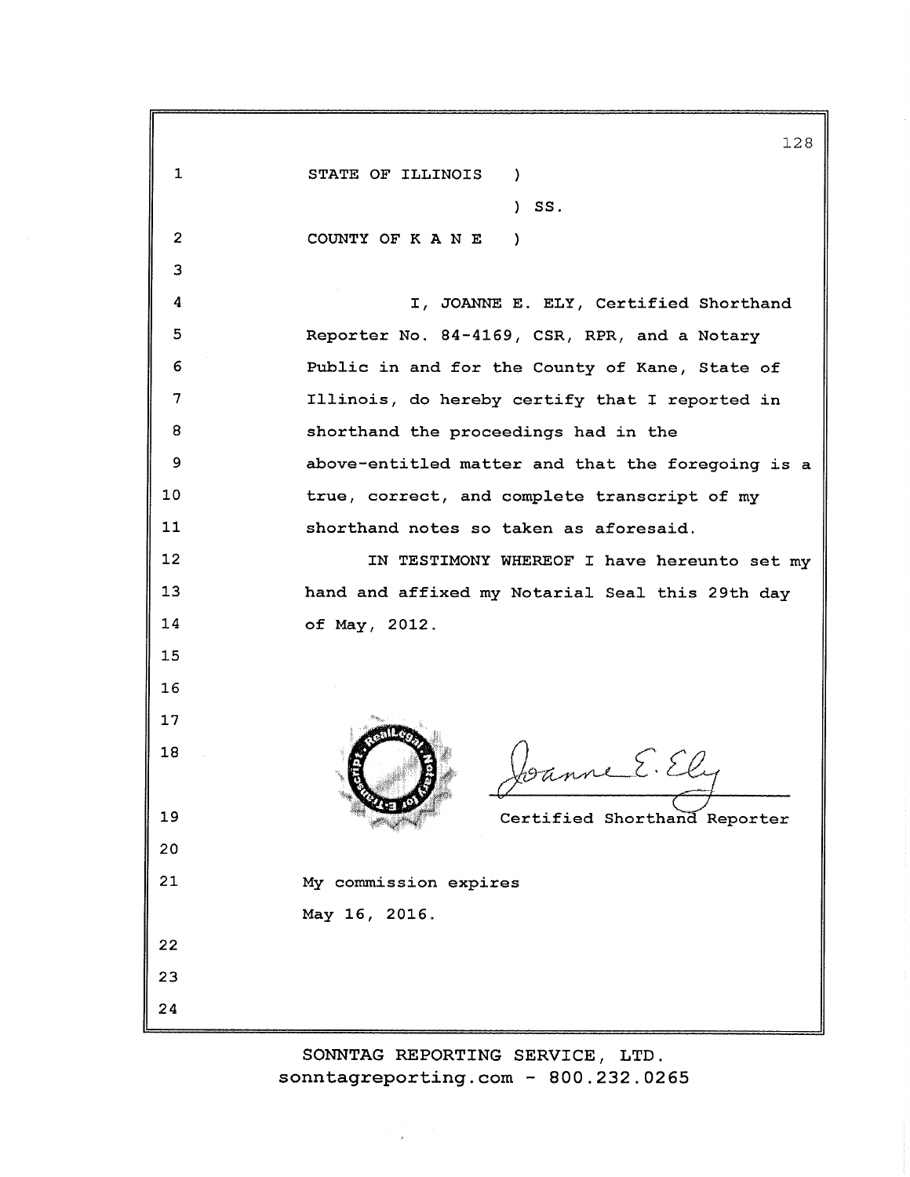STATE OF ILLINOIS )
) SS.
COUNTY OF K A N E )

I, JOANNE E. ELY, Certified Shorthand Reporter No. 84-4169, CSR, RPR, and a Notary Public in and for the County of Kane, State of Illinois, do hereby certify that I reported in shorthand the proceedings had in the above-entitled matter and that the foregoing is a true, correct, and complete transcript of my shorthand notes so taken as aforesaid.

IN TESTIMONY WHEREOF I have hereunto set my hand and affixed my Notarial Seal this 29th day of May, 2012.

Joanne E. Ely

Certified Shorthand Reporter

My commission expires
May 16, 2016.

SONNTAG REPORTING SERVICE, LTD.
sonntagreporting.com - 800.232.0265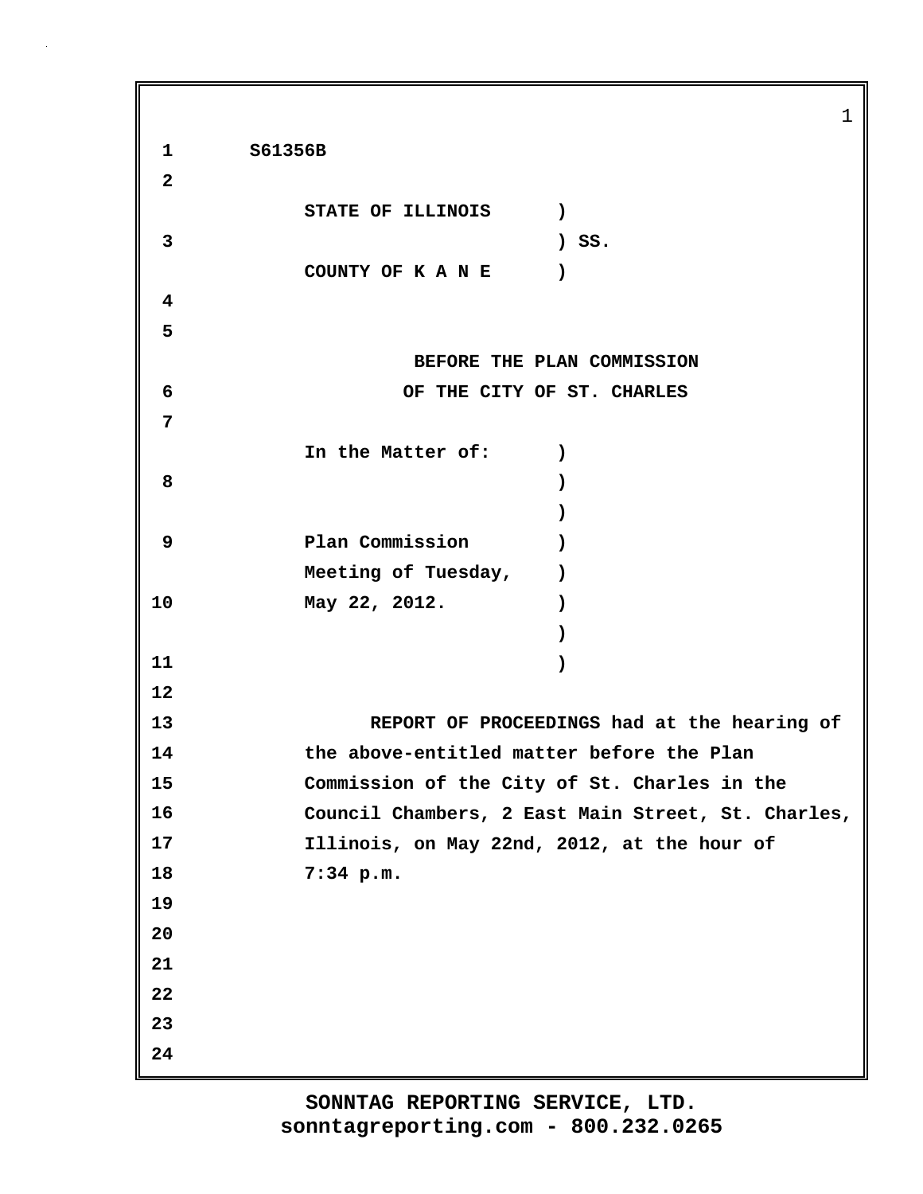S61356B

STATE OF ILLINOIS )
) SS.
COUNTY OF K A N E )

BEFORE THE PLAN COMMISSION
OF THE CITY OF ST. CHARLES

In the Matter of: )
)
)
Plan Commission )
Meeting of Tuesday, )
May 22, 2012. )
)
)

REPORT OF PROCEEDINGS had at the hearing of the above-entitled matter before the Plan Commission of the City of St. Charles in the Council Chambers, 2 East Main Street, St. Charles, Illinois, on May 22nd, 2012, at the hour of 7:34 p.m.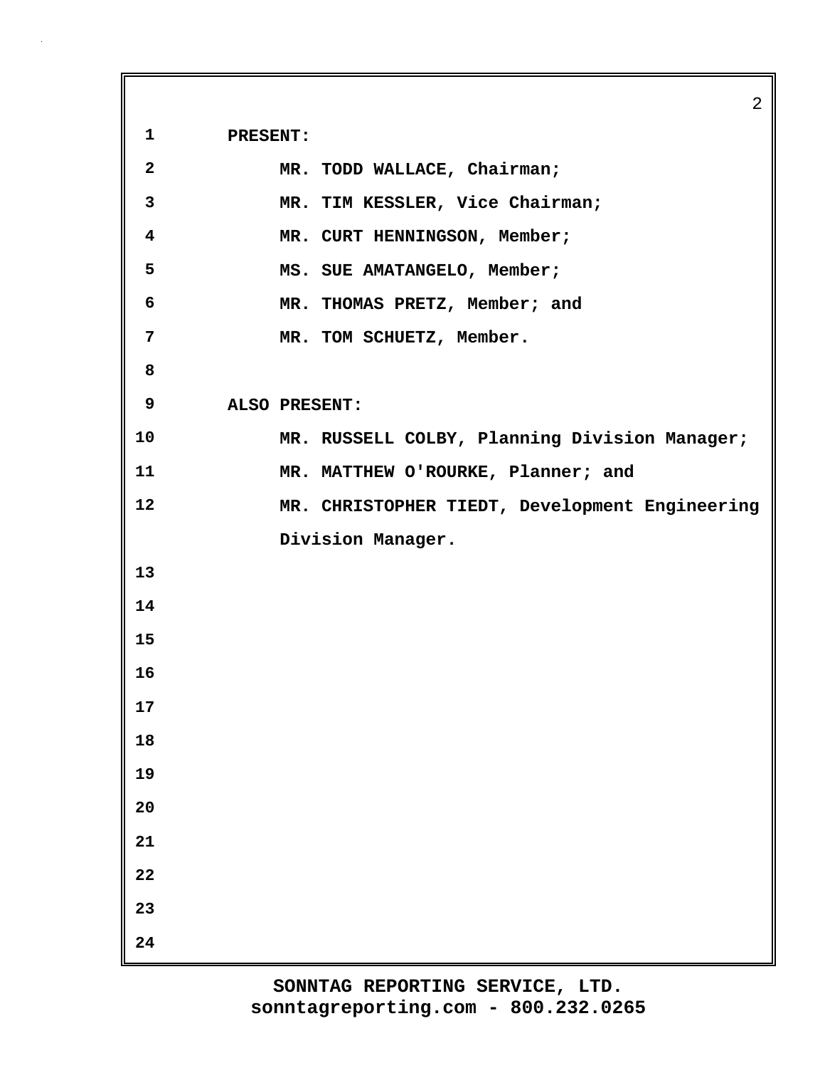PRESENT:

MR. TODD WALLACE, Chairman;
MR. TIM KESSLER, Vice Chairman;
MR. CURT HENNINGSON, Member;
MS. SUE AMATANGELO, Member;
MR. THOMAS PRETZ, Member; and
MR. TOM SCHUETZ, Member.

ALSO PRESENT:

MR. RUSSELL COLBY, Planning Division Manager;
MR. MATTHEW O'ROURKE, Planner; and
MR. CHRISTOPHER TIEDT, Development Engineering Division Manager.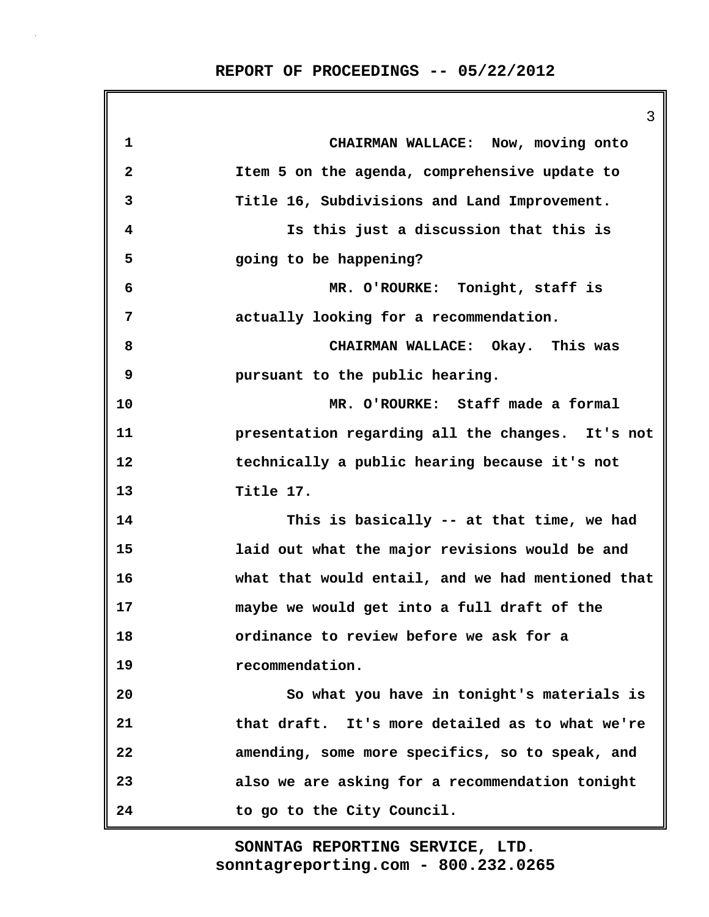CHAIRMAN WALLACE: Now, moving onto Item 5 on the agenda, comprehensive update to Title 16, Subdivisions and Land Improvement.

Is this just a discussion that this is going to be happening?

MR. O'ROURKE: Tonight, staff is actually looking for a recommendation.

CHAIRMAN WALLACE: Okay. This was pursuant to the public hearing.

MR. O'ROURKE: Staff made a formal presentation regarding all the changes. It's not technically a public hearing because it's not Title 17.

This is basically -- at that time, we had laid out what the major revisions would be and what that would entail, and we had mentioned that maybe we would get into a full draft of the ordinance to review before we ask for a recommendation.

So what you have in tonight's materials is that draft. It's more detailed as to what we're amending, some more specifics, so to speak, and also we are asking for a recommendation tonight to go to the City Council.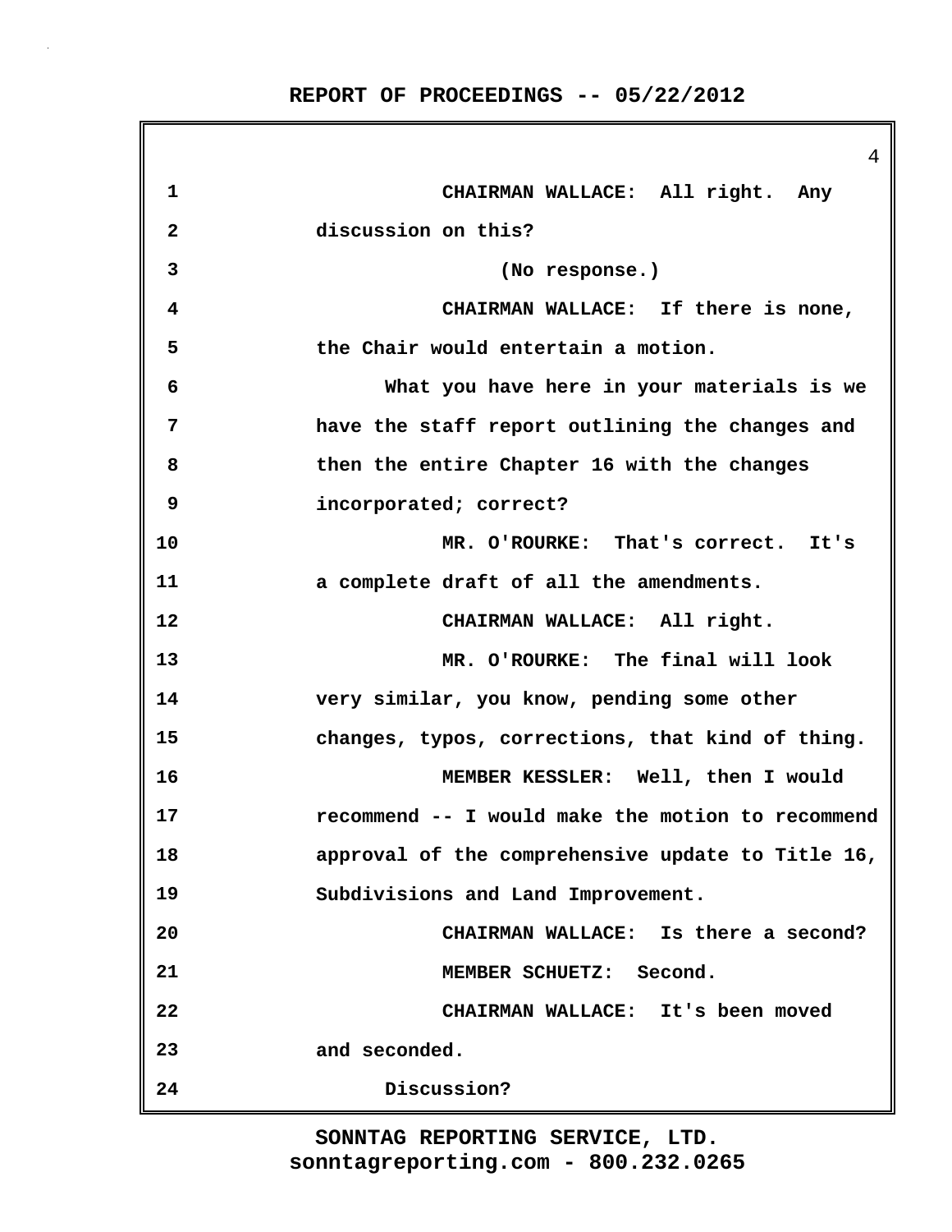1 CHAIRMAN WALLACE: All right. Any
2 discussion on this?
3 (No response.)
4 CHAIRMAN WALLACE: If there is none,
5 the Chair would entertain a motion.
6 What you have here in your materials is we
7 have the staff report outlining the changes and
8 then the entire Chapter 16 with the changes
9 incorporated; correct?
10 MR. O'ROURKE: That's correct. It's
11 a complete draft of all the amendments.
12 CHAIRMAN WALLACE: All right.
13 MR. O'ROURKE: The final will look
14 very similar, you know, pending some other
15 changes, typos, corrections, that kind of thing.
16 MEMBER KESSLER: Well, then I would
17 recommend -- I would make the motion to recommend
18 approval of the comprehensive update to Title 16,
19 Subdivisions and Land Improvement.
20 CHAIRMAN WALLACE: Is there a second?
21 MEMBER SCHUETZ: Second.
22 CHAIRMAN WALLACE: It's been moved
23 and seconded.
24 Discussion?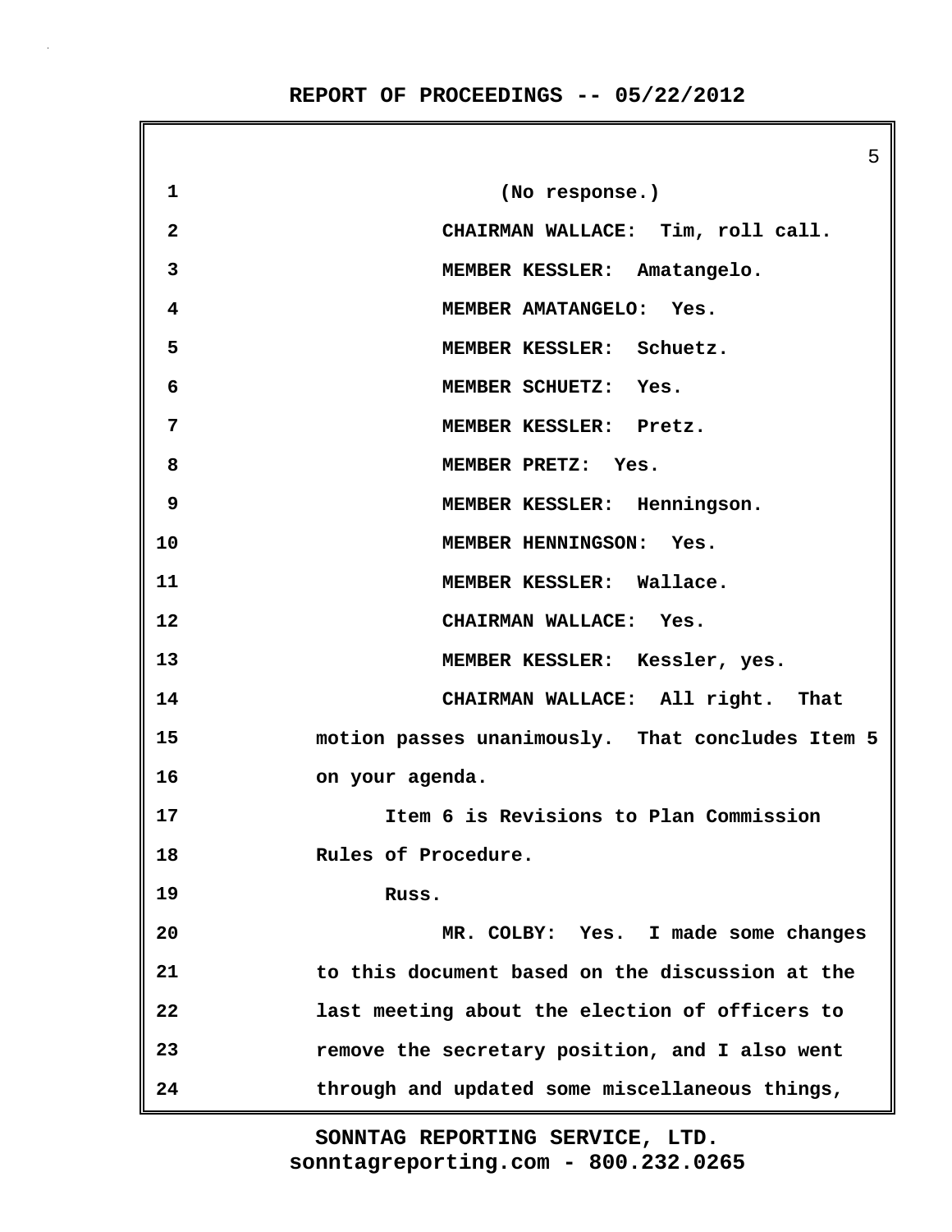(No response.)

CHAIRMAN WALLACE: Tim, roll call.

MEMBER KESSLER: Amatangelo.

MEMBER AMATANGELO: Yes.

MEMBER KESSLER: Schuetz.

MEMBER SCHUETZ: Yes.

MEMBER KESSLER: Pretz.

MEMBER PRETZ: Yes.

MEMBER KESSLER: Henningson.

MEMBER HENNINGSON: Yes.

MEMBER KESSLER: Wallace.

CHAIRMAN WALLACE: Yes.

MEMBER KESSLER: Kessler, yes.

CHAIRMAN WALLACE: All right. That motion passes unanimously. That concludes Item 5 on your agenda.

Item 6 is Revisions to Plan Commission Rules of Procedure.

Russ.

MR. COLBY: Yes. I made some changes to this document based on the discussion at the last meeting about the election of officers to remove the secretary position, and I also went through and updated some miscellaneous things,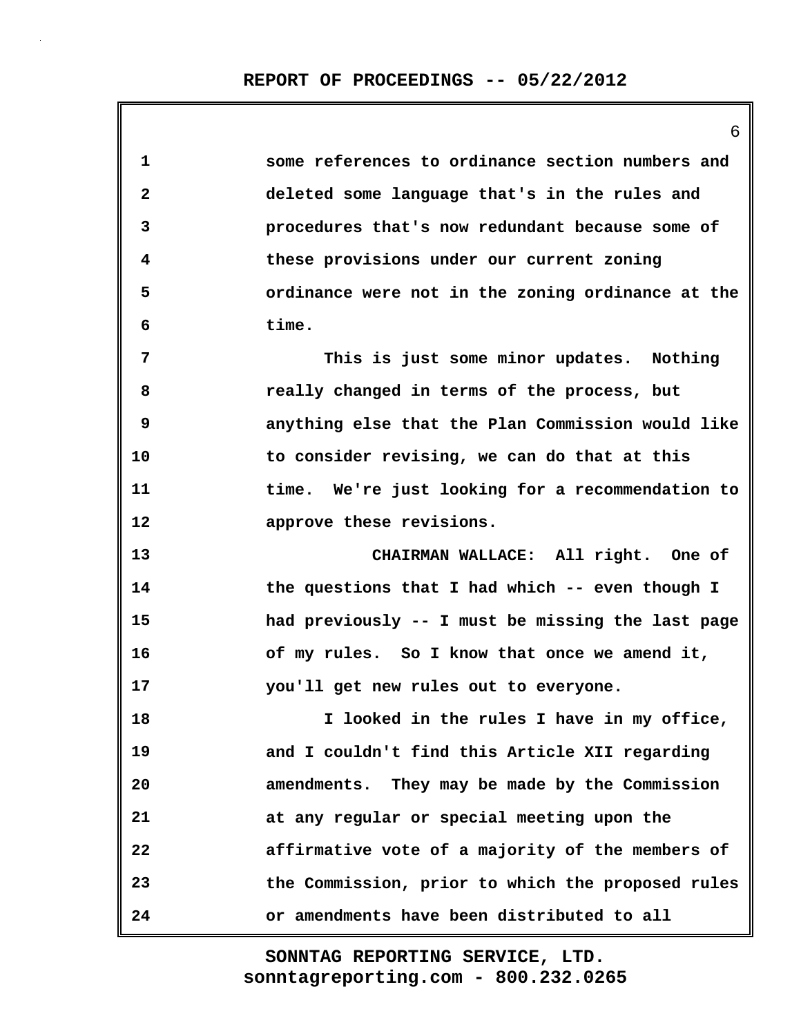some references to ordinance section numbers and deleted some language that's in the rules and procedures that's now redundant because some of these provisions under our current zoning ordinance were not in the zoning ordinance at the time.

This is just some minor updates. Nothing really changed in terms of the process, but anything else that the Plan Commission would like to consider revising, we can do that at this time. We're just looking for a recommendation to approve these revisions.

CHAIRMAN WALLACE: All right. One of the questions that I had which -- even though I had previously -- I must be missing the last page of my rules. So I know that once we amend it, you'll get new rules out to everyone.

I looked in the rules I have in my office, and I couldn't find this Article XII regarding amendments. They may be made by the Commission at any regular or special meeting upon the affirmative vote of a majority of the members of the Commission, prior to which the proposed rules or amendments have been distributed to all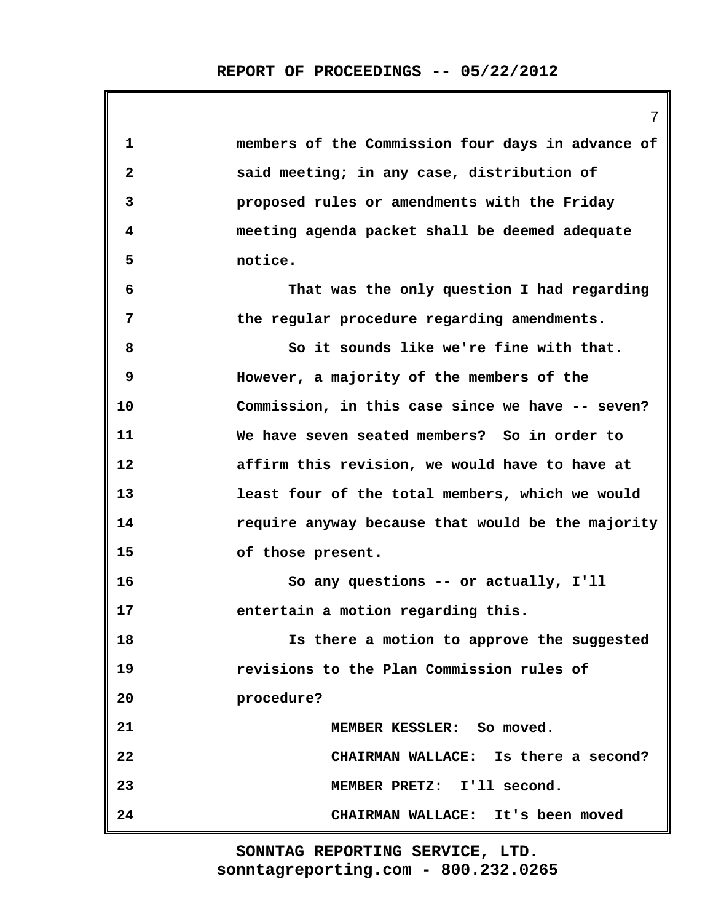members of the Commission four days in advance of said meeting; in any case, distribution of proposed rules or amendments with the Friday meeting agenda packet shall be deemed adequate notice.

That was the only question I had regarding the regular procedure regarding amendments.

So it sounds like we're fine with that. However, a majority of the members of the Commission, in this case since we have -- seven? We have seven seated members? So in order to affirm this revision, we would have to have at least four of the total members, which we would require anyway because that would be the majority of those present.

So any questions -- or actually, I'll entertain a motion regarding this.

Is there a motion to approve the suggested revisions to the Plan Commission rules of procedure?

MEMBER KESSLER: So moved.

CHAIRMAN WALLACE: Is there a second?

MEMBER PRETZ: I'll second.

CHAIRMAN WALLACE: It's been moved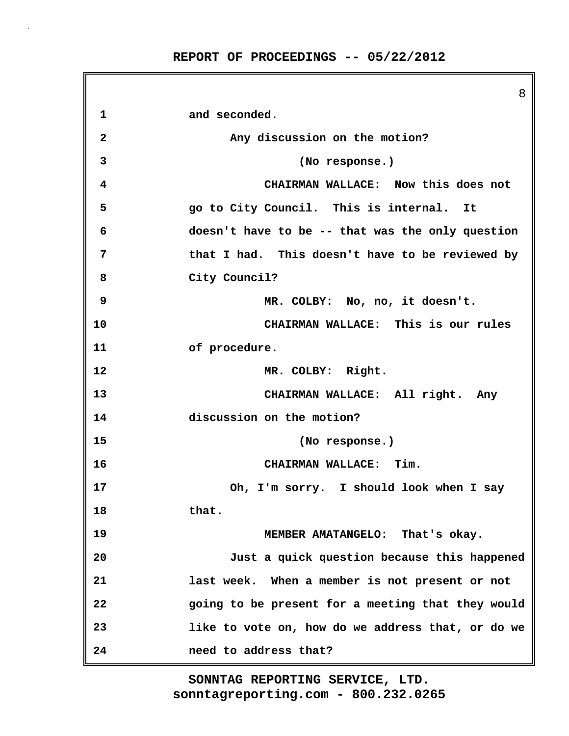1 and seconded.

2 Any discussion on the motion?

3 (No response.)

4 CHAIRMAN WALLACE: Now this does not

5 go to City Council. This is internal. It

6 doesn't have to be -- that was the only question

7 that I had. This doesn't have to be reviewed by

8 City Council?

9 MR. COLBY: No, no, it doesn't.

10 CHAIRMAN WALLACE: This is our rules

11 of procedure.

12 MR. COLBY: Right.

13 CHAIRMAN WALLACE: All right. Any

14 discussion on the motion?

15 (No response.)

16 CHAIRMAN WALLACE: Tim.

17 Oh, I'm sorry. I should look when I say

18 that.

19 MEMBER AMATANGELO: That's okay.

20 Just a quick question because this happened

21 last week. When a member is not present or not

22 going to be present for a meeting that they would

23 like to vote on, how do we address that, or do we

24 need to address that?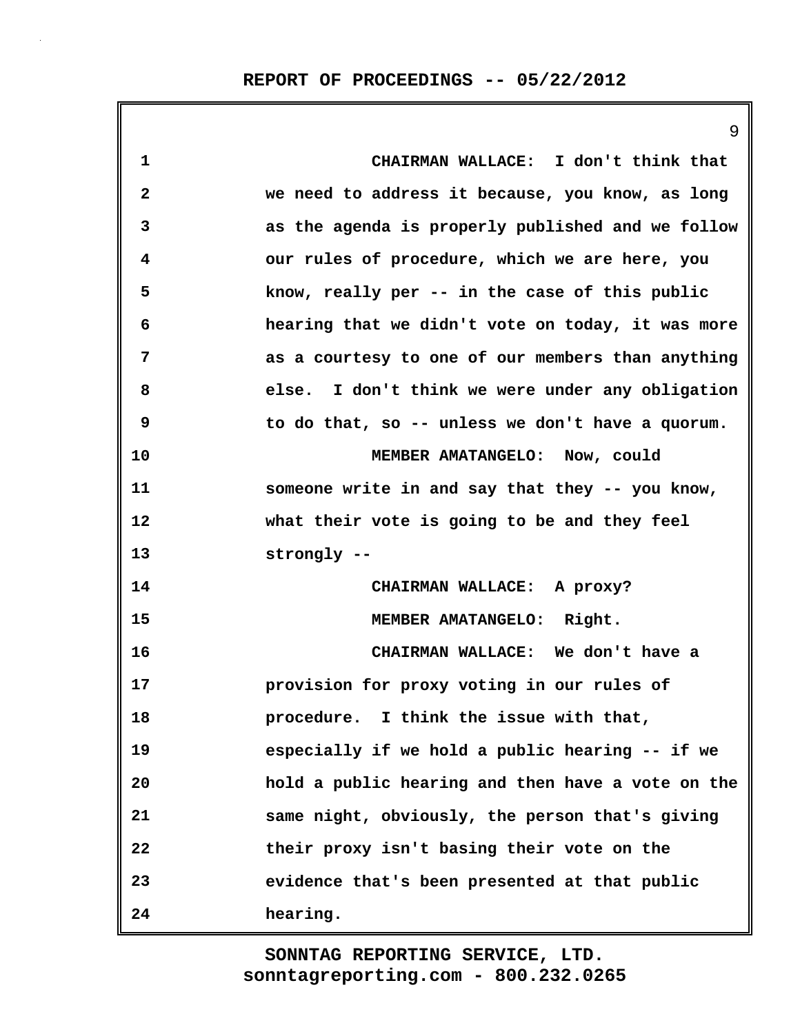CHAIRMAN WALLACE: I don't think that we need to address it because, you know, as long as the agenda is properly published and we follow our rules of procedure, which we are here, you know, really per -- in the case of this public hearing that we didn't vote on today, it was more as a courtesy to one of our members than anything else. I don't think we were under any obligation to do that, so -- unless we don't have a quorum.

MEMBER AMATANGELO: Now, could someone write in and say that they -- you know, what their vote is going to be and they feel strongly --

CHAIRMAN WALLACE: A proxy?

MEMBER AMATANGELO: Right.

CHAIRMAN WALLACE: We don't have a provision for proxy voting in our rules of procedure. I think the issue with that, especially if we hold a public hearing -- if we hold a public hearing and then have a vote on the same night, obviously, the person that's giving their proxy isn't basing their vote on the evidence that's been presented at that public hearing.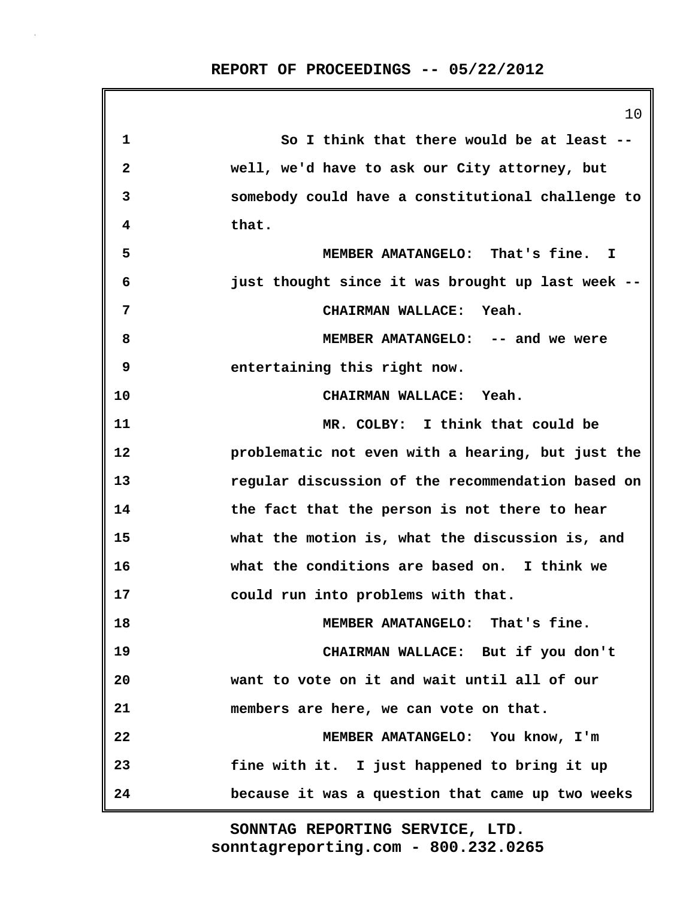So I think that there would be at least -- well, we'd have to ask our City attorney, but somebody could have a constitutional challenge to that.

MEMBER AMATANGELO: That's fine. I just thought since it was brought up last week --

CHAIRMAN WALLACE: Yeah.

MEMBER AMATANGELO: -- and we were entertaining this right now.

CHAIRMAN WALLACE: Yeah.

MR. COLBY: I think that could be problematic not even with a hearing, but just the regular discussion of the recommendation based on the fact that the person is not there to hear what the motion is, what the discussion is, and what the conditions are based on. I think we could run into problems with that.

MEMBER AMATANGELO: That's fine.

CHAIRMAN WALLACE: But if you don't want to vote on it and wait until all of our members are here, we can vote on that.

MEMBER AMATANGELO: You know, I'm fine with it. I just happened to bring it up because it was a question that came up two weeks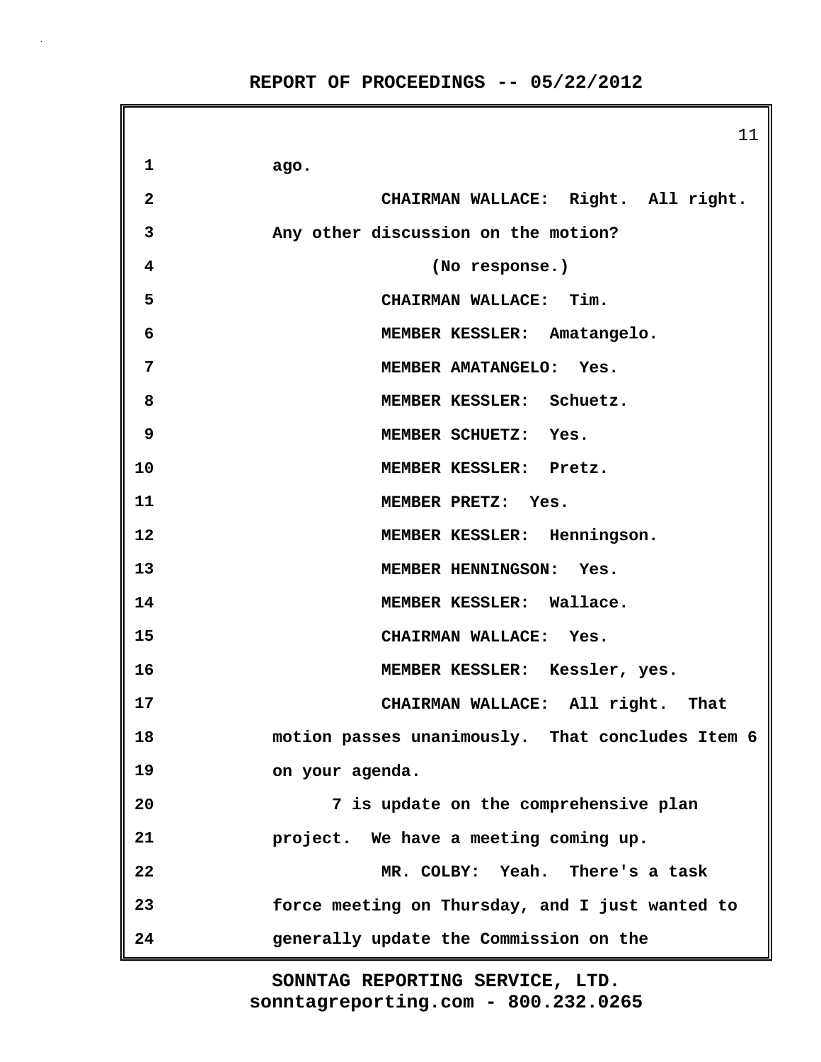1 ago.

2 CHAIRMAN WALLACE: Right. All right.

3 Any other discussion on the motion?

4 (No response.)

5 CHAIRMAN WALLACE: Tim.

6 MEMBER KESSLER: Amatangelo.

7 MEMBER AMATANGELO: Yes.

8 MEMBER KESSLER: Schuetz.

9 MEMBER SCHUETZ: Yes.

10 MEMBER KESSLER: Pretz.

11 MEMBER PRETZ: Yes.

12 MEMBER KESSLER: Henningson.

13 MEMBER HENNINGSON: Yes.

14 MEMBER KESSLER: Wallace.

15 CHAIRMAN WALLACE: Yes.

16 MEMBER KESSLER: Kessler, yes.

17 CHAIRMAN WALLACE: All right. That

18 motion passes unanimously. That concludes Item 6

19 on your agenda.

20 7 is update on the comprehensive plan

21 project. We have a meeting coming up.

22 MR. COLBY: Yeah. There's a task

23 force meeting on Thursday, and I just wanted to

24 generally update the Commission on the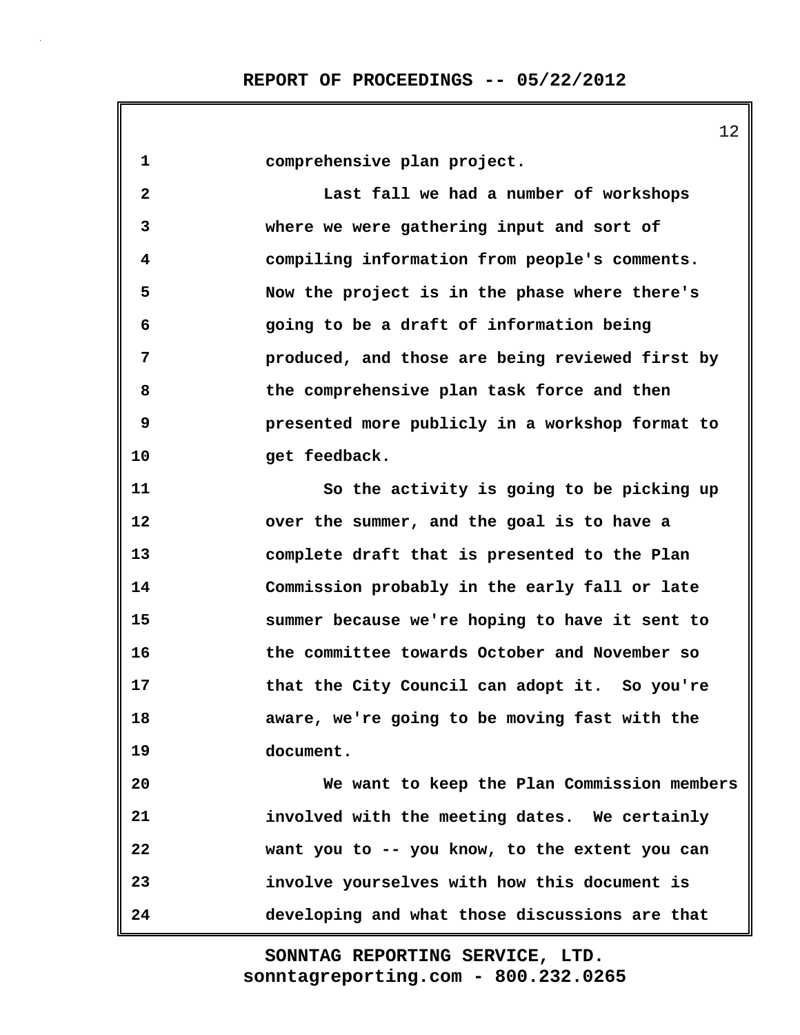1 comprehensive plan project.

2 Last fall we had a number of workshops

3 where we were gathering input and sort of

4 compiling information from people's comments.

5 Now the project is in the phase where there's

6 going to be a draft of information being

7 produced, and those are being reviewed first by

8 the comprehensive plan task force and then

9 presented more publicly in a workshop format to

10 get feedback.

11 So the activity is going to be picking up

12 over the summer, and the goal is to have a

13 complete draft that is presented to the Plan

14 Commission probably in the early fall or late

15 summer because we're hoping to have it sent to

16 the committee towards October and November so

17 that the City Council can adopt it. So you're

18 aware, we're going to be moving fast with the

19 document.

20 We want to keep the Plan Commission members

21 involved with the meeting dates. We certainly

22 want you to -- you know, to the extent you can

23 involve yourselves with how this document is

24 developing and what those discussions are that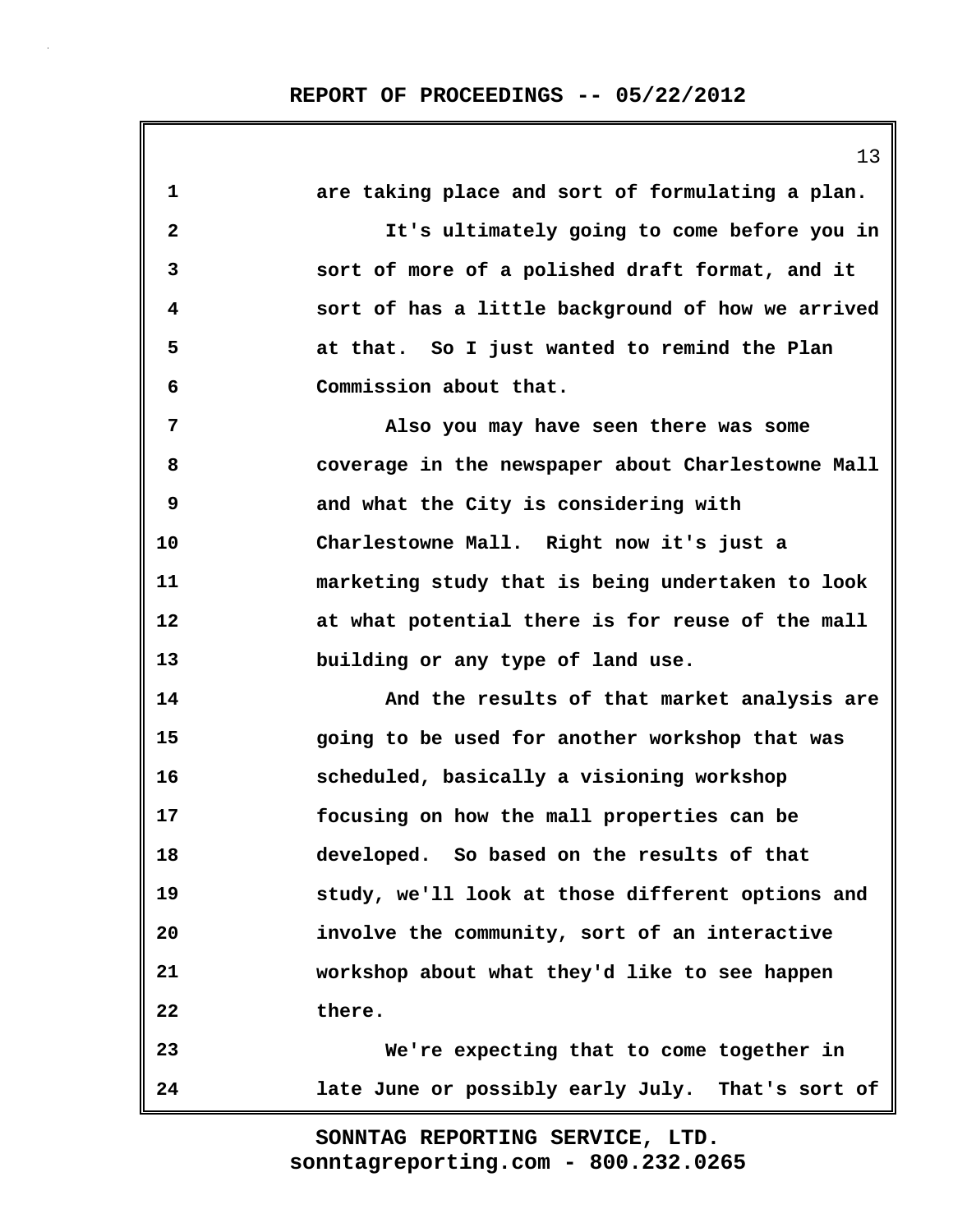are taking place and sort of formulating a plan.

It's ultimately going to come before you in sort of more of a polished draft format, and it sort of has a little background of how we arrived at that. So I just wanted to remind the Plan Commission about that.

Also you may have seen there was some coverage in the newspaper about Charlestowne Mall and what the City is considering with Charlestowne Mall. Right now it's just a marketing study that is being undertaken to look at what potential there is for reuse of the mall building or any type of land use.

And the results of that market analysis are going to be used for another workshop that was scheduled, basically a visioning workshop focusing on how the mall properties can be developed. So based on the results of that study, we'll look at those different options and involve the community, sort of an interactive workshop about what they'd like to see happen there.

We're expecting that to come together in late June or possibly early July. That's sort of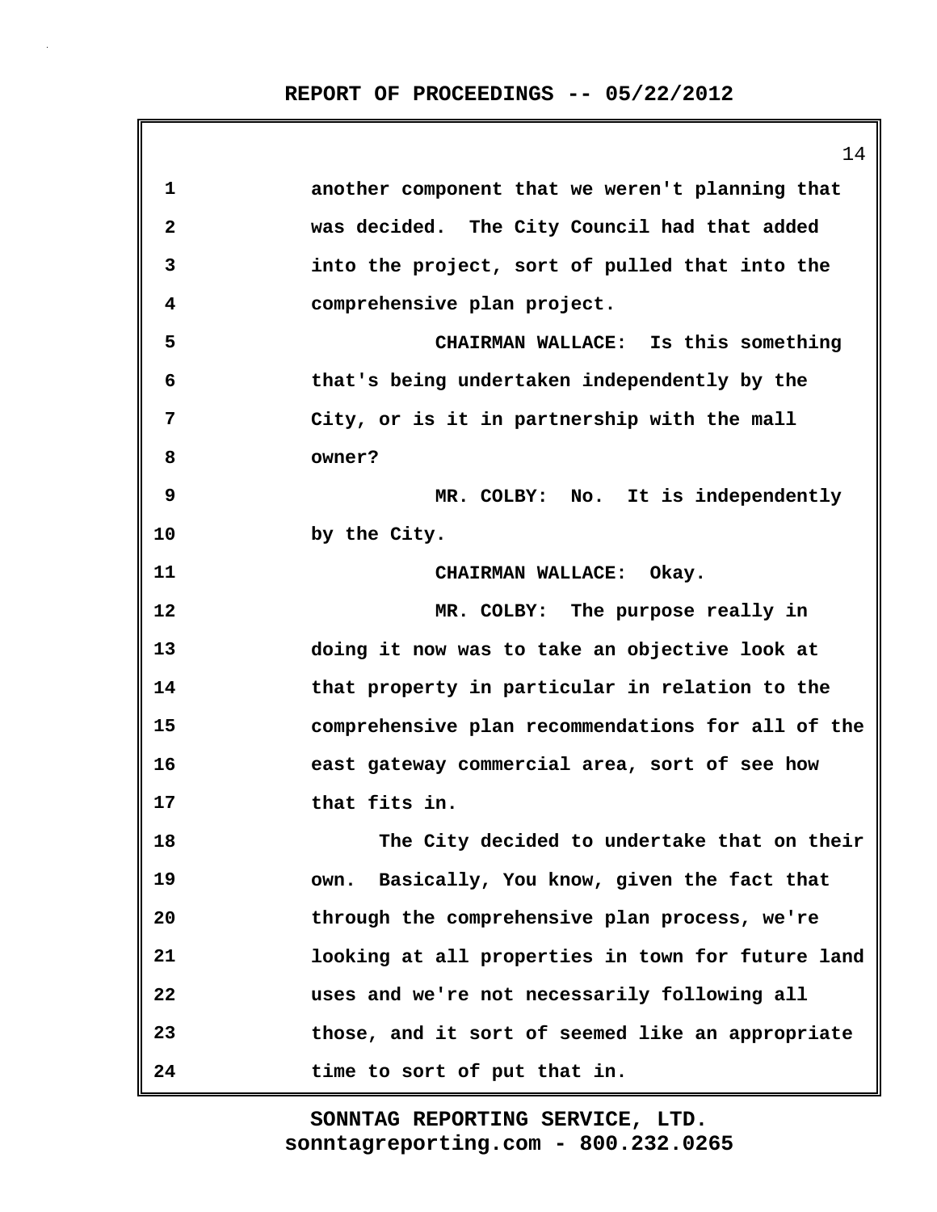another component that we weren't planning that was decided. The City Council had that added into the project, sort of pulled that into the comprehensive plan project.

CHAIRMAN WALLACE: Is this something that's being undertaken independently by the City, or is it in partnership with the mall owner?

MR. COLBY: No. It is independently by the City.

CHAIRMAN WALLACE: Okay.

MR. COLBY: The purpose really in doing it now was to take an objective look at that property in particular in relation to the comprehensive plan recommendations for all of the east gateway commercial area, sort of see how that fits in.

The City decided to undertake that on their own. Basically, You know, given the fact that through the comprehensive plan process, we're looking at all properties in town for future land uses and we're not necessarily following all those, and it sort of seemed like an appropriate time to sort of put that in.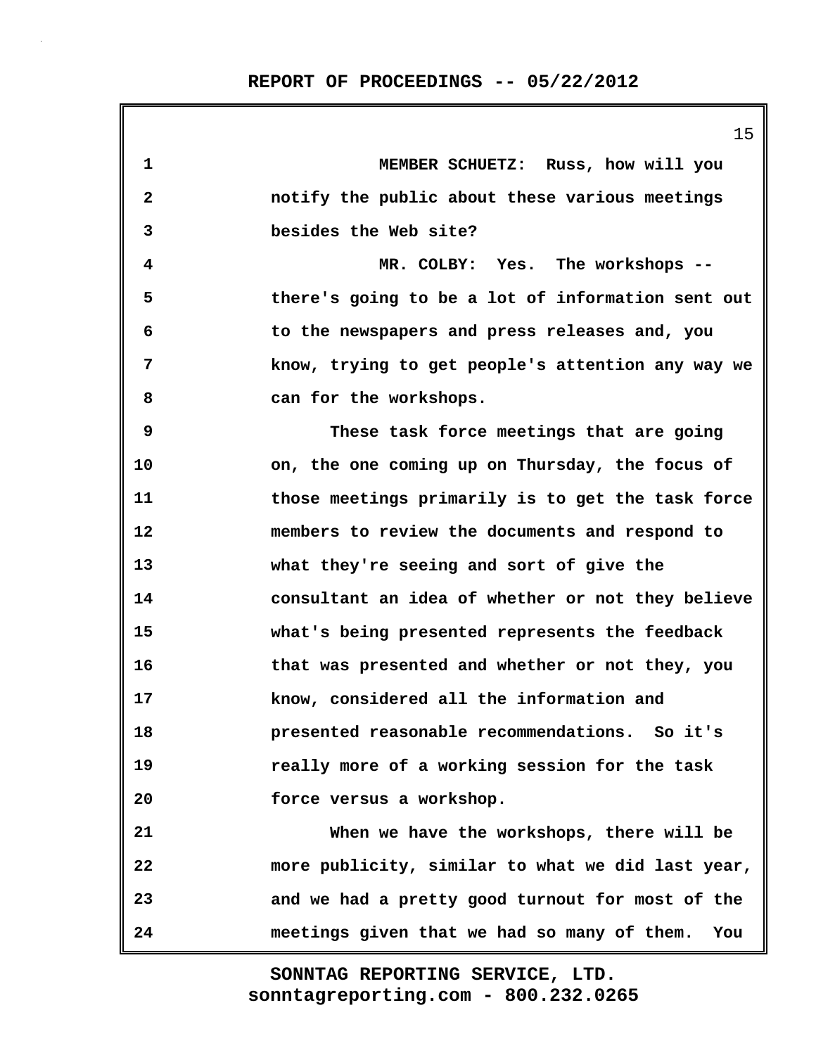MEMBER SCHUETZ: Russ, how will you notify the public about these various meetings besides the Web site?

MR. COLBY: Yes. The workshops -- there's going to be a lot of information sent out to the newspapers and press releases and, you know, trying to get people's attention any way we can for the workshops.

These task force meetings that are going on, the one coming up on Thursday, the focus of those meetings primarily is to get the task force members to review the documents and respond to what they're seeing and sort of give the consultant an idea of whether or not they believe what's being presented represents the feedback that was presented and whether or not they, you know, considered all the information and presented reasonable recommendations. So it's really more of a working session for the task force versus a workshop.

When we have the workshops, there will be more publicity, similar to what we did last year, and we had a pretty good turnout for most of the meetings given that we had so many of them. You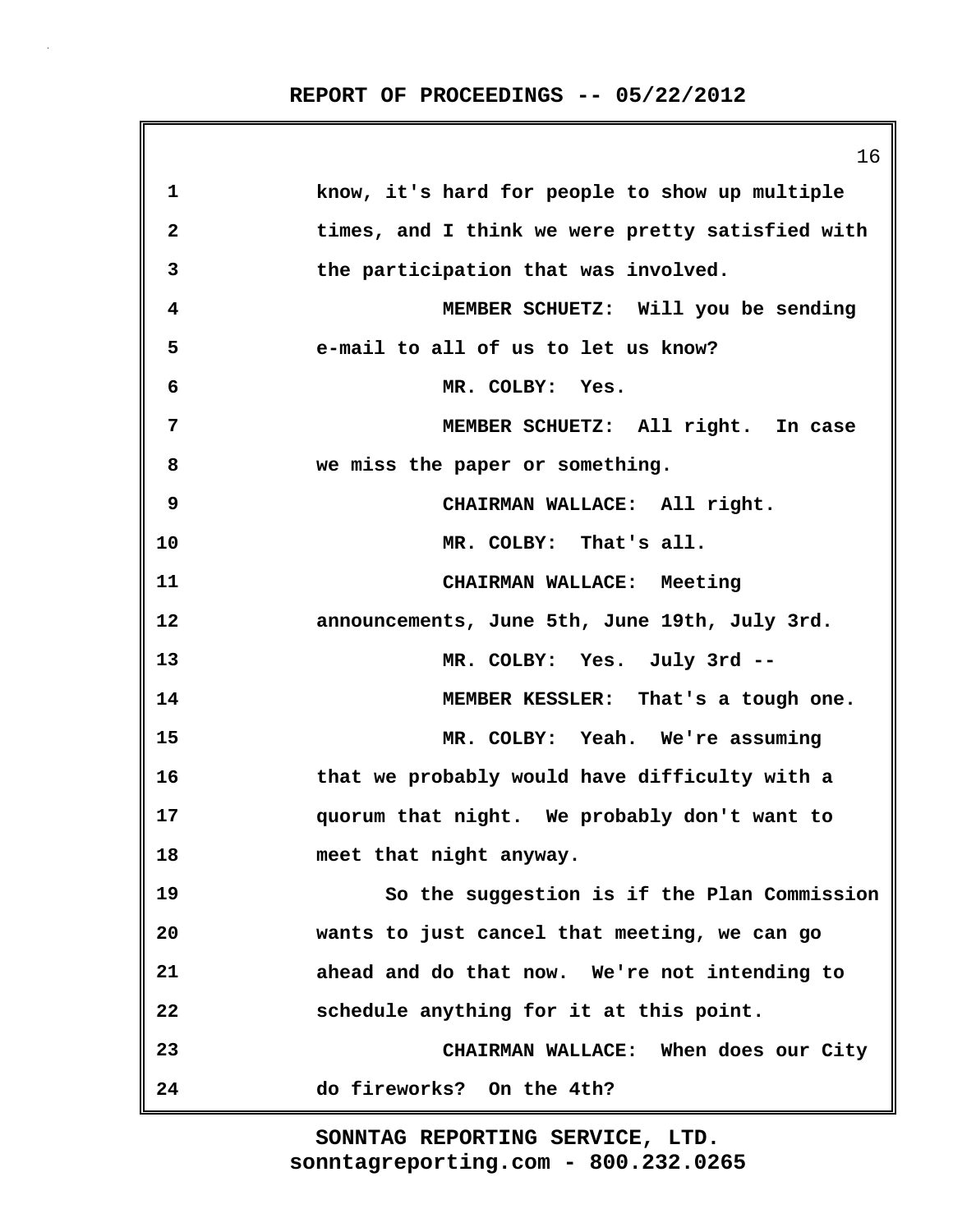1 know, it's hard for people to show up multiple
2 times, and I think we were pretty satisfied with
3 the participation that was involved.
4 MEMBER SCHUETZ: Will you be sending
5 e-mail to all of us to let us know?
6 MR. COLBY: Yes.
7 MEMBER SCHUETZ: All right. In case
8 we miss the paper or something.
9 CHAIRMAN WALLACE: All right.
10 MR. COLBY: That's all.
11 CHAIRMAN WALLACE: Meeting
12 announcements, June 5th, June 19th, July 3rd.
13 MR. COLBY: Yes. July 3rd --
14 MEMBER KESSLER: That's a tough one.
15 MR. COLBY: Yeah. We're assuming
16 that we probably would have difficulty with a
17 quorum that night. We probably don't want to
18 meet that night anyway.
19 So the suggestion is if the Plan Commission
20 wants to just cancel that meeting, we can go
21 ahead and do that now. We're not intending to
22 schedule anything for it at this point.
23 CHAIRMAN WALLACE: When does our City
24 do fireworks? On the 4th?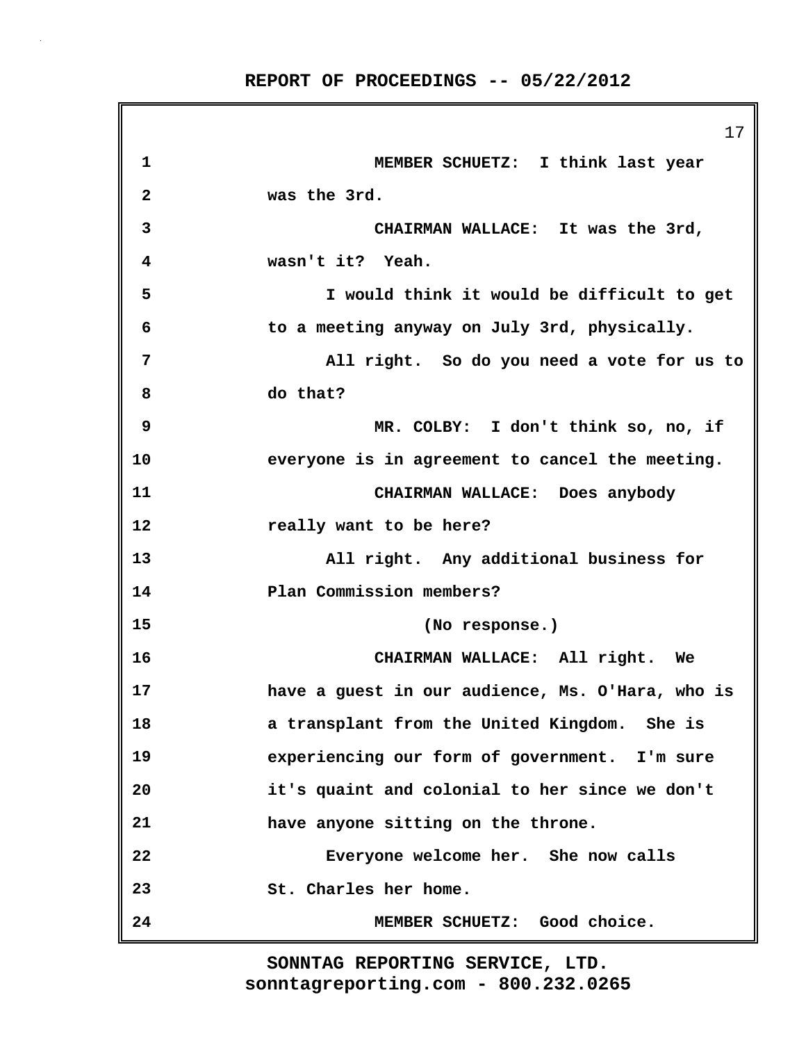MEMBER SCHUETZ: I think last year was the 3rd.

CHAIRMAN WALLACE: It was the 3rd, wasn't it? Yeah.

I would think it would be difficult to get to a meeting anyway on July 3rd, physically.

All right. So do you need a vote for us to do that?

MR. COLBY: I don't think so, no, if everyone is in agreement to cancel the meeting.

CHAIRMAN WALLACE: Does anybody really want to be here?

All right. Any additional business for Plan Commission members?

(No response.)

CHAIRMAN WALLACE: All right. We have a guest in our audience, Ms. O'Hara, who is a transplant from the United Kingdom. She is experiencing our form of government. I'm sure it's quaint and colonial to her since we don't have anyone sitting on the throne.

Everyone welcome her. She now calls St. Charles her home.

MEMBER SCHUETZ: Good choice.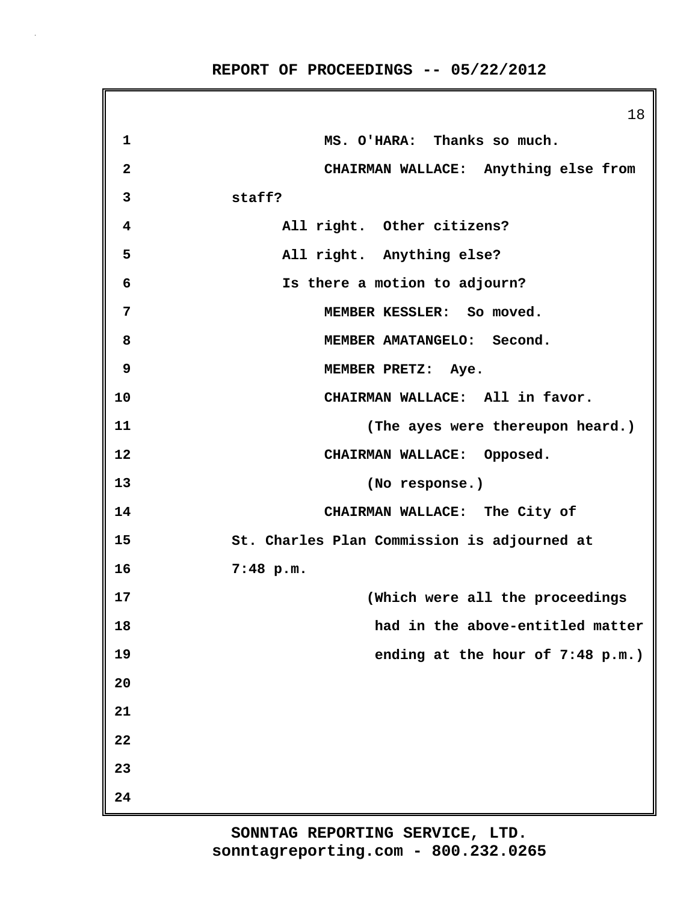MS. O'HARA: Thanks so much.

CHAIRMAN WALLACE: Anything else from staff?

All right. Other citizens?

All right. Anything else?

Is there a motion to adjourn?

MEMBER KESSLER: So moved.

MEMBER AMATANGELO: Second.

MEMBER PRETZ: Aye.

CHAIRMAN WALLACE: All in favor.

(The ayes were thereupon heard.)

CHAIRMAN WALLACE: Opposed.

(No response.)

CHAIRMAN WALLACE: The City of St. Charles Plan Commission is adjourned at 7:48 p.m.

(Which were all the proceedings had in the above-entitled matter ending at the hour of 7:48 p.m.)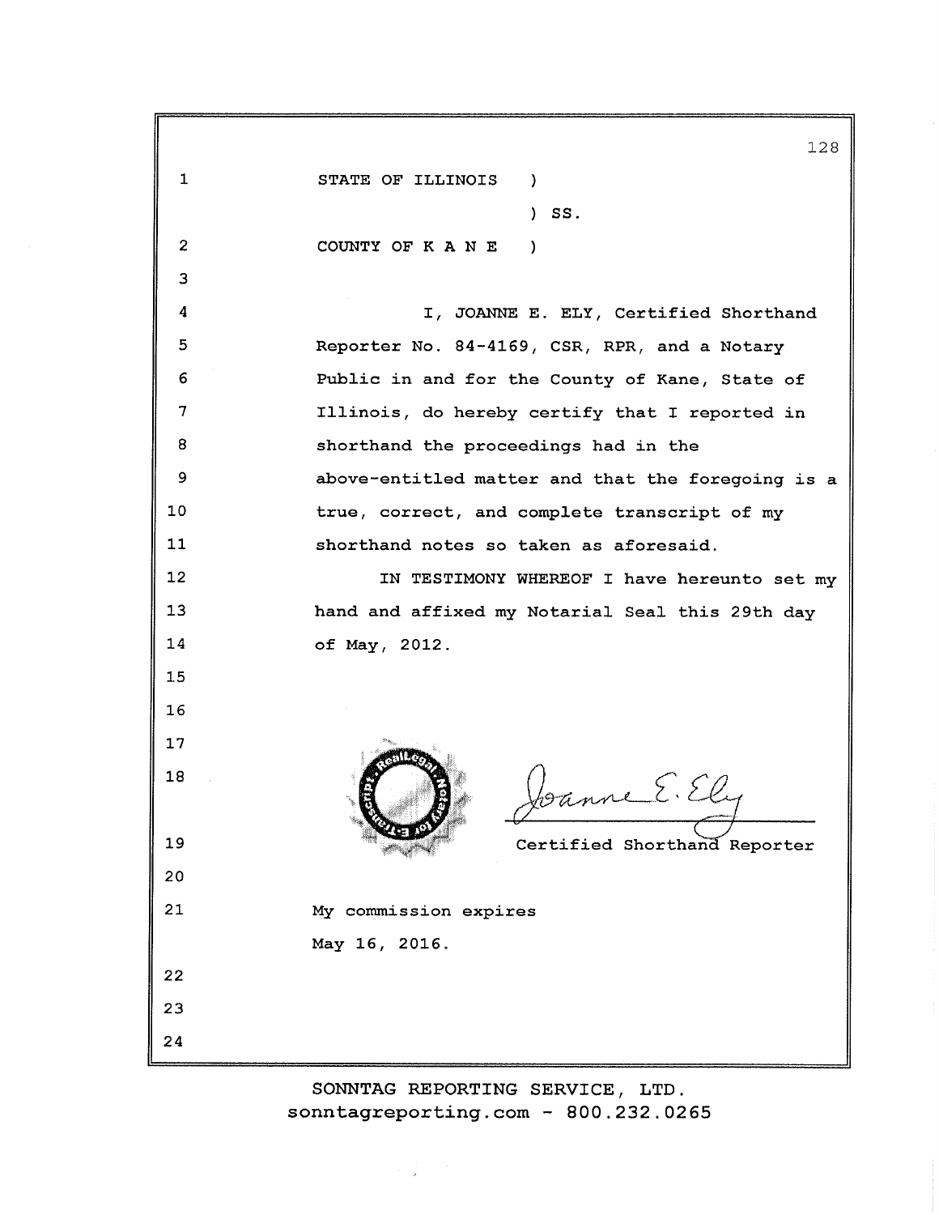STATE OF ILLINOIS )
) SS.
COUNTY OF K A N E )

I, JOANNE E. ELY, Certified Shorthand Reporter No. 84-4169, CSR, RPR, and a Notary Public in and for the County of Kane, State of Illinois, do hereby certify that I reported in shorthand the proceedings had in the above-entitled matter and that the foregoing is a true, correct, and complete transcript of my shorthand notes so taken as aforesaid.

IN TESTIMONY WHEREOF I have hereunto set my hand and affixed my Notarial Seal this 29th day of May, 2012.

Joanne E. Ely

Certified Shorthand Reporter

My commission expires
May 16, 2016.

SONNTAG REPORTING SERVICE, LTD.
sonntagreporting.com - 800.232.0265